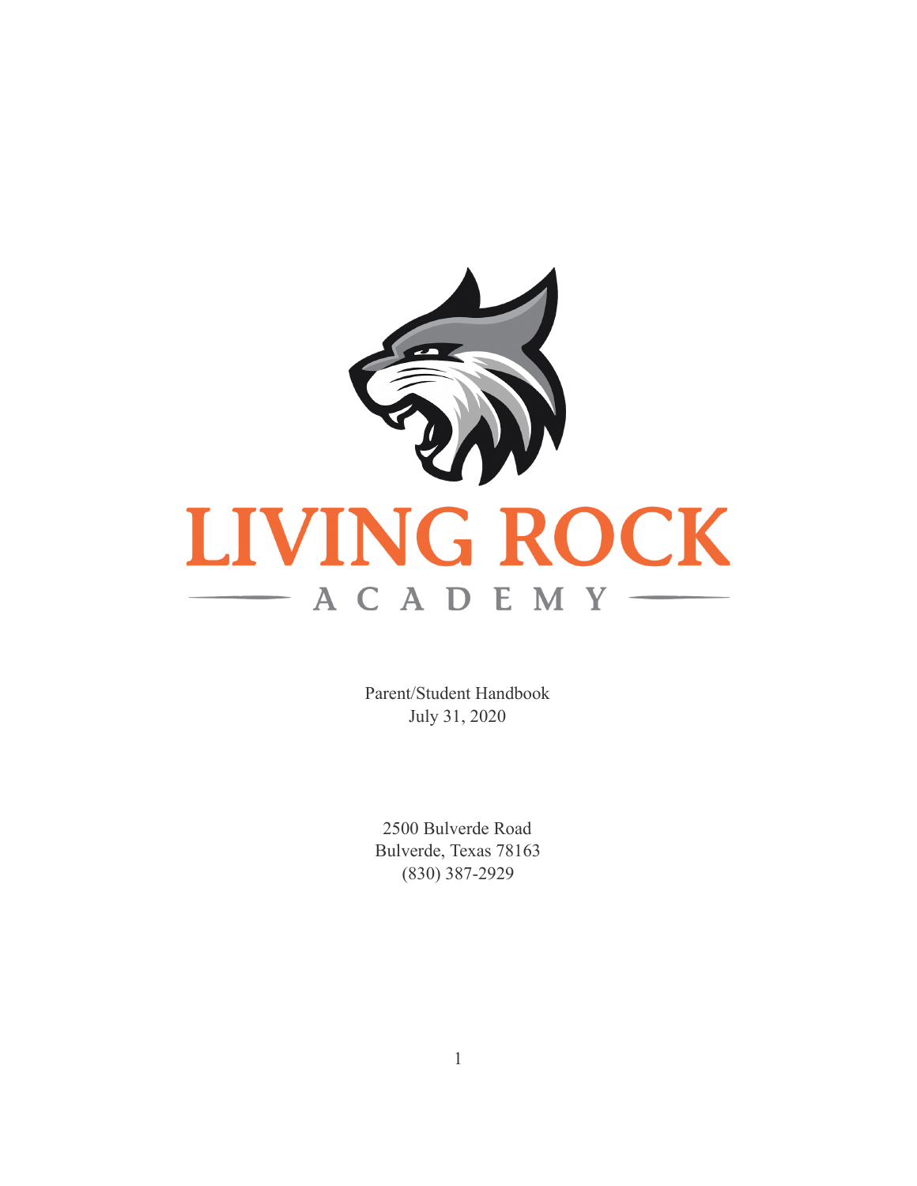# LIVING ROCK

## ACADEMY

Parent/Student Handbook
July 31, 2020

2500 Bulverde Road
Bulverde, Texas 78163
(830) 387-2929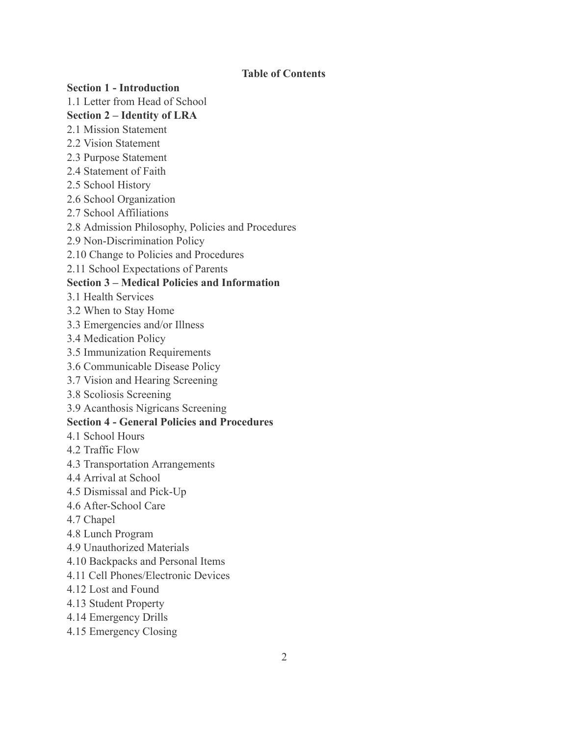# Table of Contents

## Section 1 - Introduction

1.1 Letter from Head of School

## Section 2 – Identity of LRA

2.1 Mission Statement
2.2 Vision Statement
2.3 Purpose Statement
2.4 Statement of Faith
2.5 School History
2.6 School Organization
2.7 School Affiliations
2.8 Admission Philosophy, Policies and Procedures
2.9 Non-Discrimination Policy
2.10 Change to Policies and Procedures
2.11 School Expectations of Parents

## Section 3 – Medical Policies and Information

3.1 Health Services
3.2 When to Stay Home
3.3 Emergencies and/or Illness
3.4 Medication Policy
3.5 Immunization Requirements
3.6 Communicable Disease Policy
3.7 Vision and Hearing Screening
3.8 Scoliosis Screening
3.9 Acanthosis Nigricans Screening

## Section 4 - General Policies and Procedures

4.1 School Hours
4.2 Traffic Flow
4.3 Transportation Arrangements
4.4 Arrival at School
4.5 Dismissal and Pick-Up
4.6 After-School Care
4.7 Chapel
4.8 Lunch Program
4.9 Unauthorized Materials
4.10 Backpacks and Personal Items
4.11 Cell Phones/Electronic Devices
4.12 Lost and Found
4.13 Student Property
4.14 Emergency Drills
4.15 Emergency Closing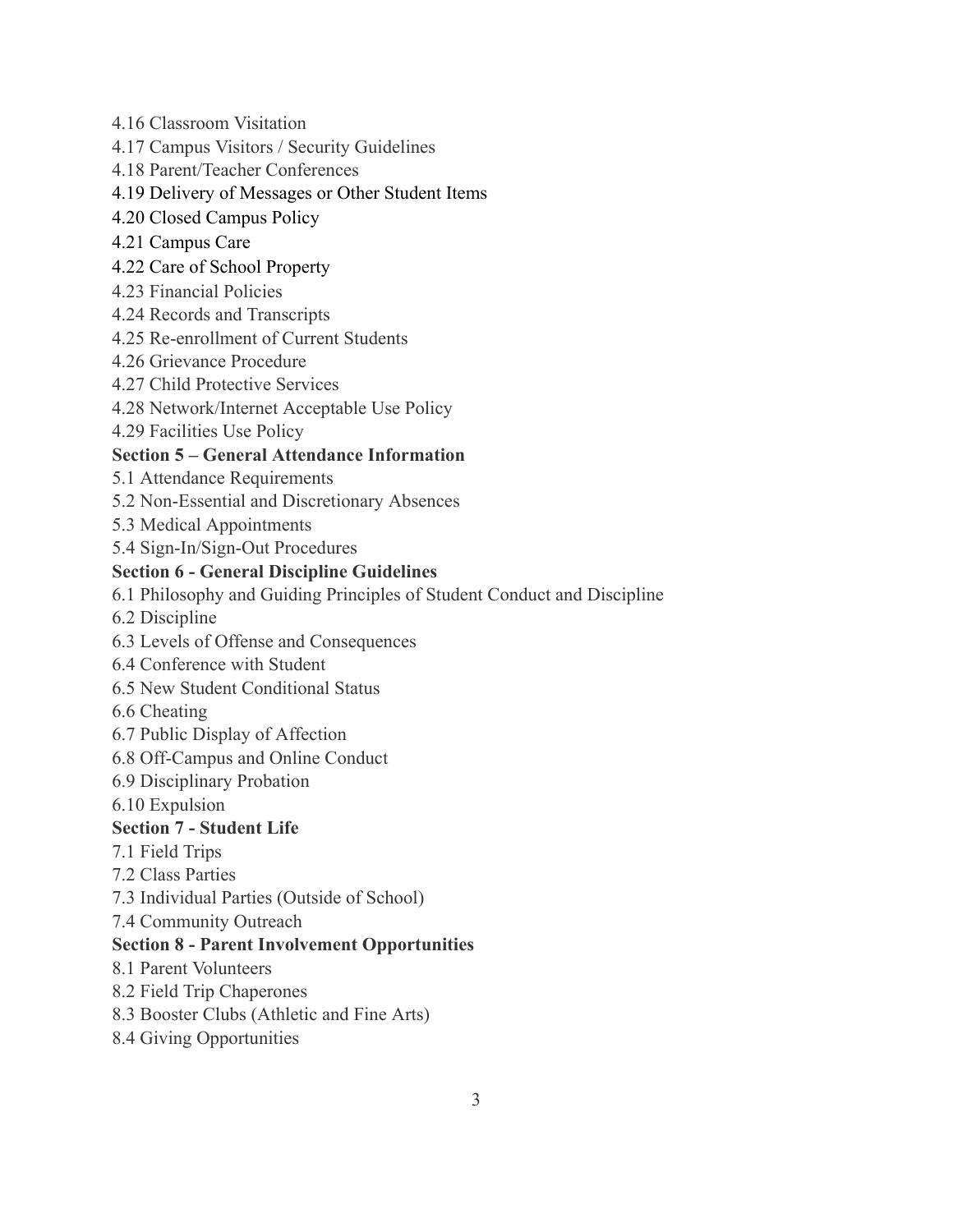4.16 Classroom Visitation
4.17 Campus Visitors / Security Guidelines
4.18 Parent/Teacher Conferences
4.19 Delivery of Messages or Other Student Items
4.20 Closed Campus Policy
4.21 Campus Care
4.22 Care of School Property
4.23 Financial Policies
4.24 Records and Transcripts
4.25 Re-enrollment of Current Students
4.26 Grievance Procedure
4.27 Child Protective Services
4.28 Network/Internet Acceptable Use Policy
4.29 Facilities Use Policy

**Section 5 – General Attendance Information**

5.1 Attendance Requirements
5.2 Non-Essential and Discretionary Absences
5.3 Medical Appointments
5.4 Sign-In/Sign-Out Procedures

**Section 6 - General Discipline Guidelines**

6.1 Philosophy and Guiding Principles of Student Conduct and Discipline
6.2 Discipline
6.3 Levels of Offense and Consequences
6.4 Conference with Student
6.5 New Student Conditional Status
6.6 Cheating
6.7 Public Display of Affection
6.8 Off-Campus and Online Conduct
6.9 Disciplinary Probation
6.10 Expulsion

**Section 7 - Student Life**

7.1 Field Trips
7.2 Class Parties
7.3 Individual Parties (Outside of School)
7.4 Community Outreach

**Section 8 - Parent Involvement Opportunities**

8.1 Parent Volunteers
8.2 Field Trip Chaperones
8.3 Booster Clubs (Athletic and Fine Arts)
8.4 Giving Opportunities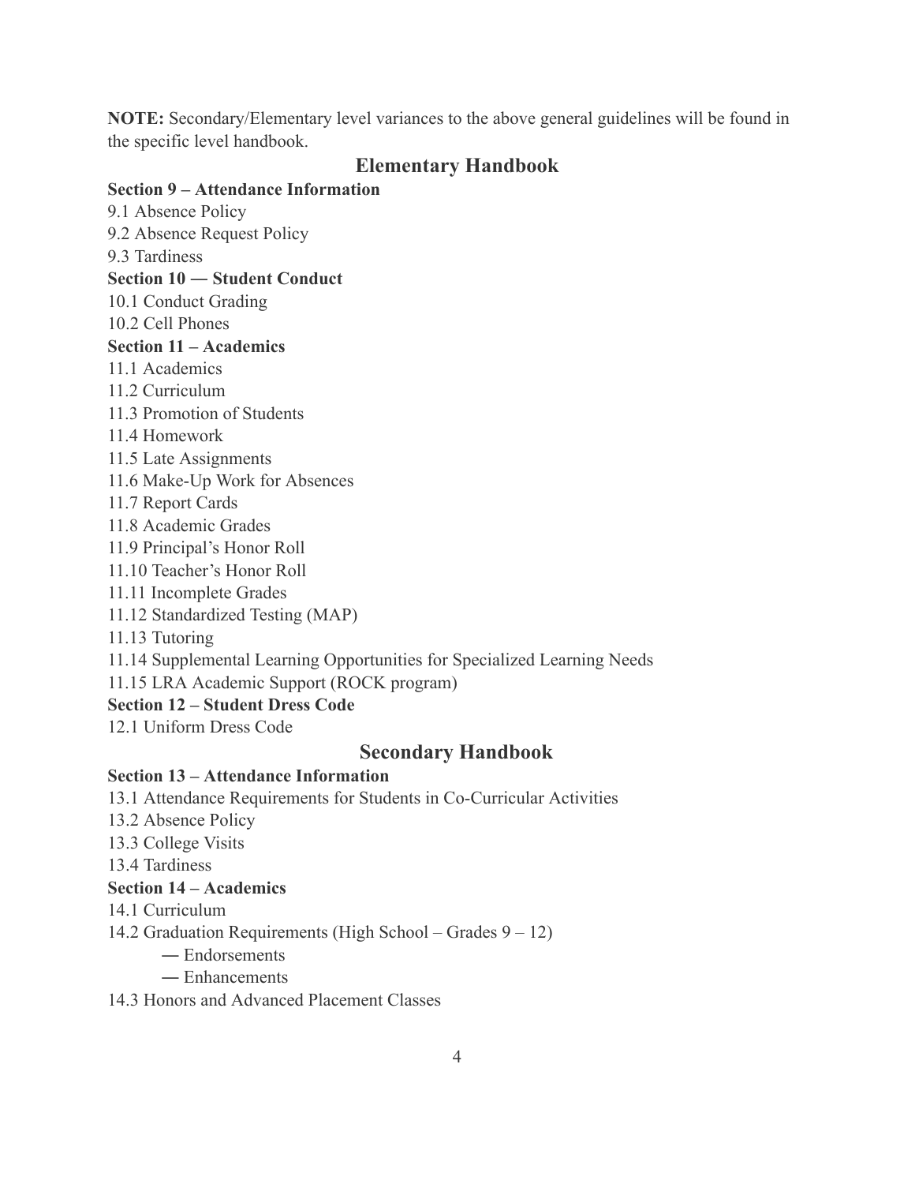**NOTE:** Secondary/Elementary level variances to the above general guidelines will be found in the specific level handbook.

## Elementary Handbook

**Section 9 – Attendance Information**

9.1 Absence Policy

9.2 Absence Request Policy

9.3 Tardiness

**Section 10 — Student Conduct**

10.1 Conduct Grading

10.2 Cell Phones

**Section 11 – Academics**

11.1 Academics

11.2 Curriculum

11.3 Promotion of Students

11.4 Homework

11.5 Late Assignments

11.6 Make-Up Work for Absences

11.7 Report Cards

11.8 Academic Grades

11.9 Principal's Honor Roll

11.10 Teacher's Honor Roll

11.11 Incomplete Grades

11.12 Standardized Testing (MAP)

11.13 Tutoring

11.14 Supplemental Learning Opportunities for Specialized Learning Needs

11.15 LRA Academic Support (ROCK program)

**Section 12 – Student Dress Code**

12.1 Uniform Dress Code

## Secondary Handbook

**Section 13 – Attendance Information**

13.1 Attendance Requirements for Students in Co-Curricular Activities

13.2 Absence Policy

13.3 College Visits

13.4 Tardiness

**Section 14 – Academics**

14.1 Curriculum

14.2 Graduation Requirements (High School – Grades 9 – 12)

— Endorsements

— Enhancements

14.3 Honors and Advanced Placement Classes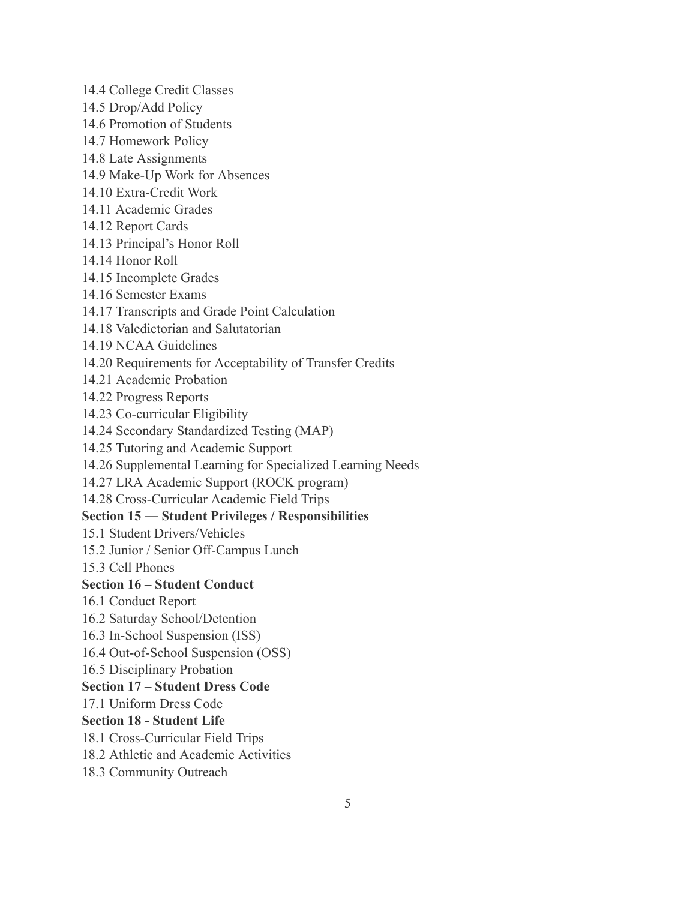14.4 College Credit Classes
14.5 Drop/Add Policy
14.6 Promotion of Students
14.7 Homework Policy
14.8 Late Assignments
14.9 Make-Up Work for Absences
14.10 Extra-Credit Work
14.11 Academic Grades
14.12 Report Cards
14.13 Principal's Honor Roll
14.14 Honor Roll
14.15 Incomplete Grades
14.16 Semester Exams
14.17 Transcripts and Grade Point Calculation
14.18 Valedictorian and Salutatorian
14.19 NCAA Guidelines
14.20 Requirements for Acceptability of Transfer Credits
14.21 Academic Probation
14.22 Progress Reports
14.23 Co-curricular Eligibility
14.24 Secondary Standardized Testing (MAP)
14.25 Tutoring and Academic Support
14.26 Supplemental Learning for Specialized Learning Needs
14.27 LRA Academic Support (ROCK program)
14.28 Cross-Curricular Academic Field Trips

**Section 15 — Student Privileges / Responsibilities**

15.1 Student Drivers/Vehicles
15.2 Junior / Senior Off-Campus Lunch
15.3 Cell Phones

**Section 16 – Student Conduct**

16.1 Conduct Report
16.2 Saturday School/Detention
16.3 In-School Suspension (ISS)
16.4 Out-of-School Suspension (OSS)
16.5 Disciplinary Probation

**Section 17 – Student Dress Code**

17.1 Uniform Dress Code

**Section 18 - Student Life**

18.1 Cross-Curricular Field Trips
18.2 Athletic and Academic Activities
18.3 Community Outreach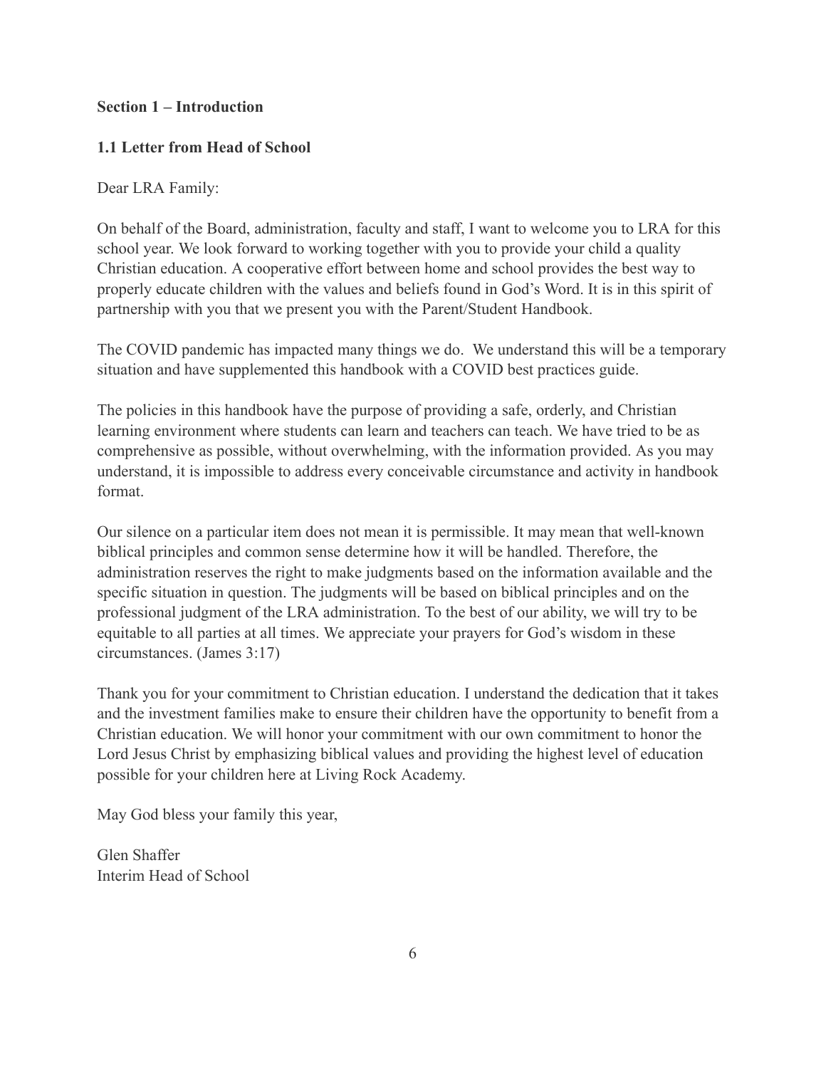**Section 1 – Introduction**

**1.1 Letter from Head of School**

Dear LRA Family:

On behalf of the Board, administration, faculty and staff, I want to welcome you to LRA for this school year. We look forward to working together with you to provide your child a quality Christian education. A cooperative effort between home and school provides the best way to properly educate children with the values and beliefs found in God's Word. It is in this spirit of partnership with you that we present you with the Parent/Student Handbook.

The COVID pandemic has impacted many things we do. We understand this will be a temporary situation and have supplemented this handbook with a COVID best practices guide.

The policies in this handbook have the purpose of providing a safe, orderly, and Christian learning environment where students can learn and teachers can teach. We have tried to be as comprehensive as possible, without overwhelming, with the information provided. As you may understand, it is impossible to address every conceivable circumstance and activity in handbook format.

Our silence on a particular item does not mean it is permissible. It may mean that well-known biblical principles and common sense determine how it will be handled. Therefore, the administration reserves the right to make judgments based on the information available and the specific situation in question. The judgments will be based on biblical principles and on the professional judgment of the LRA administration. To the best of our ability, we will try to be equitable to all parties at all times. We appreciate your prayers for God's wisdom in these circumstances. (James 3:17)

Thank you for your commitment to Christian education. I understand the dedication that it takes and the investment families make to ensure their children have the opportunity to benefit from a Christian education. We will honor your commitment with our own commitment to honor the Lord Jesus Christ by emphasizing biblical values and providing the highest level of education possible for your children here at Living Rock Academy.

May God bless your family this year,

Glen Shaffer
Interim Head of School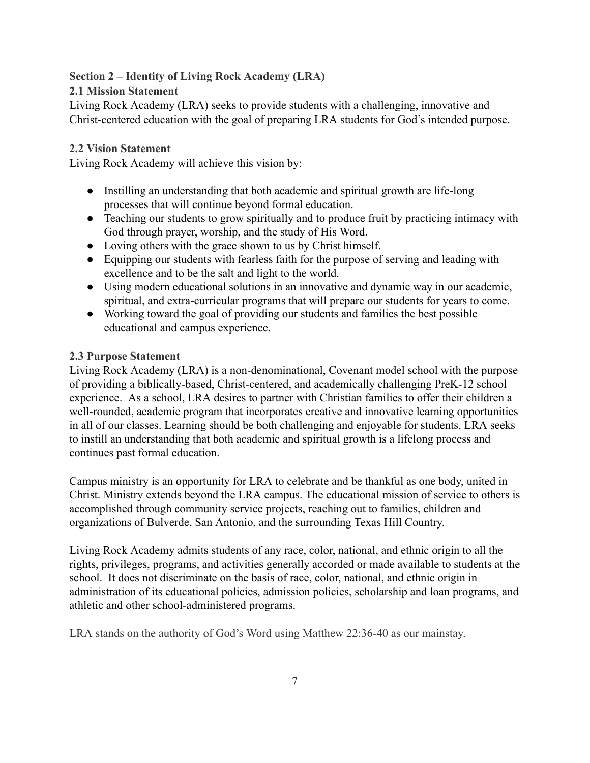## Section 2 – Identity of Living Rock Academy (LRA)

### 2.1 Mission Statement

Living Rock Academy (LRA) seeks to provide students with a challenging, innovative and Christ-centered education with the goal of preparing LRA students for God's intended purpose.

### 2.2 Vision Statement

Living Rock Academy will achieve this vision by:

- Instilling an understanding that both academic and spiritual growth are life-long processes that will continue beyond formal education.
- Teaching our students to grow spiritually and to produce fruit by practicing intimacy with God through prayer, worship, and the study of His Word.
- Loving others with the grace shown to us by Christ himself.
- Equipping our students with fearless faith for the purpose of serving and leading with excellence and to be the salt and light to the world.
- Using modern educational solutions in an innovative and dynamic way in our academic, spiritual, and extra-curricular programs that will prepare our students for years to come.
- Working toward the goal of providing our students and families the best possible educational and campus experience.

### 2.3 Purpose Statement

Living Rock Academy (LRA) is a non-denominational, Covenant model school with the purpose of providing a biblically-based, Christ-centered, and academically challenging PreK-12 school experience. As a school, LRA desires to partner with Christian families to offer their children a well-rounded, academic program that incorporates creative and innovative learning opportunities in all of our classes. Learning should be both challenging and enjoyable for students. LRA seeks to instill an understanding that both academic and spiritual growth is a lifelong process and continues past formal education.

Campus ministry is an opportunity for LRA to celebrate and be thankful as one body, united in Christ. Ministry extends beyond the LRA campus. The educational mission of service to others is accomplished through community service projects, reaching out to families, children and organizations of Bulverde, San Antonio, and the surrounding Texas Hill Country.

Living Rock Academy admits students of any race, color, national, and ethnic origin to all the rights, privileges, programs, and activities generally accorded or made available to students at the school. It does not discriminate on the basis of race, color, national, and ethnic origin in administration of its educational policies, admission policies, scholarship and loan programs, and athletic and other school-administered programs.

LRA stands on the authority of God's Word using Matthew 22:36-40 as our mainstay.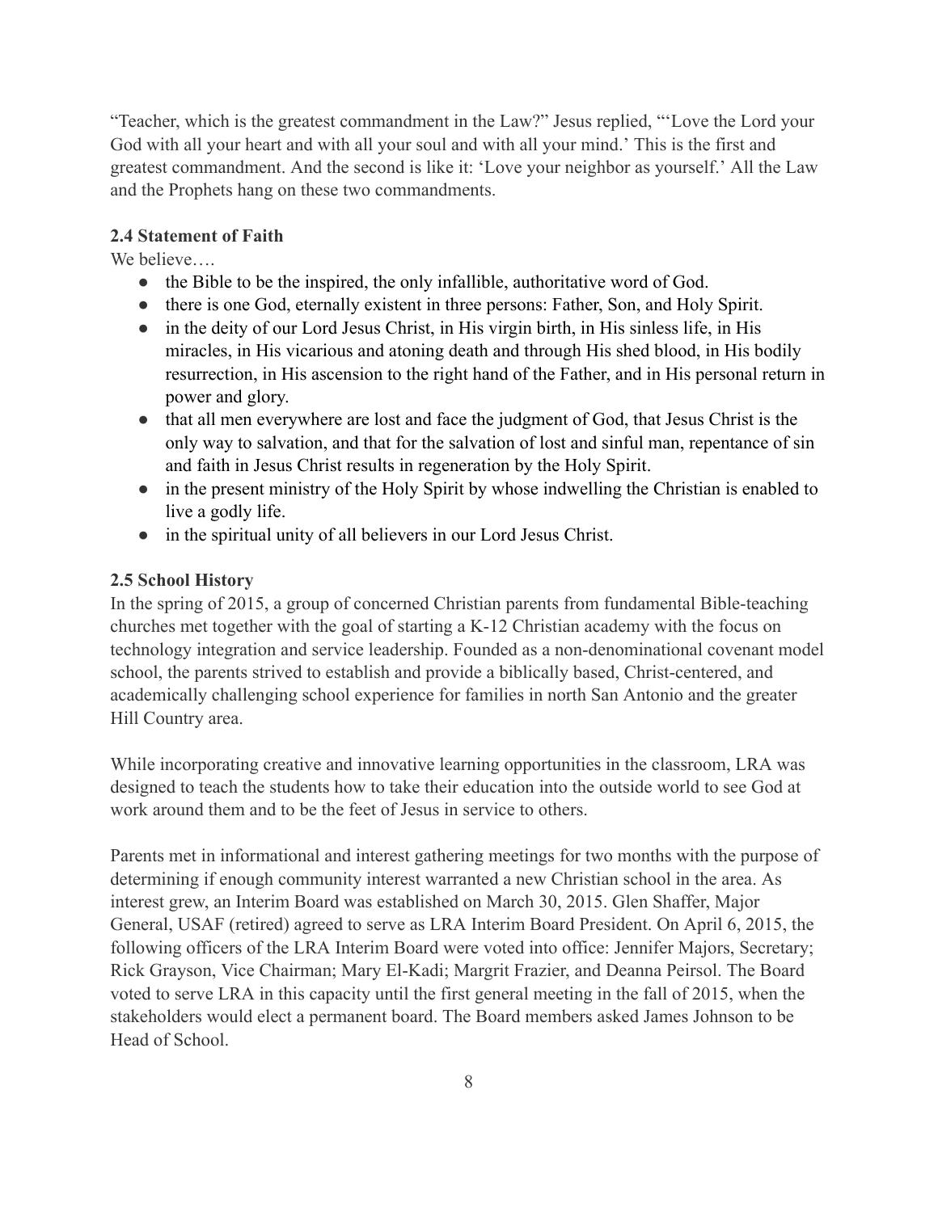"Teacher, which is the greatest commandment in the Law?" Jesus replied, "'Love the Lord your God with all your heart and with all your soul and with all your mind.' This is the first and greatest commandment. And the second is like it: 'Love your neighbor as yourself.' All the Law and the Prophets hang on these two commandments.

**2.4 Statement of Faith**

We believe….

- the Bible to be the inspired, the only infallible, authoritative word of God.
- there is one God, eternally existent in three persons: Father, Son, and Holy Spirit.
- in the deity of our Lord Jesus Christ, in His virgin birth, in His sinless life, in His miracles, in His vicarious and atoning death and through His shed blood, in His bodily resurrection, in His ascension to the right hand of the Father, and in His personal return in power and glory.
- that all men everywhere are lost and face the judgment of God, that Jesus Christ is the only way to salvation, and that for the salvation of lost and sinful man, repentance of sin and faith in Jesus Christ results in regeneration by the Holy Spirit.
- in the present ministry of the Holy Spirit by whose indwelling the Christian is enabled to live a godly life.
- in the spiritual unity of all believers in our Lord Jesus Christ.

**2.5 School History**

In the spring of 2015, a group of concerned Christian parents from fundamental Bible-teaching churches met together with the goal of starting a K-12 Christian academy with the focus on technology integration and service leadership. Founded as a non-denominational covenant model school, the parents strived to establish and provide a biblically based, Christ-centered, and academically challenging school experience for families in north San Antonio and the greater Hill Country area.

While incorporating creative and innovative learning opportunities in the classroom, LRA was designed to teach the students how to take their education into the outside world to see God at work around them and to be the feet of Jesus in service to others.

Parents met in informational and interest gathering meetings for two months with the purpose of determining if enough community interest warranted a new Christian school in the area. As interest grew, an Interim Board was established on March 30, 2015. Glen Shaffer, Major General, USAF (retired) agreed to serve as LRA Interim Board President. On April 6, 2015, the following officers of the LRA Interim Board were voted into office: Jennifer Majors, Secretary; Rick Grayson, Vice Chairman; Mary El-Kadi; Margrit Frazier, and Deanna Peirsol. The Board voted to serve LRA in this capacity until the first general meeting in the fall of 2015, when the stakeholders would elect a permanent board. The Board members asked James Johnson to be Head of School.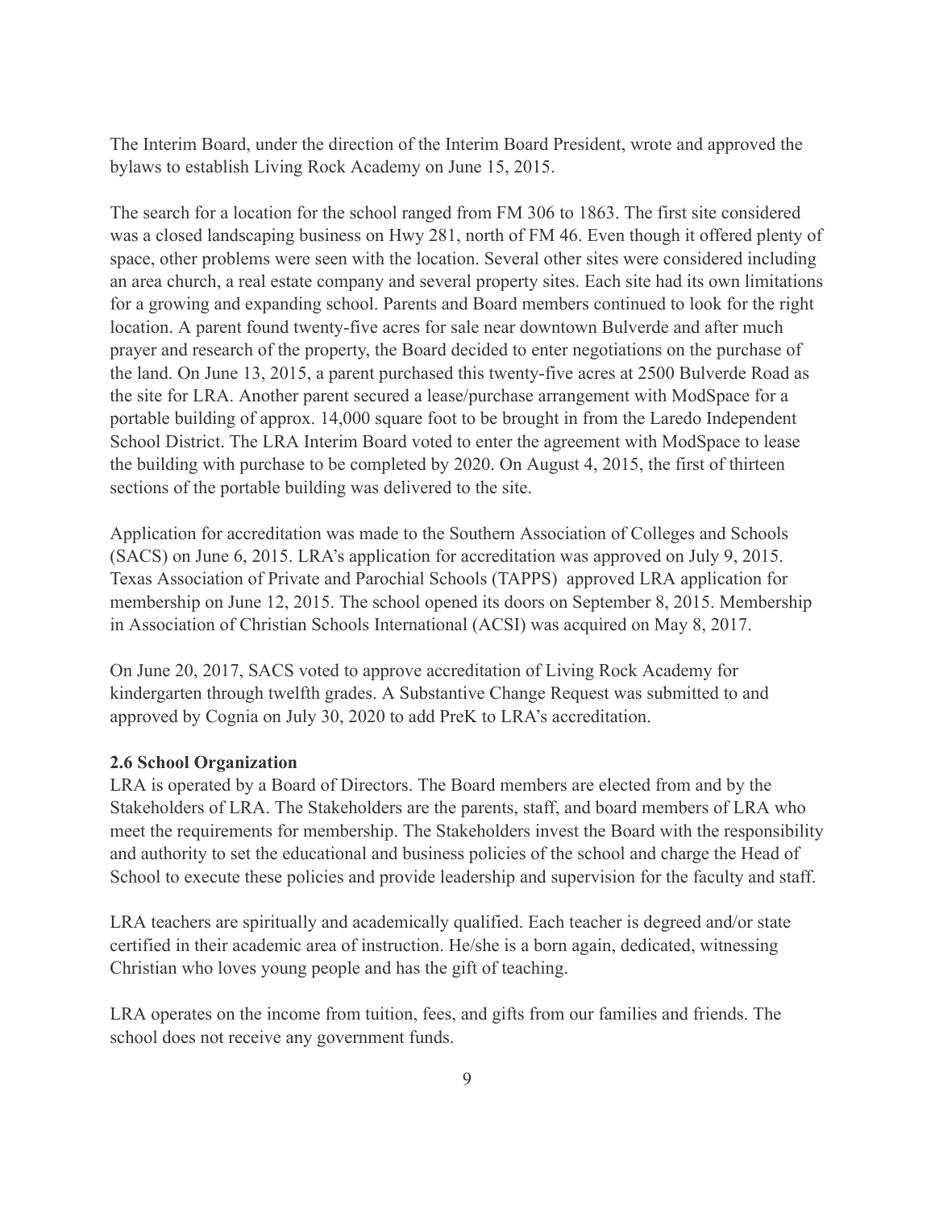The Interim Board, under the direction of the Interim Board President, wrote and approved the bylaws to establish Living Rock Academy on June 15, 2015.

The search for a location for the school ranged from FM 306 to 1863. The first site considered was a closed landscaping business on Hwy 281, north of FM 46. Even though it offered plenty of space, other problems were seen with the location. Several other sites were considered including an area church, a real estate company and several property sites. Each site had its own limitations for a growing and expanding school. Parents and Board members continued to look for the right location. A parent found twenty-five acres for sale near downtown Bulverde and after much prayer and research of the property, the Board decided to enter negotiations on the purchase of the land. On June 13, 2015, a parent purchased this twenty-five acres at 2500 Bulverde Road as the site for LRA. Another parent secured a lease/purchase arrangement with ModSpace for a portable building of approx. 14,000 square foot to be brought in from the Laredo Independent School District. The LRA Interim Board voted to enter the agreement with ModSpace to lease the building with purchase to be completed by 2020. On August 4, 2015, the first of thirteen sections of the portable building was delivered to the site.

Application for accreditation was made to the Southern Association of Colleges and Schools (SACS) on June 6, 2015. LRA's application for accreditation was approved on July 9, 2015. Texas Association of Private and Parochial Schools (TAPPS) approved LRA application for membership on June 12, 2015. The school opened its doors on September 8, 2015. Membership in Association of Christian Schools International (ACSI) was acquired on May 8, 2017.

On June 20, 2017, SACS voted to approve accreditation of Living Rock Academy for kindergarten through twelfth grades. A Substantive Change Request was submitted to and approved by Cognia on July 30, 2020 to add PreK to LRA's accreditation.

**2.6 School Organization**

LRA is operated by a Board of Directors. The Board members are elected from and by the Stakeholders of LRA. The Stakeholders are the parents, staff, and board members of LRA who meet the requirements for membership. The Stakeholders invest the Board with the responsibility and authority to set the educational and business policies of the school and charge the Head of School to execute these policies and provide leadership and supervision for the faculty and staff.

LRA teachers are spiritually and academically qualified. Each teacher is degreed and/or state certified in their academic area of instruction. He/she is a born again, dedicated, witnessing Christian who loves young people and has the gift of teaching.

LRA operates on the income from tuition, fees, and gifts from our families and friends. The school does not receive any government funds.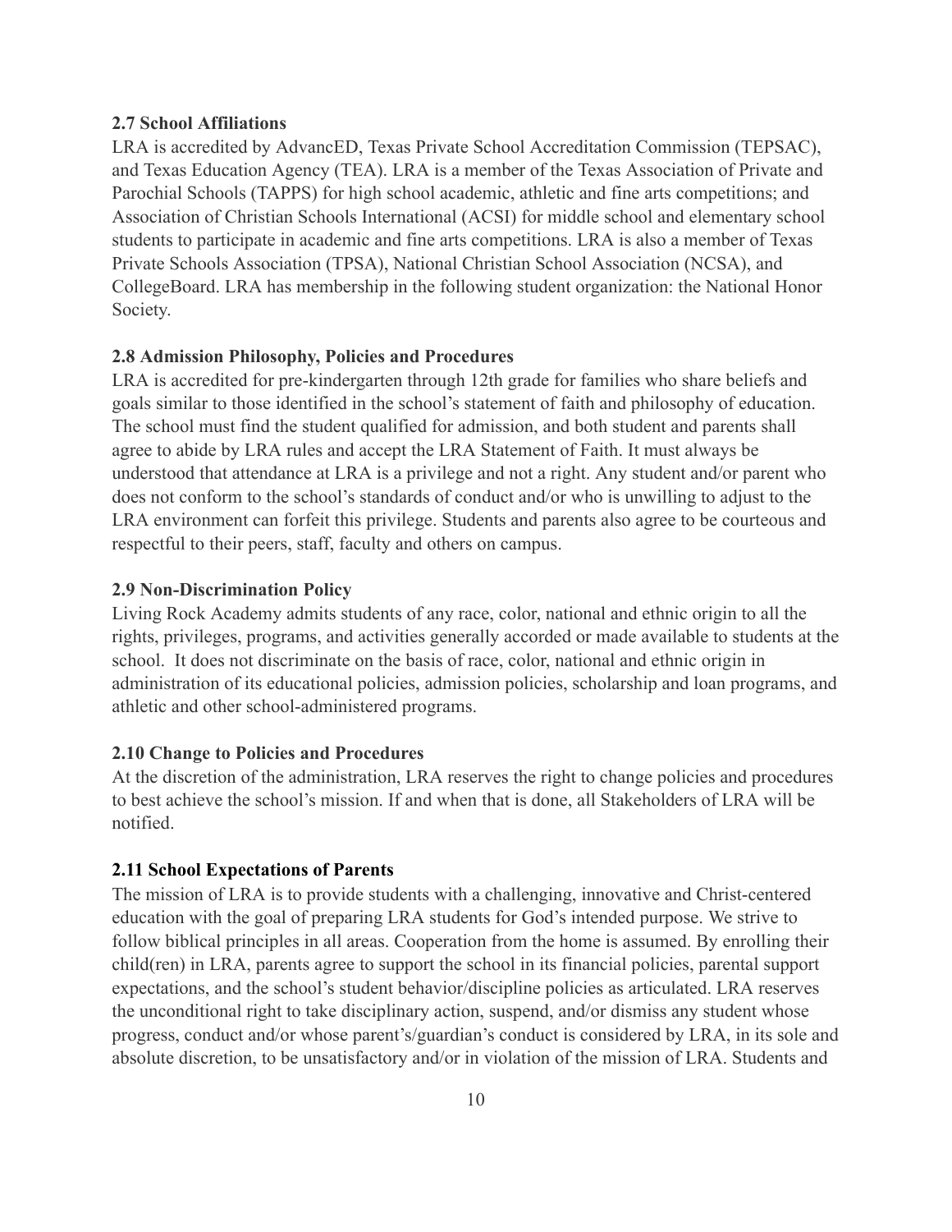**2.7 School Affiliations**

LRA is accredited by AdvancED, Texas Private School Accreditation Commission (TEPSAC), and Texas Education Agency (TEA). LRA is a member of the Texas Association of Private and Parochial Schools (TAPPS) for high school academic, athletic and fine arts competitions; and Association of Christian Schools International (ACSI) for middle school and elementary school students to participate in academic and fine arts competitions. LRA is also a member of Texas Private Schools Association (TPSA), National Christian School Association (NCSA), and CollegeBoard. LRA has membership in the following student organization: the National Honor Society.

**2.8 Admission Philosophy, Policies and Procedures**

LRA is accredited for pre-kindergarten through 12th grade for families who share beliefs and goals similar to those identified in the school's statement of faith and philosophy of education. The school must find the student qualified for admission, and both student and parents shall agree to abide by LRA rules and accept the LRA Statement of Faith. It must always be understood that attendance at LRA is a privilege and not a right. Any student and/or parent who does not conform to the school's standards of conduct and/or who is unwilling to adjust to the LRA environment can forfeit this privilege. Students and parents also agree to be courteous and respectful to their peers, staff, faculty and others on campus.

**2.9 Non-Discrimination Policy**

Living Rock Academy admits students of any race, color, national and ethnic origin to all the rights, privileges, programs, and activities generally accorded or made available to students at the school. It does not discriminate on the basis of race, color, national and ethnic origin in administration of its educational policies, admission policies, scholarship and loan programs, and athletic and other school-administered programs.

**2.10 Change to Policies and Procedures**

At the discretion of the administration, LRA reserves the right to change policies and procedures to best achieve the school's mission. If and when that is done, all Stakeholders of LRA will be notified.

**2.11 School Expectations of Parents**

The mission of LRA is to provide students with a challenging, innovative and Christ-centered education with the goal of preparing LRA students for God's intended purpose. We strive to follow biblical principles in all areas. Cooperation from the home is assumed. By enrolling their child(ren) in LRA, parents agree to support the school in its financial policies, parental support expectations, and the school's student behavior/discipline policies as articulated. LRA reserves the unconditional right to take disciplinary action, suspend, and/or dismiss any student whose progress, conduct and/or whose parent's/guardian's conduct is considered by LRA, in its sole and absolute discretion, to be unsatisfactory and/or in violation of the mission of LRA. Students and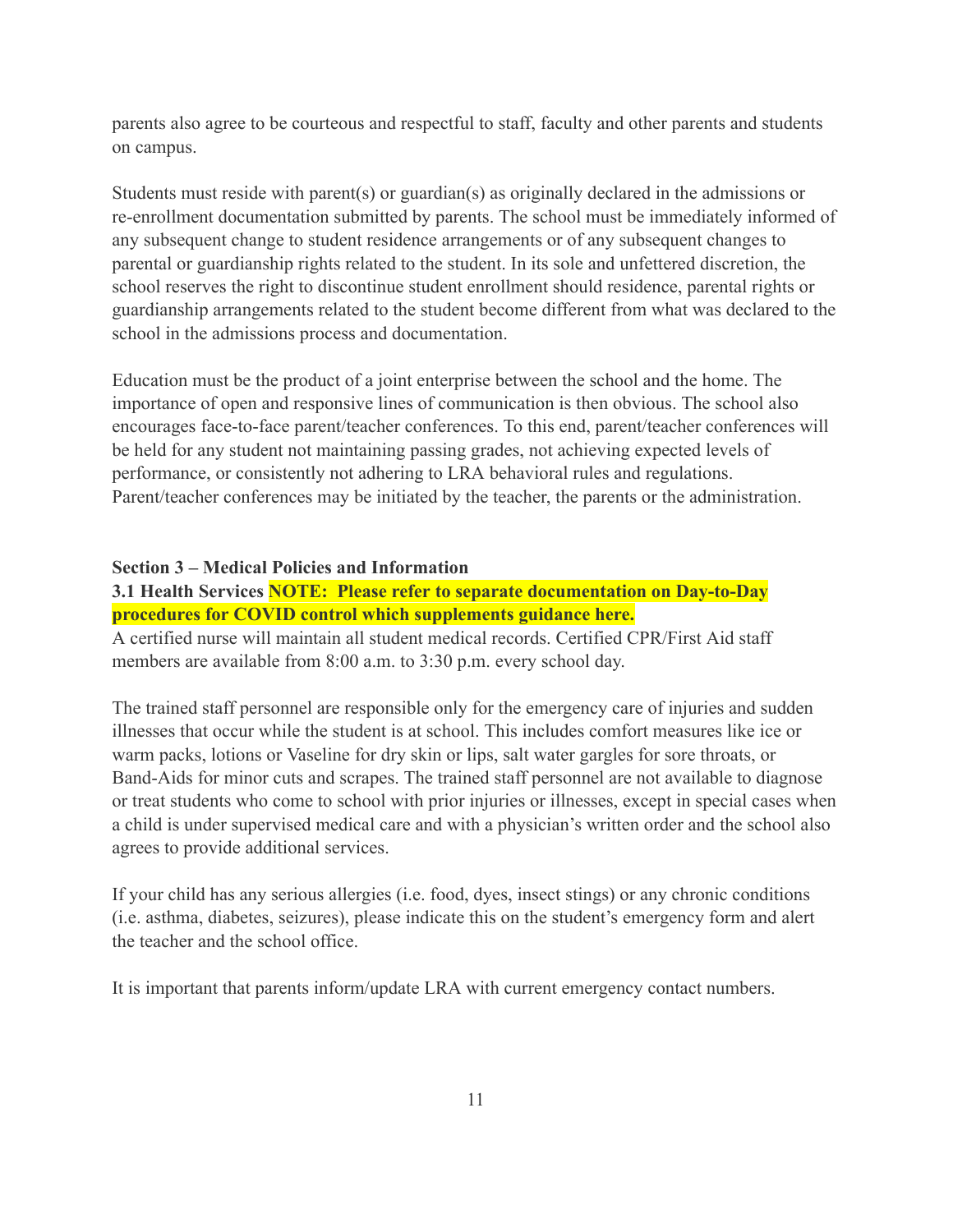parents also agree to be courteous and respectful to staff, faculty and other parents and students on campus.

Students must reside with parent(s) or guardian(s) as originally declared in the admissions or re-enrollment documentation submitted by parents. The school must be immediately informed of any subsequent change to student residence arrangements or of any subsequent changes to parental or guardianship rights related to the student. In its sole and unfettered discretion, the school reserves the right to discontinue student enrollment should residence, parental rights or guardianship arrangements related to the student become different from what was declared to the school in the admissions process and documentation.

Education must be the product of a joint enterprise between the school and the home. The importance of open and responsive lines of communication is then obvious. The school also encourages face-to-face parent/teacher conferences. To this end, parent/teacher conferences will be held for any student not maintaining passing grades, not achieving expected levels of performance, or consistently not adhering to LRA behavioral rules and regulations. Parent/teacher conferences may be initiated by the teacher, the parents or the administration.

## Section 3 – Medical Policies and Information

### 3.1 Health Services NOTE: Please refer to separate documentation on Day-to-Day procedures for COVID control which supplements guidance here.

A certified nurse will maintain all student medical records. Certified CPR/First Aid staff members are available from 8:00 a.m. to 3:30 p.m. every school day.

The trained staff personnel are responsible only for the emergency care of injuries and sudden illnesses that occur while the student is at school. This includes comfort measures like ice or warm packs, lotions or Vaseline for dry skin or lips, salt water gargles for sore throats, or Band-Aids for minor cuts and scrapes. The trained staff personnel are not available to diagnose or treat students who come to school with prior injuries or illnesses, except in special cases when a child is under supervised medical care and with a physician's written order and the school also agrees to provide additional services.

If your child has any serious allergies (i.e. food, dyes, insect stings) or any chronic conditions (i.e. asthma, diabetes, seizures), please indicate this on the student's emergency form and alert the teacher and the school office.

It is important that parents inform/update LRA with current emergency contact numbers.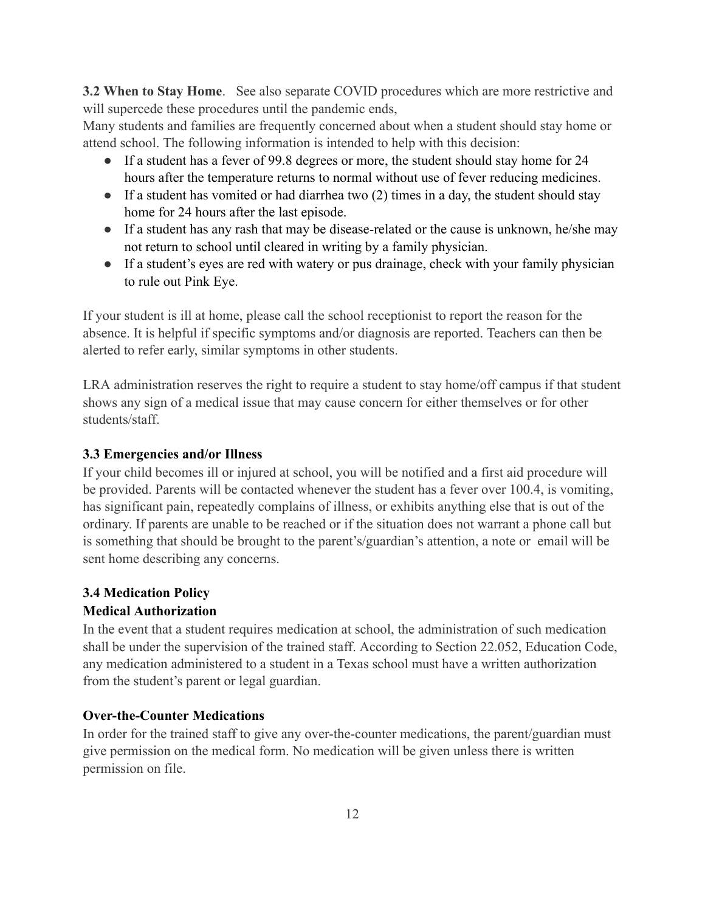**3.2 When to Stay Home**. See also separate COVID procedures which are more restrictive and will supercede these procedures until the pandemic ends,

Many students and families are frequently concerned about when a student should stay home or attend school. The following information is intended to help with this decision:

- If a student has a fever of 99.8 degrees or more, the student should stay home for 24 hours after the temperature returns to normal without use of fever reducing medicines.
- If a student has vomited or had diarrhea two (2) times in a day, the student should stay home for 24 hours after the last episode.
- If a student has any rash that may be disease-related or the cause is unknown, he/she may not return to school until cleared in writing by a family physician.
- If a student's eyes are red with watery or pus drainage, check with your family physician to rule out Pink Eye.

If your student is ill at home, please call the school receptionist to report the reason for the absence. It is helpful if specific symptoms and/or diagnosis are reported. Teachers can then be alerted to refer early, similar symptoms in other students.

LRA administration reserves the right to require a student to stay home/off campus if that student shows any sign of a medical issue that may cause concern for either themselves or for other students/staff.

### 3.3 Emergencies and/or Illness

If your child becomes ill or injured at school, you will be notified and a first aid procedure will be provided. Parents will be contacted whenever the student has a fever over 100.4, is vomiting, has significant pain, repeatedly complains of illness, or exhibits anything else that is out of the ordinary. If parents are unable to be reached or if the situation does not warrant a phone call but is something that should be brought to the parent's/guardian's attention, a note or email will be sent home describing any concerns.

### 3.4 Medication Policy

#### Medical Authorization

In the event that a student requires medication at school, the administration of such medication shall be under the supervision of the trained staff. According to Section 22.052, Education Code, any medication administered to a student in a Texas school must have a written authorization from the student's parent or legal guardian.

#### Over-the-Counter Medications

In order for the trained staff to give any over-the-counter medications, the parent/guardian must give permission on the medical form. No medication will be given unless there is written permission on file.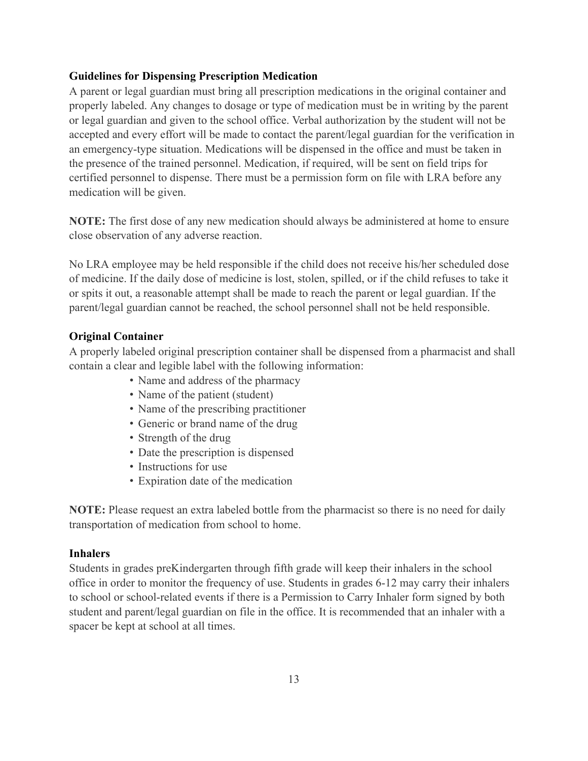### Guidelines for Dispensing Prescription Medication

A parent or legal guardian must bring all prescription medications in the original container and properly labeled. Any changes to dosage or type of medication must be in writing by the parent or legal guardian and given to the school office. Verbal authorization by the student will not be accepted and every effort will be made to contact the parent/legal guardian for the verification in an emergency-type situation. Medications will be dispensed in the office and must be taken in the presence of the trained personnel. Medication, if required, will be sent on field trips for certified personnel to dispense. There must be a permission form on file with LRA before any medication will be given.

**NOTE:** The first dose of any new medication should always be administered at home to ensure close observation of any adverse reaction.

No LRA employee may be held responsible if the child does not receive his/her scheduled dose of medicine. If the daily dose of medicine is lost, stolen, spilled, or if the child refuses to take it or spits it out, a reasonable attempt shall be made to reach the parent or legal guardian. If the parent/legal guardian cannot be reached, the school personnel shall not be held responsible.

### Original Container

A properly labeled original prescription container shall be dispensed from a pharmacist and shall contain a clear and legible label with the following information:

- Name and address of the pharmacy
- Name of the patient (student)
- Name of the prescribing practitioner
- Generic or brand name of the drug
- Strength of the drug
- Date the prescription is dispensed
- Instructions for use
- Expiration date of the medication

**NOTE:** Please request an extra labeled bottle from the pharmacist so there is no need for daily transportation of medication from school to home.

### Inhalers

Students in grades preKindergarten through fifth grade will keep their inhalers in the school office in order to monitor the frequency of use. Students in grades 6-12 may carry their inhalers to school or school-related events if there is a Permission to Carry Inhaler form signed by both student and parent/legal guardian on file in the office. It is recommended that an inhaler with a spacer be kept at school at all times.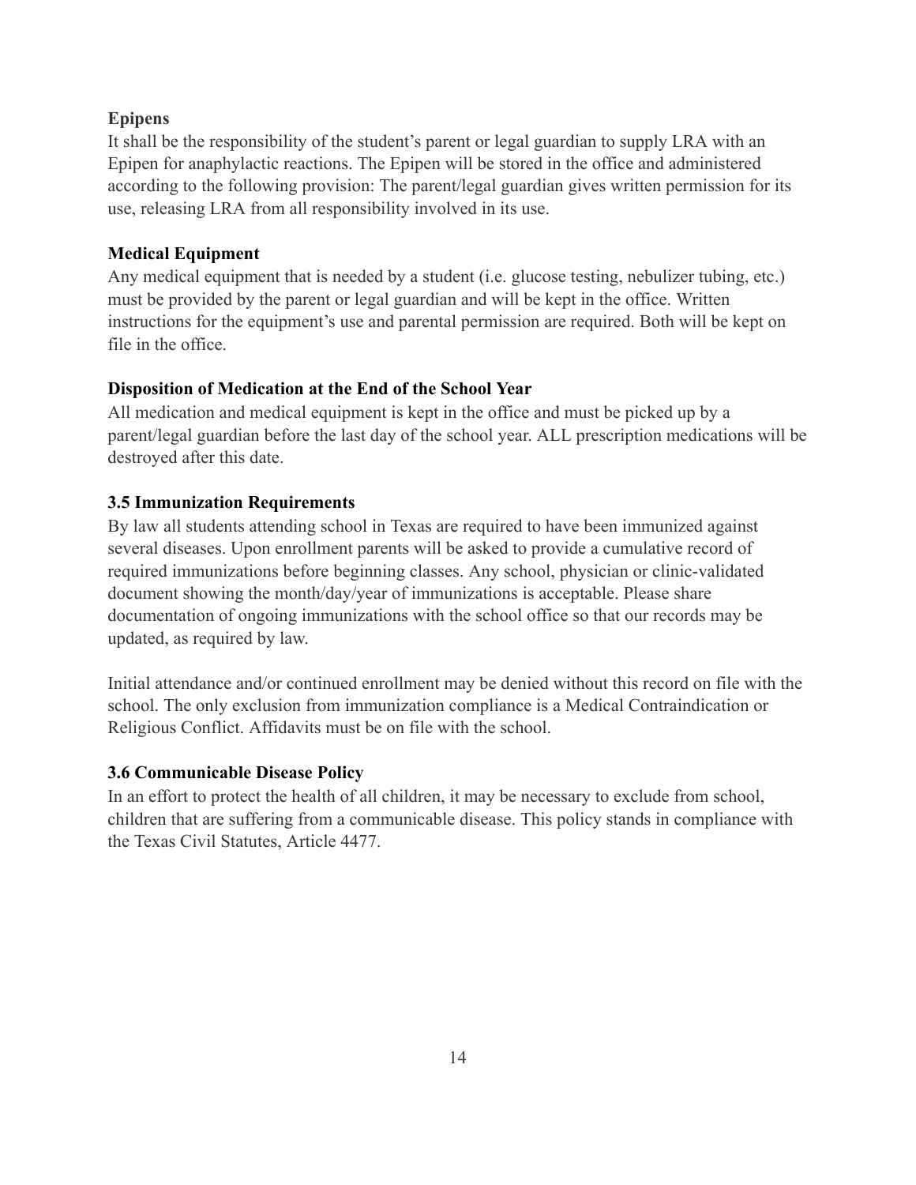**Epipens**

It shall be the responsibility of the student's parent or legal guardian to supply LRA with an Epipen for anaphylactic reactions. The Epipen will be stored in the office and administered according to the following provision: The parent/legal guardian gives written permission for its use, releasing LRA from all responsibility involved in its use.

**Medical Equipment**

Any medical equipment that is needed by a student (i.e. glucose testing, nebulizer tubing, etc.) must be provided by the parent or legal guardian and will be kept in the office. Written instructions for the equipment's use and parental permission are required. Both will be kept on file in the office.

**Disposition of Medication at the End of the School Year**

All medication and medical equipment is kept in the office and must be picked up by a parent/legal guardian before the last day of the school year. ALL prescription medications will be destroyed after this date.

### 3.5 Immunization Requirements

By law all students attending school in Texas are required to have been immunized against several diseases. Upon enrollment parents will be asked to provide a cumulative record of required immunizations before beginning classes. Any school, physician or clinic-validated document showing the month/day/year of immunizations is acceptable. Please share documentation of ongoing immunizations with the school office so that our records may be updated, as required by law.

Initial attendance and/or continued enrollment may be denied without this record on file with the school. The only exclusion from immunization compliance is a Medical Contraindication or Religious Conflict. Affidavits must be on file with the school.

### 3.6 Communicable Disease Policy

In an effort to protect the health of all children, it may be necessary to exclude from school, children that are suffering from a communicable disease. This policy stands in compliance with the Texas Civil Statutes, Article 4477.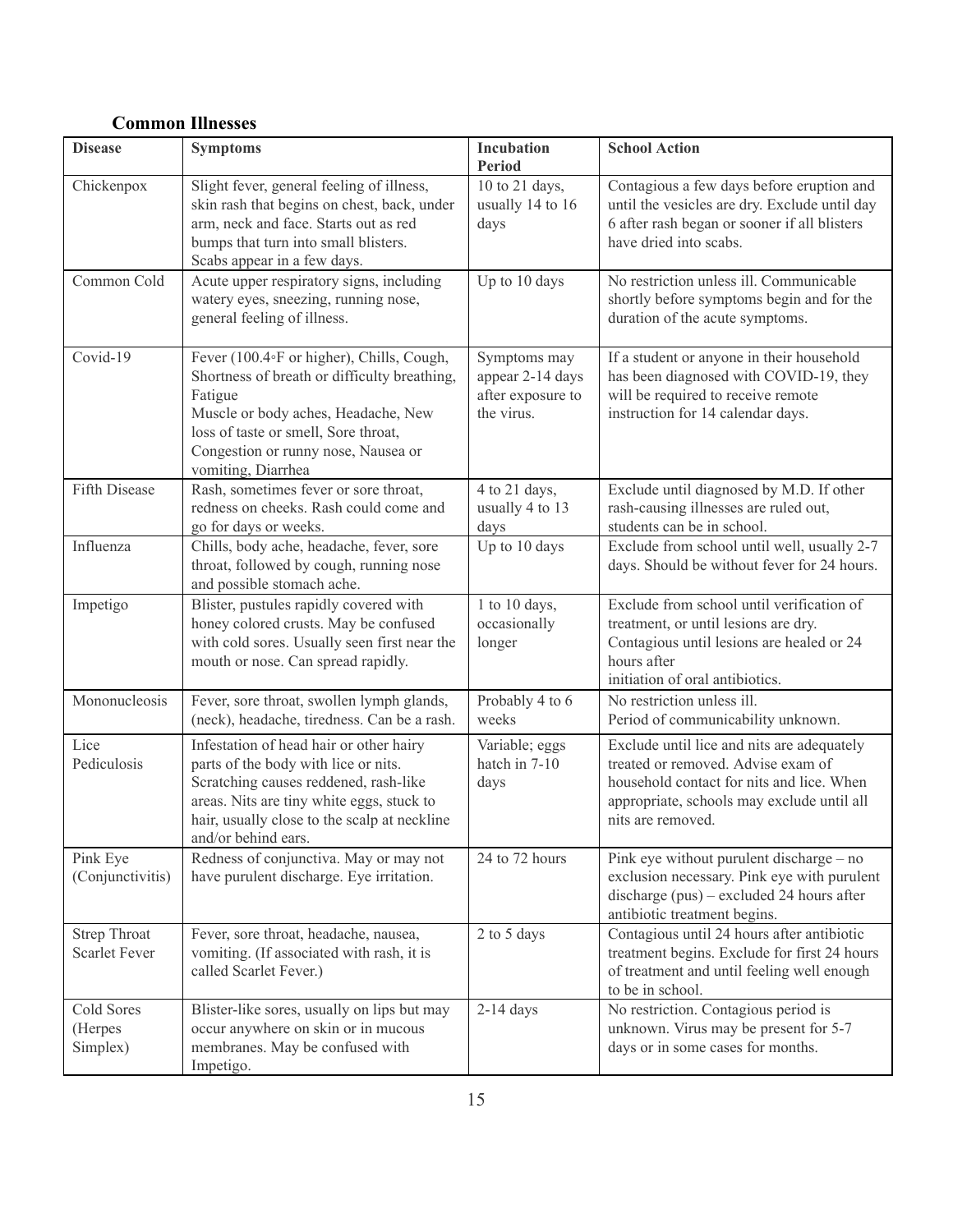## Common Illnesses

| Disease | Symptoms | Incubation Period | School Action |
|---|---|---|---|
| Chickenpox | Slight fever, general feeling of illness, skin rash that begins on chest, back, under arm, neck and face. Starts out as red bumps that turn into small blisters. Scabs appear in a few days. | 10 to 21 days, usually 14 to 16 days | Contagious a few days before eruption and until the vesicles are dry. Exclude until day 6 after rash began or sooner if all blisters have dried into scabs. |
| Common Cold | Acute upper respiratory signs, including watery eyes, sneezing, running nose, general feeling of illness. | Up to 10 days | No restriction unless ill. Communicable shortly before symptoms begin and for the duration of the acute symptoms. |
| Covid-19 | Fever (100.4◦F or higher), Chills, Cough, Shortness of breath or difficulty breathing, Fatigue<br>Muscle or body aches, Headache, New loss of taste or smell, Sore throat, Congestion or runny nose, Nausea or vomiting, Diarrhea | Symptoms may appear 2-14 days after exposure to the virus. | If a student or anyone in their household has been diagnosed with COVID-19, they will be required to receive remote instruction for 14 calendar days. |
| Fifth Disease | Rash, sometimes fever or sore throat, redness on cheeks. Rash could come and go for days or weeks. | 4 to 21 days, usually 4 to 13 days | Exclude until diagnosed by M.D. If other rash-causing illnesses are ruled out, students can be in school. |
| Influenza | Chills, body ache, headache, fever, sore throat, followed by cough, running nose and possible stomach ache. | Up to 10 days | Exclude from school until well, usually 2-7 days. Should be without fever for 24 hours. |
| Impetigo | Blister, pustules rapidly covered with honey colored crusts. May be confused with cold sores. Usually seen first near the mouth or nose. Can spread rapidly. | 1 to 10 days, occasionally longer | Exclude from school until verification of treatment, or until lesions are dry. Contagious until lesions are healed or 24 hours after<br>initiation of oral antibiotics. |
| Mononucleosis | Fever, sore throat, swollen lymph glands, (neck), headache, tiredness. Can be a rash. | Probably 4 to 6 weeks | No restriction unless ill.<br>Period of communicability unknown. |
| Lice Pediculosis | Infestation of head hair or other hairy parts of the body with lice or nits. Scratching causes reddened, rash-like areas. Nits are tiny white eggs, stuck to hair, usually close to the scalp at neckline and/or behind ears. | Variable; eggs hatch in 7-10 days | Exclude until lice and nits are adequately treated or removed. Advise exam of household contact for nits and lice. When appropriate, schools may exclude until all nits are removed. |
| Pink Eye (Conjunctivitis) | Redness of conjunctiva. May or may not have purulent discharge. Eye irritation. | 24 to 72 hours | Pink eye without purulent discharge – no exclusion necessary. Pink eye with purulent discharge (pus) – excluded 24 hours after antibiotic treatment begins. |
| Strep Throat Scarlet Fever | Fever, sore throat, headache, nausea, vomiting. (If associated with rash, it is called Scarlet Fever.) | 2 to 5 days | Contagious until 24 hours after antibiotic treatment begins. Exclude for first 24 hours of treatment and until feeling well enough to be in school. |
| Cold Sores (Herpes Simplex) | Blister-like sores, usually on lips but may occur anywhere on skin or in mucous membranes. May be confused with Impetigo. | 2-14 days | No restriction. Contagious period is unknown. Virus may be present for 5-7 days or in some cases for months. |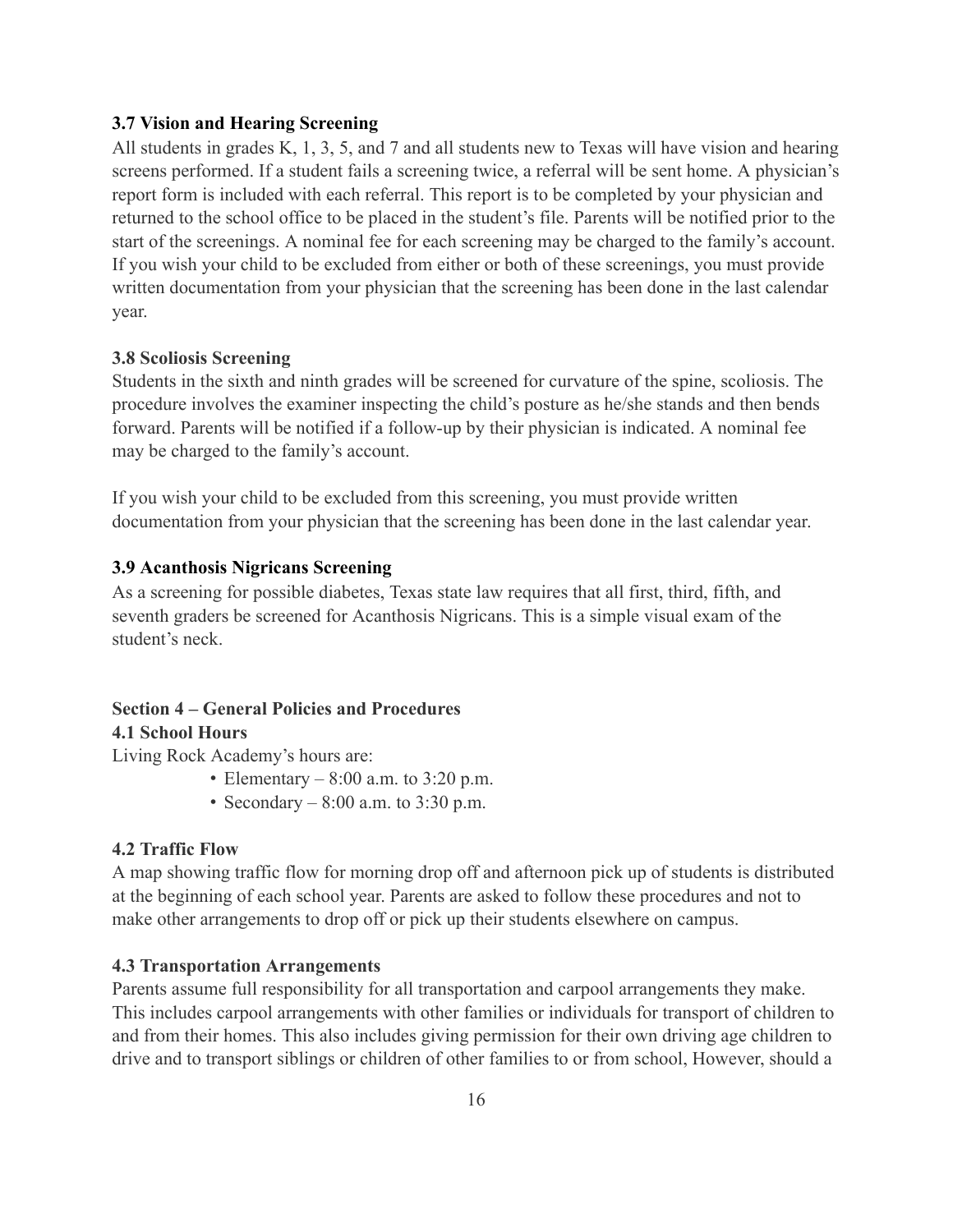### 3.7 Vision and Hearing Screening

All students in grades K, 1, 3, 5, and 7 and all students new to Texas will have vision and hearing screens performed. If a student fails a screening twice, a referral will be sent home. A physician's report form is included with each referral. This report is to be completed by your physician and returned to the school office to be placed in the student's file. Parents will be notified prior to the start of the screenings. A nominal fee for each screening may be charged to the family's account. If you wish your child to be excluded from either or both of these screenings, you must provide written documentation from your physician that the screening has been done in the last calendar year.

### 3.8 Scoliosis Screening

Students in the sixth and ninth grades will be screened for curvature of the spine, scoliosis. The procedure involves the examiner inspecting the child's posture as he/she stands and then bends forward. Parents will be notified if a follow-up by their physician is indicated. A nominal fee may be charged to the family's account.

If you wish your child to be excluded from this screening, you must provide written documentation from your physician that the screening has been done in the last calendar year.

### 3.9 Acanthosis Nigricans Screening

As a screening for possible diabetes, Texas state law requires that all first, third, fifth, and seventh graders be screened for Acanthosis Nigricans. This is a simple visual exam of the student's neck.

## Section 4 – General Policies and Procedures

### 4.1 School Hours

Living Rock Academy's hours are:

- Elementary – 8:00 a.m. to 3:20 p.m.
- Secondary – 8:00 a.m. to 3:30 p.m.

### 4.2 Traffic Flow

A map showing traffic flow for morning drop off and afternoon pick up of students is distributed at the beginning of each school year. Parents are asked to follow these procedures and not to make other arrangements to drop off or pick up their students elsewhere on campus.

### 4.3 Transportation Arrangements

Parents assume full responsibility for all transportation and carpool arrangements they make. This includes carpool arrangements with other families or individuals for transport of children to and from their homes. This also includes giving permission for their own driving age children to drive and to transport siblings or children of other families to or from school, However, should a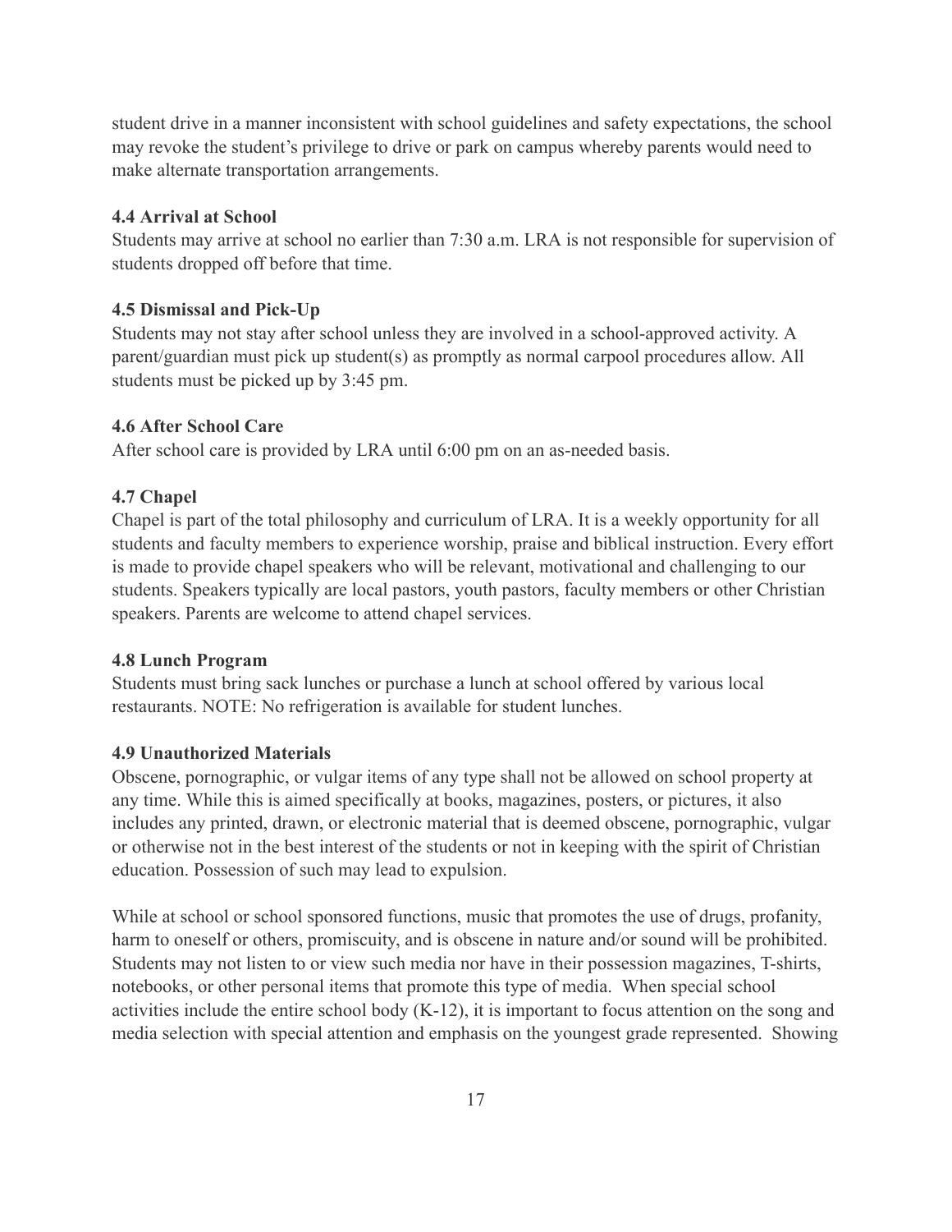student drive in a manner inconsistent with school guidelines and safety expectations, the school may revoke the student's privilege to drive or park on campus whereby parents would need to make alternate transportation arrangements.

### 4.4 Arrival at School

Students may arrive at school no earlier than 7:30 a.m. LRA is not responsible for supervision of students dropped off before that time.

### 4.5 Dismissal and Pick-Up

Students may not stay after school unless they are involved in a school-approved activity. A parent/guardian must pick up student(s) as promptly as normal carpool procedures allow. All students must be picked up by 3:45 pm.

### 4.6 After School Care

After school care is provided by LRA until 6:00 pm on an as-needed basis.

### 4.7 Chapel

Chapel is part of the total philosophy and curriculum of LRA. It is a weekly opportunity for all students and faculty members to experience worship, praise and biblical instruction. Every effort is made to provide chapel speakers who will be relevant, motivational and challenging to our students. Speakers typically are local pastors, youth pastors, faculty members or other Christian speakers. Parents are welcome to attend chapel services.

### 4.8 Lunch Program

Students must bring sack lunches or purchase a lunch at school offered by various local restaurants. NOTE: No refrigeration is available for student lunches.

### 4.9 Unauthorized Materials

Obscene, pornographic, or vulgar items of any type shall not be allowed on school property at any time. While this is aimed specifically at books, magazines, posters, or pictures, it also includes any printed, drawn, or electronic material that is deemed obscene, pornographic, vulgar or otherwise not in the best interest of the students or not in keeping with the spirit of Christian education. Possession of such may lead to expulsion.

While at school or school sponsored functions, music that promotes the use of drugs, profanity, harm to oneself or others, promiscuity, and is obscene in nature and/or sound will be prohibited. Students may not listen to or view such media nor have in their possession magazines, T-shirts, notebooks, or other personal items that promote this type of media. When special school activities include the entire school body (K-12), it is important to focus attention on the song and media selection with special attention and emphasis on the youngest grade represented. Showing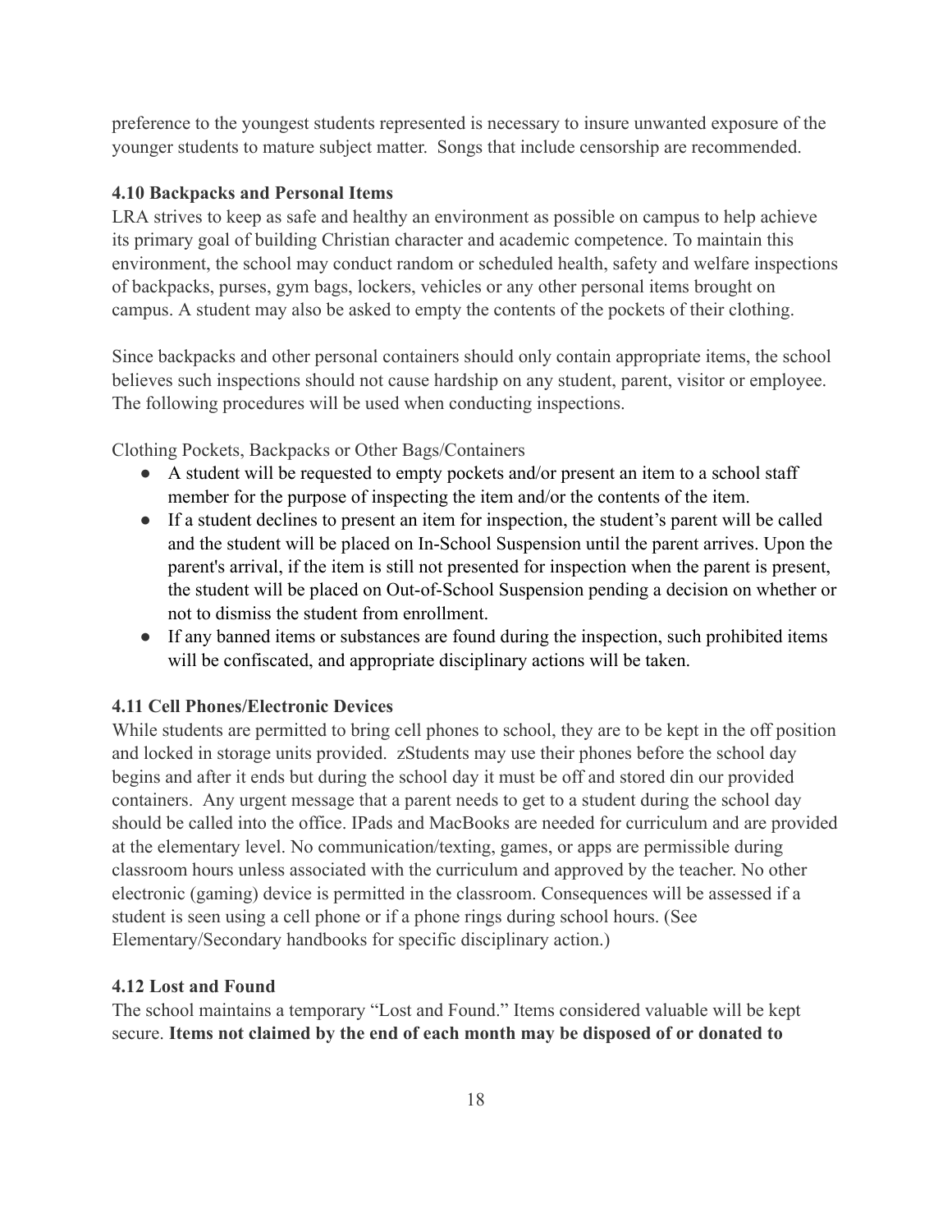preference to the youngest students represented is necessary to insure unwanted exposure of the younger students to mature subject matter.  Songs that include censorship are recommended.

### 4.10 Backpacks and Personal Items

LRA strives to keep as safe and healthy an environment as possible on campus to help achieve its primary goal of building Christian character and academic competence. To maintain this environment, the school may conduct random or scheduled health, safety and welfare inspections of backpacks, purses, gym bags, lockers, vehicles or any other personal items brought on campus. A student may also be asked to empty the contents of the pockets of their clothing.

Since backpacks and other personal containers should only contain appropriate items, the school believes such inspections should not cause hardship on any student, parent, visitor or employee. The following procedures will be used when conducting inspections.

Clothing Pockets, Backpacks or Other Bags/Containers

- A student will be requested to empty pockets and/or present an item to a school staff member for the purpose of inspecting the item and/or the contents of the item.
- If a student declines to present an item for inspection, the student's parent will be called and the student will be placed on In-School Suspension until the parent arrives. Upon the parent's arrival, if the item is still not presented for inspection when the parent is present, the student will be placed on Out-of-School Suspension pending a decision on whether or not to dismiss the student from enrollment.
- If any banned items or substances are found during the inspection, such prohibited items will be confiscated, and appropriate disciplinary actions will be taken.

### 4.11 Cell Phones/Electronic Devices

While students are permitted to bring cell phones to school, they are to be kept in the off position and locked in storage units provided.  zStudents may use their phones before the school day begins and after it ends but during the school day it must be off and stored din our provided containers.  Any urgent message that a parent needs to get to a student during the school day should be called into the office. IPads and MacBooks are needed for curriculum and are provided at the elementary level. No communication/texting, games, or apps are permissible during classroom hours unless associated with the curriculum and approved by the teacher. No other electronic (gaming) device is permitted in the classroom. Consequences will be assessed if a student is seen using a cell phone or if a phone rings during school hours. (See Elementary/Secondary handbooks for specific disciplinary action.)

### 4.12 Lost and Found

The school maintains a temporary "Lost and Found." Items considered valuable will be kept secure. **Items not claimed by the end of each month may be disposed of or donated to**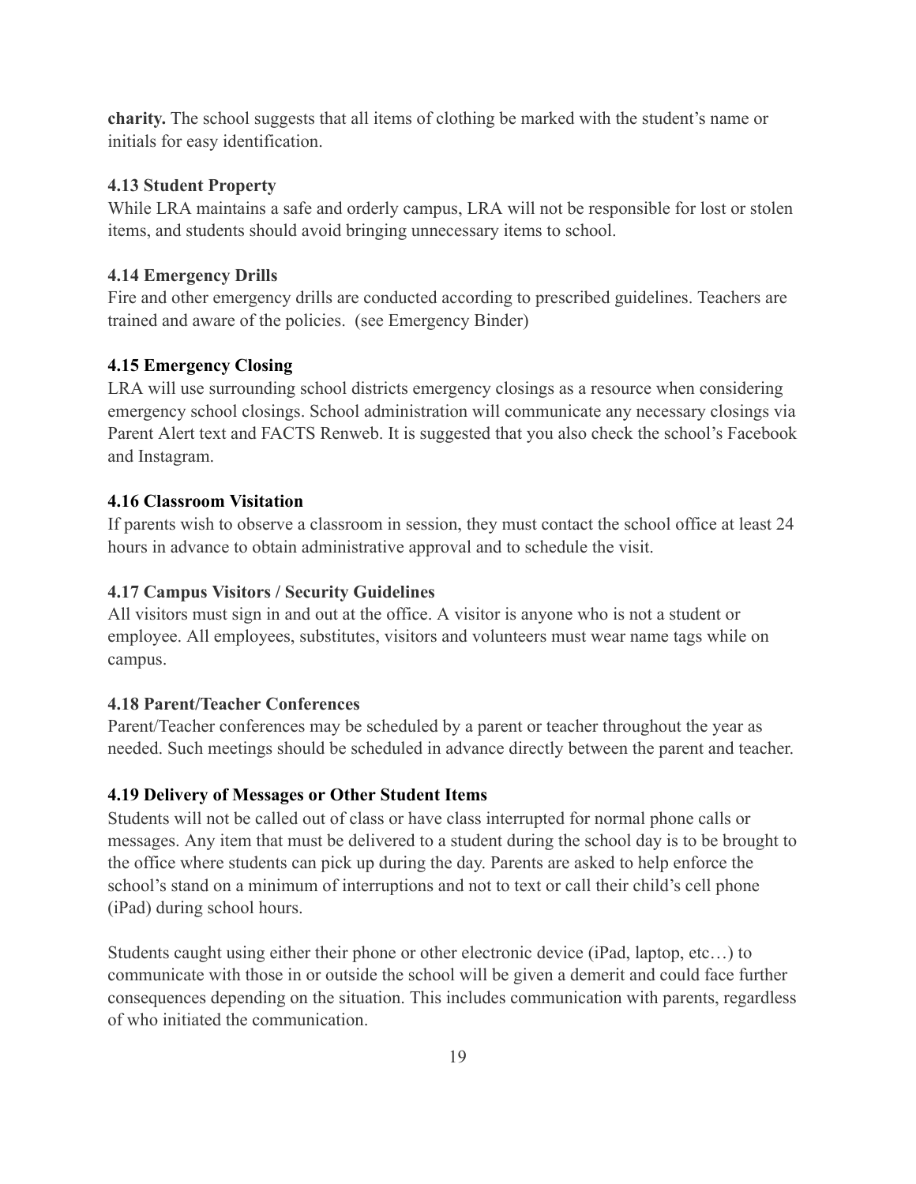**charity.** The school suggests that all items of clothing be marked with the student's name or initials for easy identification.

### 4.13 Student Property

While LRA maintains a safe and orderly campus, LRA will not be responsible for lost or stolen items, and students should avoid bringing unnecessary items to school.

### 4.14 Emergency Drills

Fire and other emergency drills are conducted according to prescribed guidelines. Teachers are trained and aware of the policies. (see Emergency Binder)

### 4.15 Emergency Closing

LRA will use surrounding school districts emergency closings as a resource when considering emergency school closings. School administration will communicate any necessary closings via Parent Alert text and FACTS Renweb. It is suggested that you also check the school's Facebook and Instagram.

### 4.16 Classroom Visitation

If parents wish to observe a classroom in session, they must contact the school office at least 24 hours in advance to obtain administrative approval and to schedule the visit.

### 4.17 Campus Visitors / Security Guidelines

All visitors must sign in and out at the office. A visitor is anyone who is not a student or employee. All employees, substitutes, visitors and volunteers must wear name tags while on campus.

### 4.18 Parent/Teacher Conferences

Parent/Teacher conferences may be scheduled by a parent or teacher throughout the year as needed. Such meetings should be scheduled in advance directly between the parent and teacher.

### 4.19 Delivery of Messages or Other Student Items

Students will not be called out of class or have class interrupted for normal phone calls or messages. Any item that must be delivered to a student during the school day is to be brought to the office where students can pick up during the day. Parents are asked to help enforce the school's stand on a minimum of interruptions and not to text or call their child's cell phone (iPad) during school hours.

Students caught using either their phone or other electronic device (iPad, laptop, etc…) to communicate with those in or outside the school will be given a demerit and could face further consequences depending on the situation. This includes communication with parents, regardless of who initiated the communication.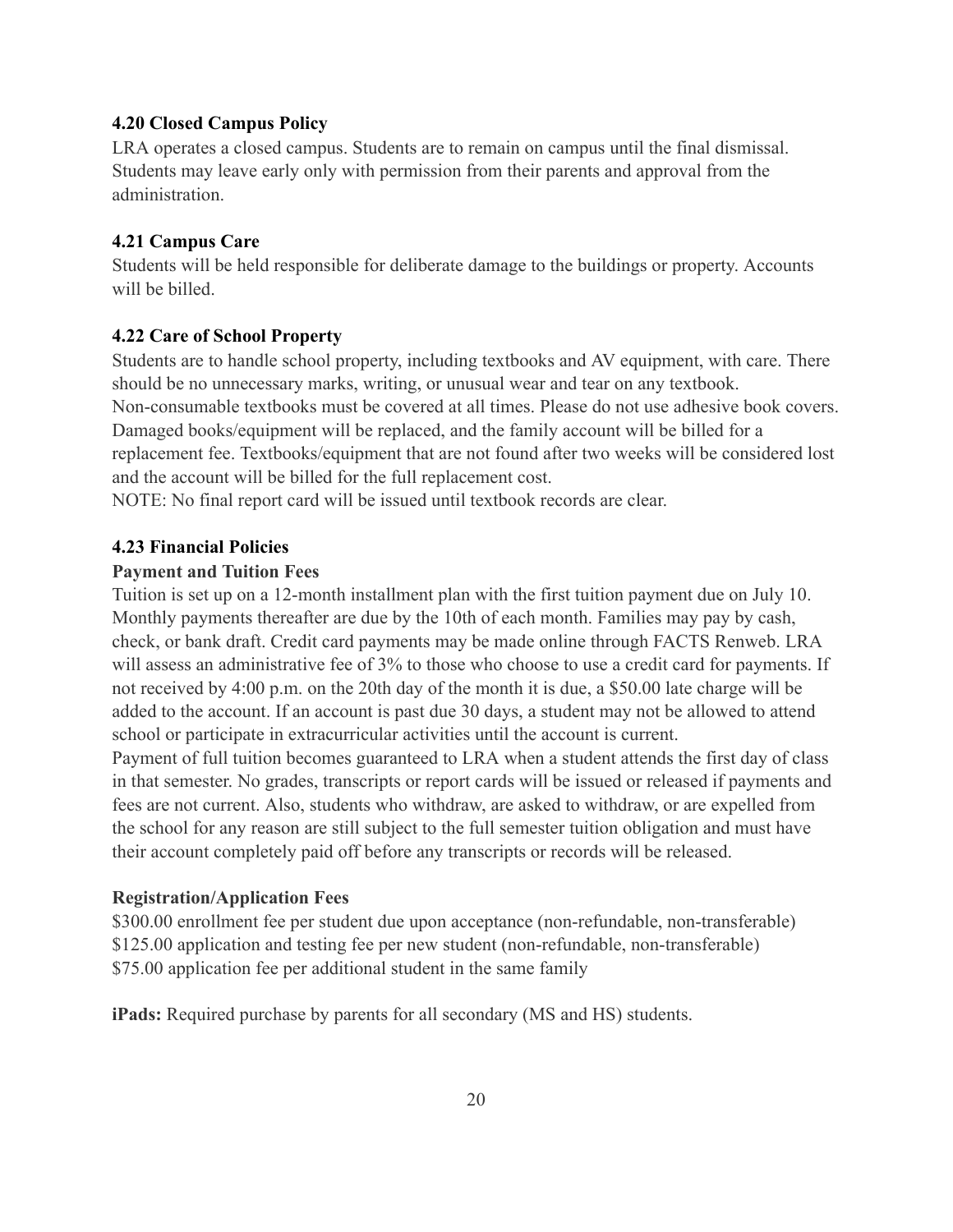### 4.20 Closed Campus Policy

LRA operates a closed campus. Students are to remain on campus until the final dismissal. Students may leave early only with permission from their parents and approval from the administration.

### 4.21 Campus Care

Students will be held responsible for deliberate damage to the buildings or property. Accounts will be billed.

### 4.22 Care of School Property

Students are to handle school property, including textbooks and AV equipment, with care. There should be no unnecessary marks, writing, or unusual wear and tear on any textbook. Non-consumable textbooks must be covered at all times. Please do not use adhesive book covers. Damaged books/equipment will be replaced, and the family account will be billed for a replacement fee. Textbooks/equipment that are not found after two weeks will be considered lost and the account will be billed for the full replacement cost.

NOTE: No final report card will be issued until textbook records are clear.

### 4.23 Financial Policies

**Payment and Tuition Fees**

Tuition is set up on a 12-month installment plan with the first tuition payment due on July 10. Monthly payments thereafter are due by the 10th of each month. Families may pay by cash, check, or bank draft. Credit card payments may be made online through FACTS Renweb. LRA will assess an administrative fee of 3% to those who choose to use a credit card for payments. If not received by 4:00 p.m. on the 20th day of the month it is due, a $50.00 late charge will be added to the account. If an account is past due 30 days, a student may not be allowed to attend school or participate in extracurricular activities until the account is current.

Payment of full tuition becomes guaranteed to LRA when a student attends the first day of class in that semester. No grades, transcripts or report cards will be issued or released if payments and fees are not current. Also, students who withdraw, are asked to withdraw, or are expelled from the school for any reason are still subject to the full semester tuition obligation and must have their account completely paid off before any transcripts or records will be released.

**Registration/Application Fees**

$300.00 enrollment fee per student due upon acceptance (non-refundable, non-transferable)
$125.00 application and testing fee per new student (non-refundable, non-transferable)
$75.00 application fee per additional student in the same family

**iPads:** Required purchase by parents for all secondary (MS and HS) students.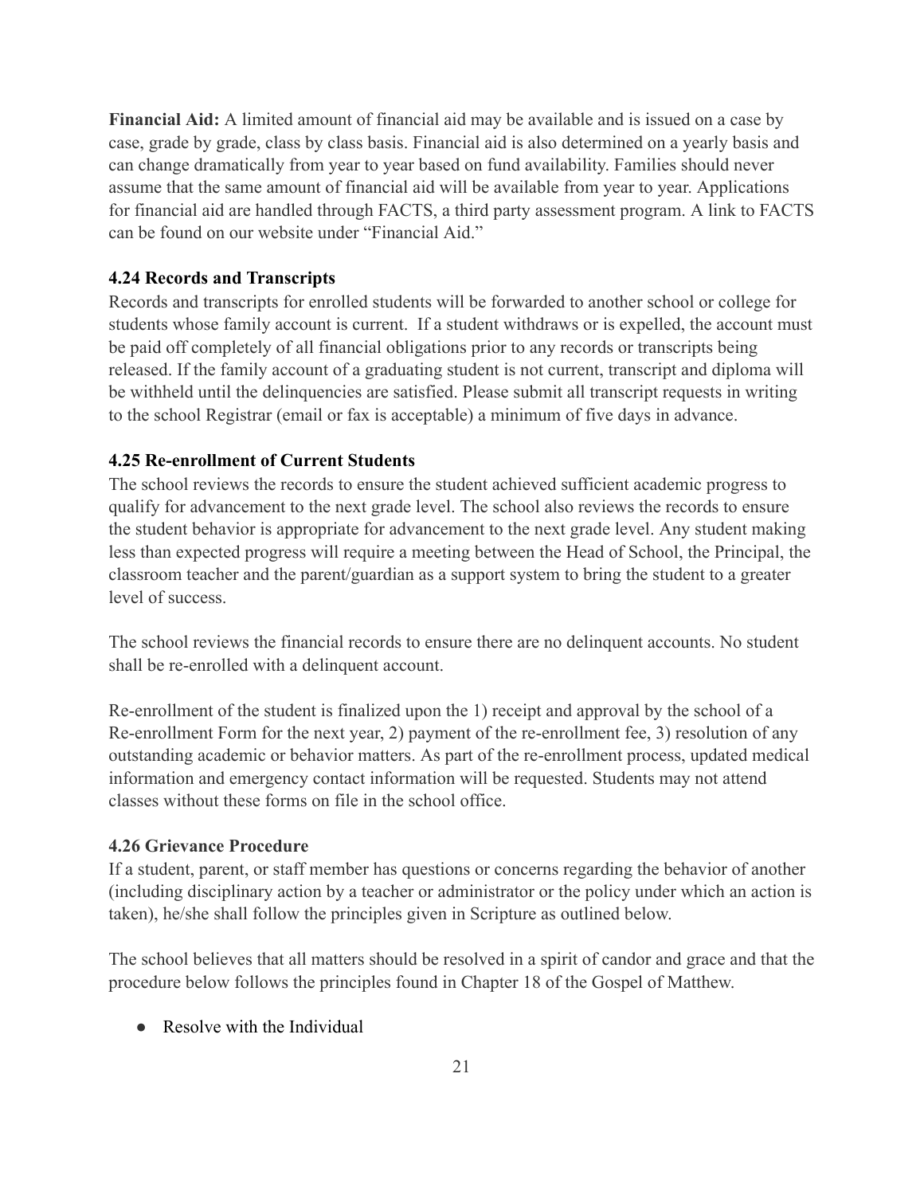**Financial Aid:** A limited amount of financial aid may be available and is issued on a case by case, grade by grade, class by class basis. Financial aid is also determined on a yearly basis and can change dramatically from year to year based on fund availability. Families should never assume that the same amount of financial aid will be available from year to year. Applications for financial aid are handled through FACTS, a third party assessment program. A link to FACTS can be found on our website under "Financial Aid."

### 4.24 Records and Transcripts

Records and transcripts for enrolled students will be forwarded to another school or college for students whose family account is current. If a student withdraws or is expelled, the account must be paid off completely of all financial obligations prior to any records or transcripts being released. If the family account of a graduating student is not current, transcript and diploma will be withheld until the delinquencies are satisfied. Please submit all transcript requests in writing to the school Registrar (email or fax is acceptable) a minimum of five days in advance.

### 4.25 Re-enrollment of Current Students

The school reviews the records to ensure the student achieved sufficient academic progress to qualify for advancement to the next grade level. The school also reviews the records to ensure the student behavior is appropriate for advancement to the next grade level. Any student making less than expected progress will require a meeting between the Head of School, the Principal, the classroom teacher and the parent/guardian as a support system to bring the student to a greater level of success.

The school reviews the financial records to ensure there are no delinquent accounts. No student shall be re-enrolled with a delinquent account.

Re-enrollment of the student is finalized upon the 1) receipt and approval by the school of a Re-enrollment Form for the next year, 2) payment of the re-enrollment fee, 3) resolution of any outstanding academic or behavior matters. As part of the re-enrollment process, updated medical information and emergency contact information will be requested. Students may not attend classes without these forms on file in the school office.

### 4.26 Grievance Procedure

If a student, parent, or staff member has questions or concerns regarding the behavior of another (including disciplinary action by a teacher or administrator or the policy under which an action is taken), he/she shall follow the principles given in Scripture as outlined below.

The school believes that all matters should be resolved in a spirit of candor and grace and that the procedure below follows the principles found in Chapter 18 of the Gospel of Matthew.

- Resolve with the Individual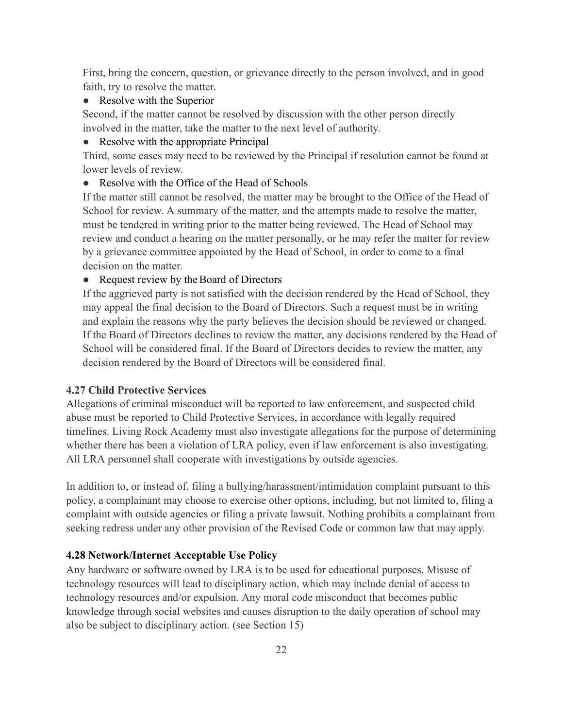First, bring the concern, question, or grievance directly to the person involved, and in good faith, try to resolve the matter.

- Resolve with the Superior

Second, if the matter cannot be resolved by discussion with the other person directly involved in the matter, take the matter to the next level of authority.

- Resolve with the appropriate Principal

Third, some cases may need to be reviewed by the Principal if resolution cannot be found at lower levels of review.

- Resolve with the Office of the Head of Schools

If the matter still cannot be resolved, the matter may be brought to the Office of the Head of School for review. A summary of the matter, and the attempts made to resolve the matter, must be tendered in writing prior to the matter being reviewed. The Head of School may review and conduct a hearing on the matter personally, or he may refer the matter for review by a grievance committee appointed by the Head of School, in order to come to a final decision on the matter.

- Request review by the Board of Directors

If the aggrieved party is not satisfied with the decision rendered by the Head of School, they may appeal the final decision to the Board of Directors. Such a request must be in writing and explain the reasons why the party believes the decision should be reviewed or changed. If the Board of Directors declines to review the matter, any decisions rendered by the Head of School will be considered final. If the Board of Directors decides to review the matter, any decision rendered by the Board of Directors will be considered final.

### 4.27 Child Protective Services

Allegations of criminal misconduct will be reported to law enforcement, and suspected child abuse must be reported to Child Protective Services, in accordance with legally required timelines. Living Rock Academy must also investigate allegations for the purpose of determining whether there has been a violation of LRA policy, even if law enforcement is also investigating. All LRA personnel shall cooperate with investigations by outside agencies.

In addition to, or instead of, filing a bullying/harassment/intimidation complaint pursuant to this policy, a complainant may choose to exercise other options, including, but not limited to, filing a complaint with outside agencies or filing a private lawsuit. Nothing prohibits a complainant from seeking redress under any other provision of the Revised Code or common law that may apply.

### 4.28 Network/Internet Acceptable Use Policy

Any hardware or software owned by LRA is to be used for educational purposes. Misuse of technology resources will lead to disciplinary action, which may include denial of access to technology resources and/or expulsion. Any moral code misconduct that becomes public knowledge through social websites and causes disruption to the daily operation of school may also be subject to disciplinary action. (see Section 15)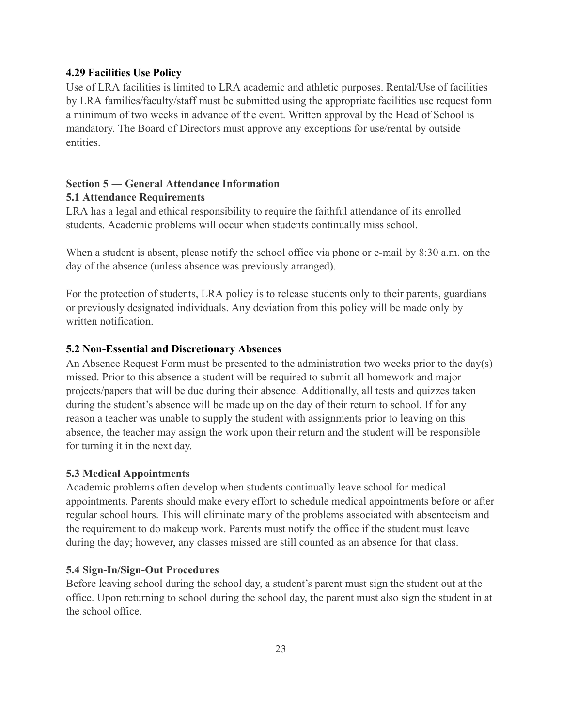### 4.29 Facilities Use Policy

Use of LRA facilities is limited to LRA academic and athletic purposes. Rental/Use of facilities by LRA families/faculty/staff must be submitted using the appropriate facilities use request form a minimum of two weeks in advance of the event. Written approval by the Head of School is mandatory. The Board of Directors must approve any exceptions for use/rental by outside entities.

## Section 5 — General Attendance Information

### 5.1 Attendance Requirements

LRA has a legal and ethical responsibility to require the faithful attendance of its enrolled students. Academic problems will occur when students continually miss school.

When a student is absent, please notify the school office via phone or e-mail by 8:30 a.m. on the day of the absence (unless absence was previously arranged).

For the protection of students, LRA policy is to release students only to their parents, guardians or previously designated individuals. Any deviation from this policy will be made only by written notification.

### 5.2 Non-Essential and Discretionary Absences

An Absence Request Form must be presented to the administration two weeks prior to the day(s) missed. Prior to this absence a student will be required to submit all homework and major projects/papers that will be due during their absence. Additionally, all tests and quizzes taken during the student's absence will be made up on the day of their return to school. If for any reason a teacher was unable to supply the student with assignments prior to leaving on this absence, the teacher may assign the work upon their return and the student will be responsible for turning it in the next day.

### 5.3 Medical Appointments

Academic problems often develop when students continually leave school for medical appointments. Parents should make every effort to schedule medical appointments before or after regular school hours. This will eliminate many of the problems associated with absenteeism and the requirement to do makeup work. Parents must notify the office if the student must leave during the day; however, any classes missed are still counted as an absence for that class.

### 5.4 Sign-In/Sign-Out Procedures

Before leaving school during the school day, a student's parent must sign the student out at the office. Upon returning to school during the school day, the parent must also sign the student in at the school office.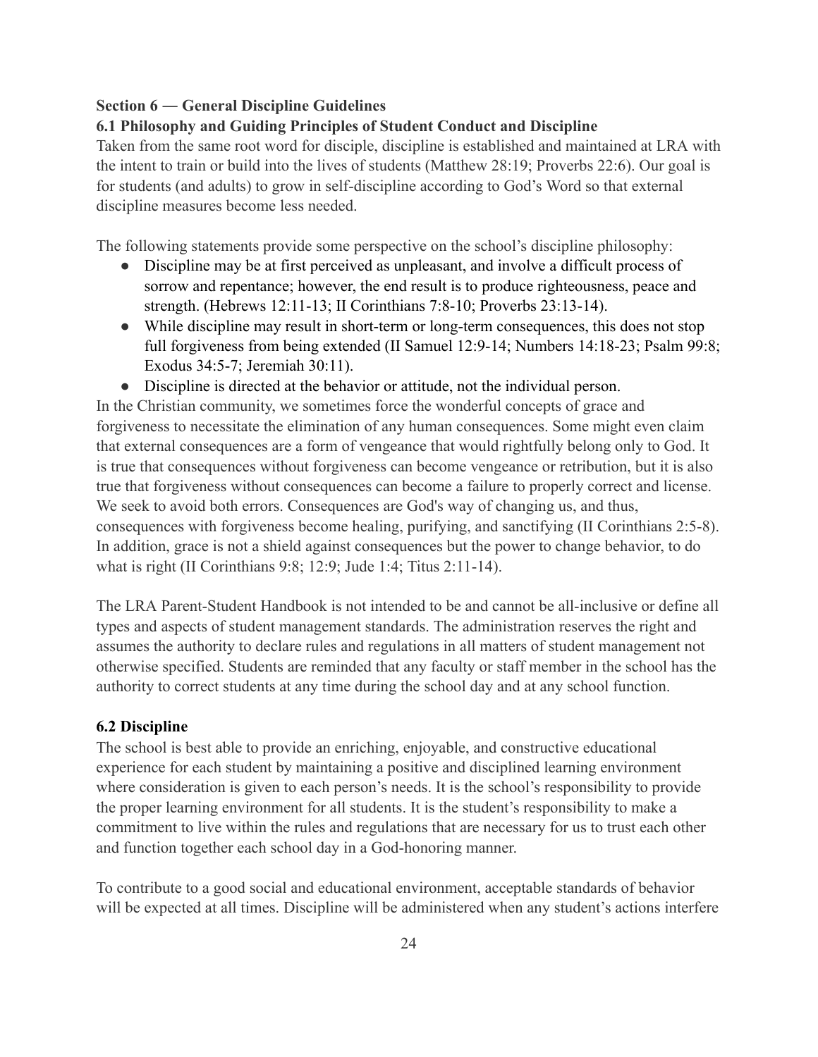**Section 6 — General Discipline Guidelines**

**6.1 Philosophy and Guiding Principles of Student Conduct and Discipline**

Taken from the same root word for disciple, discipline is established and maintained at LRA with the intent to train or build into the lives of students (Matthew 28:19; Proverbs 22:6). Our goal is for students (and adults) to grow in self-discipline according to God's Word so that external discipline measures become less needed.

The following statements provide some perspective on the school's discipline philosophy:

- Discipline may be at first perceived as unpleasant, and involve a difficult process of sorrow and repentance; however, the end result is to produce righteousness, peace and strength. (Hebrews 12:11-13; II Corinthians 7:8-10; Proverbs 23:13-14).
- While discipline may result in short-term or long-term consequences, this does not stop full forgiveness from being extended (II Samuel 12:9-14; Numbers 14:18-23; Psalm 99:8; Exodus 34:5-7; Jeremiah 30:11).
- Discipline is directed at the behavior or attitude, not the individual person.

In the Christian community, we sometimes force the wonderful concepts of grace and forgiveness to necessitate the elimination of any human consequences. Some might even claim that external consequences are a form of vengeance that would rightfully belong only to God. It is true that consequences without forgiveness can become vengeance or retribution, but it is also true that forgiveness without consequences can become a failure to properly correct and license. We seek to avoid both errors. Consequences are God's way of changing us, and thus, consequences with forgiveness become healing, purifying, and sanctifying (II Corinthians 2:5-8). In addition, grace is not a shield against consequences but the power to change behavior, to do what is right (II Corinthians 9:8; 12:9; Jude 1:4; Titus 2:11-14).

The LRA Parent-Student Handbook is not intended to be and cannot be all-inclusive or define all types and aspects of student management standards. The administration reserves the right and assumes the authority to declare rules and regulations in all matters of student management not otherwise specified. Students are reminded that any faculty or staff member in the school has the authority to correct students at any time during the school day and at any school function.

**6.2 Discipline**

The school is best able to provide an enriching, enjoyable, and constructive educational experience for each student by maintaining a positive and disciplined learning environment where consideration is given to each person's needs. It is the school's responsibility to provide the proper learning environment for all students. It is the student's responsibility to make a commitment to live within the rules and regulations that are necessary for us to trust each other and function together each school day in a God-honoring manner.

To contribute to a good social and educational environment, acceptable standards of behavior will be expected at all times. Discipline will be administered when any student's actions interfere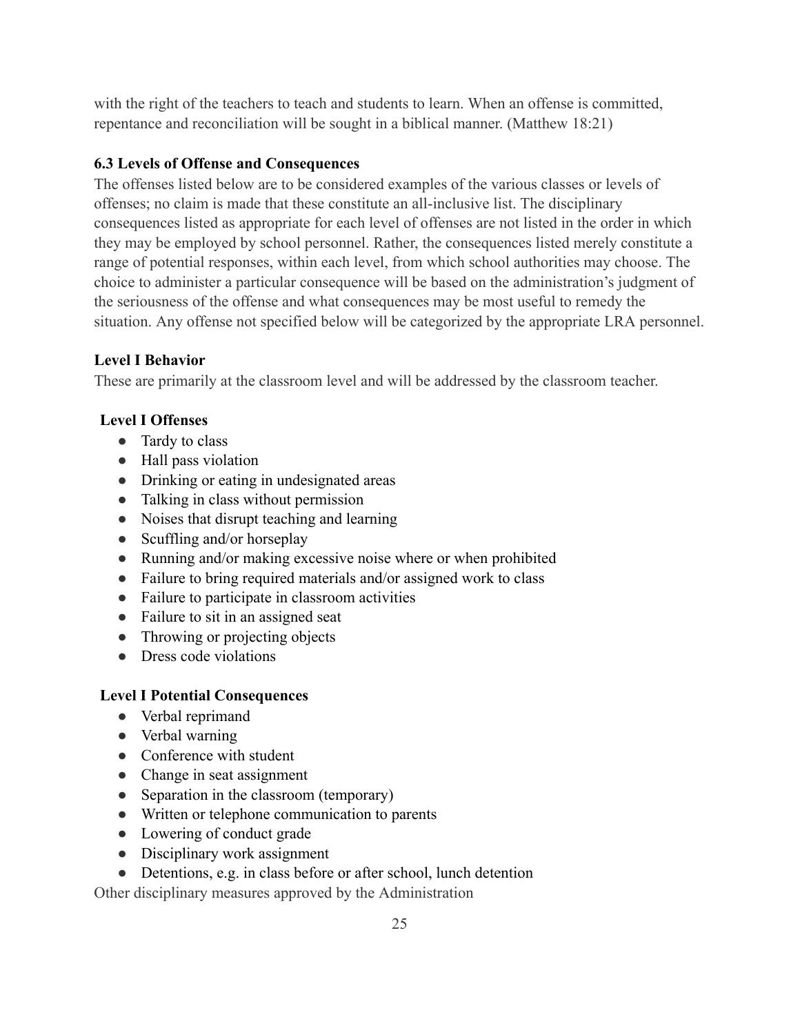with the right of the teachers to teach and students to learn. When an offense is committed, repentance and reconciliation will be sought in a biblical manner. (Matthew 18:21)

### 6.3 Levels of Offense and Consequences

The offenses listed below are to be considered examples of the various classes or levels of offenses; no claim is made that these constitute an all-inclusive list. The disciplinary consequences listed as appropriate for each level of offenses are not listed in the order in which they may be employed by school personnel. Rather, the consequences listed merely constitute a range of potential responses, within each level, from which school authorities may choose. The choice to administer a particular consequence will be based on the administration's judgment of the seriousness of the offense and what consequences may be most useful to remedy the situation. Any offense not specified below will be categorized by the appropriate LRA personnel.

**Level I Behavior**

These are primarily at the classroom level and will be addressed by the classroom teacher.

**Level I Offenses**

- Tardy to class
- Hall pass violation
- Drinking or eating in undesignated areas
- Talking in class without permission
- Noises that disrupt teaching and learning
- Scuffling and/or horseplay
- Running and/or making excessive noise where or when prohibited
- Failure to bring required materials and/or assigned work to class
- Failure to participate in classroom activities
- Failure to sit in an assigned seat
- Throwing or projecting objects
- Dress code violations

**Level I Potential Consequences**

- Verbal reprimand
- Verbal warning
- Conference with student
- Change in seat assignment
- Separation in the classroom (temporary)
- Written or telephone communication to parents
- Lowering of conduct grade
- Disciplinary work assignment
- Detentions, e.g. in class before or after school, lunch detention

Other disciplinary measures approved by the Administration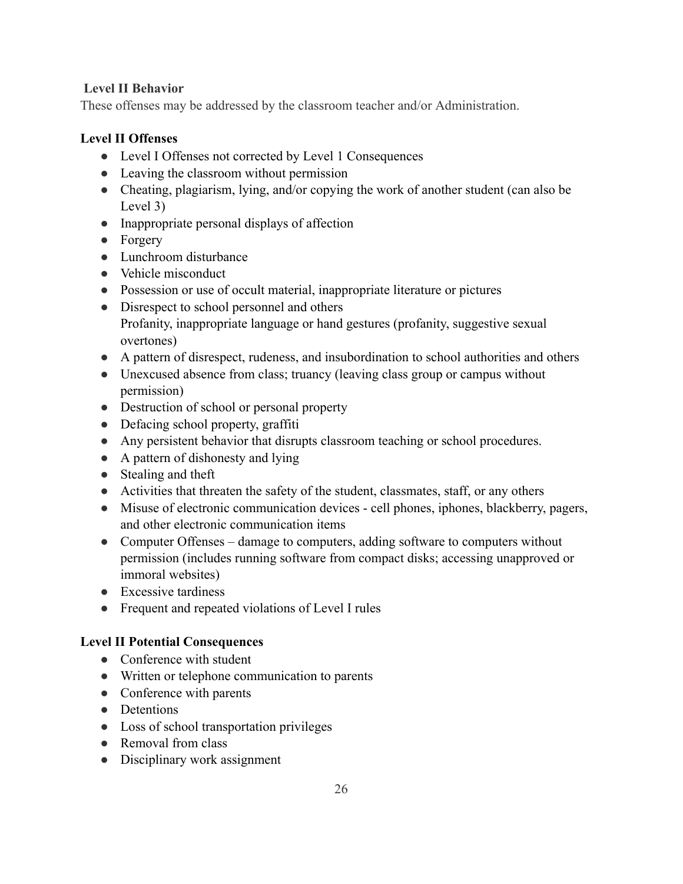**Level II Behavior**

These offenses may be addressed by the classroom teacher and/or Administration.

**Level II Offenses**

- Level I Offenses not corrected by Level 1 Consequences
- Leaving the classroom without permission
- Cheating, plagiarism, lying, and/or copying the work of another student (can also be Level 3)
- Inappropriate personal displays of affection
- Forgery
- Lunchroom disturbance
- Vehicle misconduct
- Possession or use of occult material, inappropriate literature or pictures
- Disrespect to school personnel and others
  Profanity, inappropriate language or hand gestures (profanity, suggestive sexual overtones)
- A pattern of disrespect, rudeness, and insubordination to school authorities and others
- Unexcused absence from class; truancy (leaving class group or campus without permission)
- Destruction of school or personal property
- Defacing school property, graffiti
- Any persistent behavior that disrupts classroom teaching or school procedures.
- A pattern of dishonesty and lying
- Stealing and theft
- Activities that threaten the safety of the student, classmates, staff, or any others
- Misuse of electronic communication devices - cell phones, iphones, blackberry, pagers, and other electronic communication items
- Computer Offenses – damage to computers, adding software to computers without permission (includes running software from compact disks; accessing unapproved or immoral websites)
- Excessive tardiness
- Frequent and repeated violations of Level I rules

**Level II Potential Consequences**

- Conference with student
- Written or telephone communication to parents
- Conference with parents
- Detentions
- Loss of school transportation privileges
- Removal from class
- Disciplinary work assignment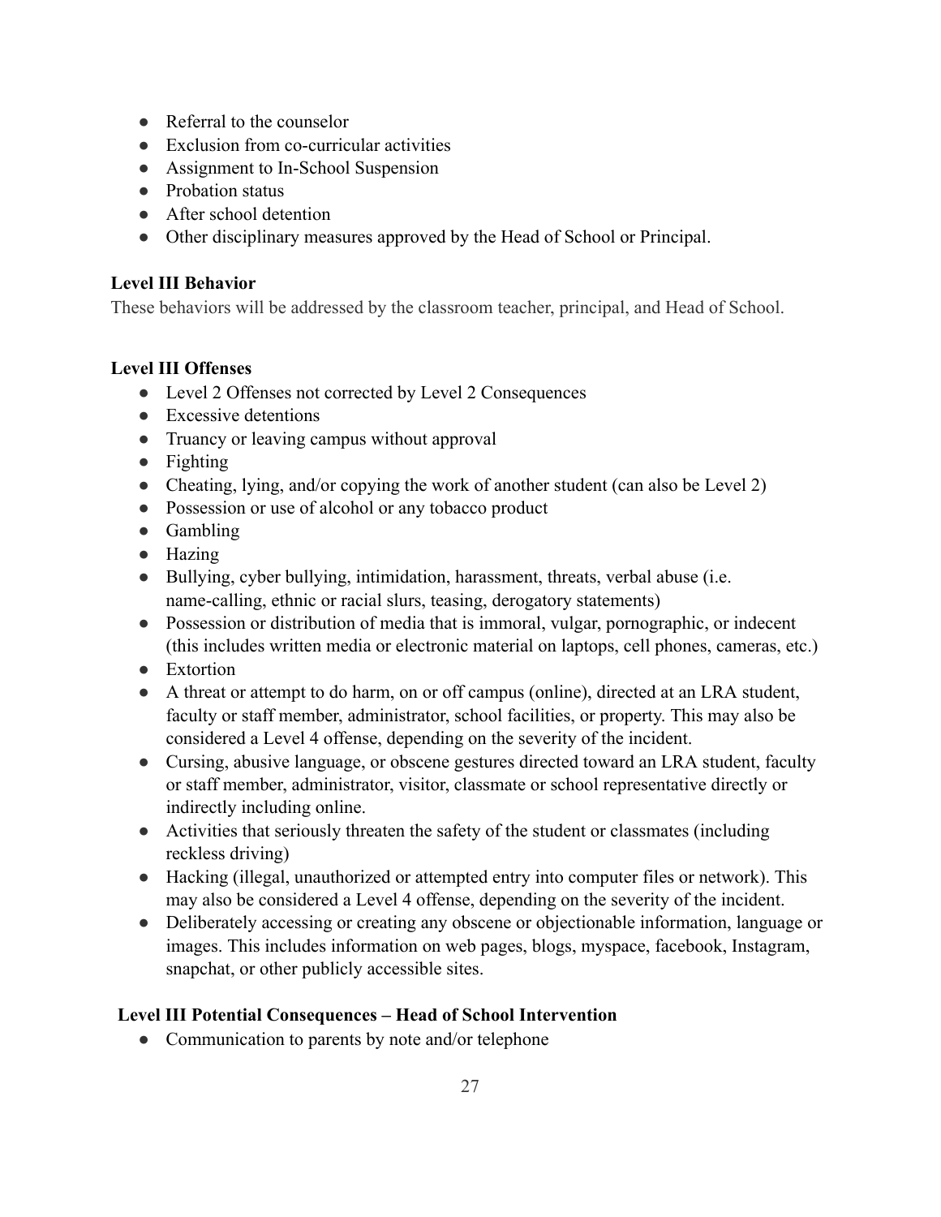- Referral to the counselor
- Exclusion from co-curricular activities
- Assignment to In-School Suspension
- Probation status
- After school detention
- Other disciplinary measures approved by the Head of School or Principal.

**Level III Behavior**

These behaviors will be addressed by the classroom teacher, principal, and Head of School.

**Level III Offenses**

- Level 2 Offenses not corrected by Level 2 Consequences
- Excessive detentions
- Truancy or leaving campus without approval
- Fighting
- Cheating, lying, and/or copying the work of another student (can also be Level 2)
- Possession or use of alcohol or any tobacco product
- Gambling
- Hazing
- Bullying, cyber bullying, intimidation, harassment, threats, verbal abuse (i.e. name-calling, ethnic or racial slurs, teasing, derogatory statements)
- Possession or distribution of media that is immoral, vulgar, pornographic, or indecent (this includes written media or electronic material on laptops, cell phones, cameras, etc.)
- Extortion
- A threat or attempt to do harm, on or off campus (online), directed at an LRA student, faculty or staff member, administrator, school facilities, or property. This may also be considered a Level 4 offense, depending on the severity of the incident.
- Cursing, abusive language, or obscene gestures directed toward an LRA student, faculty or staff member, administrator, visitor, classmate or school representative directly or indirectly including online.
- Activities that seriously threaten the safety of the student or classmates (including reckless driving)
- Hacking (illegal, unauthorized or attempted entry into computer files or network). This may also be considered a Level 4 offense, depending on the severity of the incident.
- Deliberately accessing or creating any obscene or objectionable information, language or images. This includes information on web pages, blogs, myspace, facebook, Instagram, snapchat, or other publicly accessible sites.

**Level III Potential Consequences – Head of School Intervention**

- Communication to parents by note and/or telephone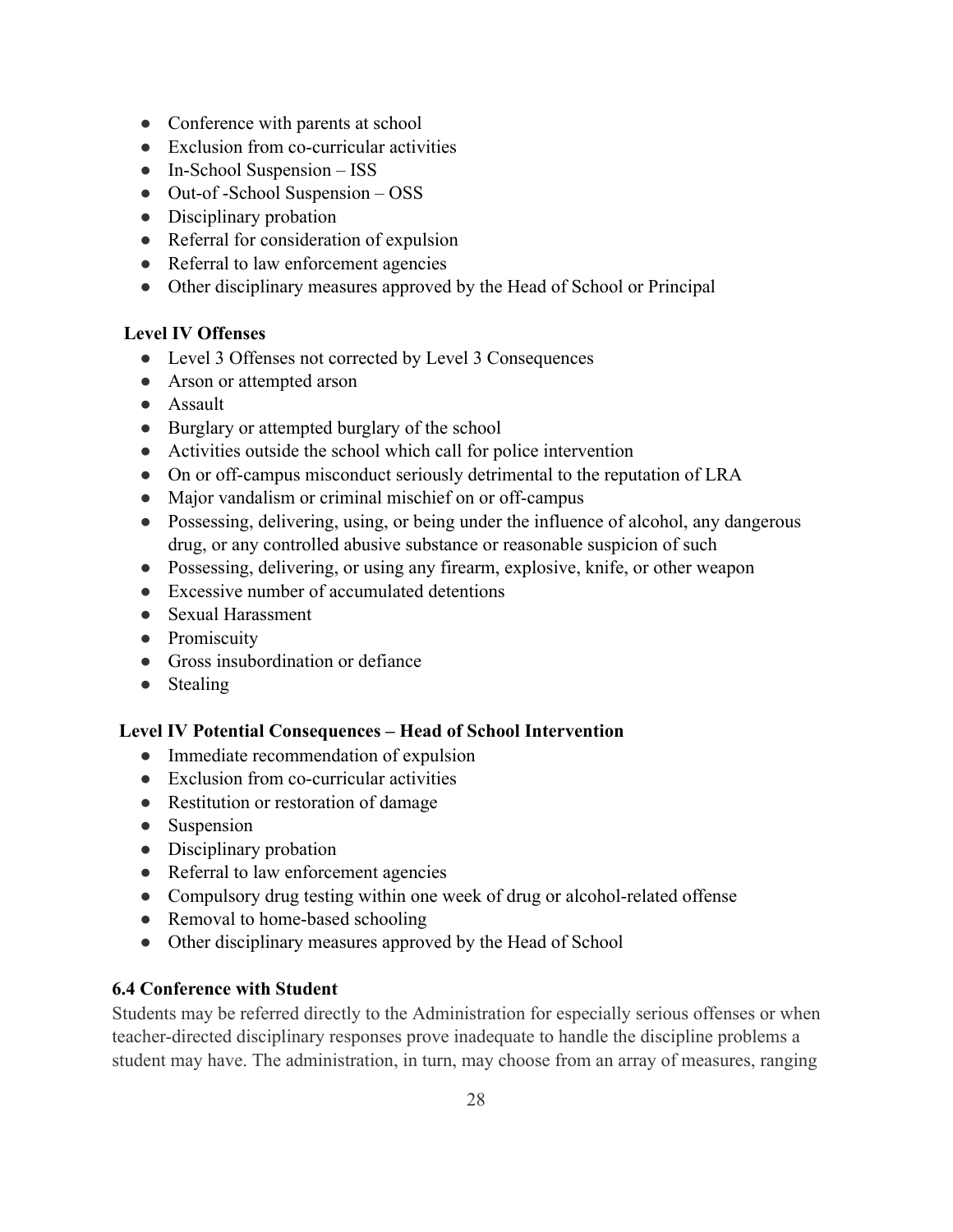- Conference with parents at school
- Exclusion from co-curricular activities
- In-School Suspension – ISS
- Out-of -School Suspension – OSS
- Disciplinary probation
- Referral for consideration of expulsion
- Referral to law enforcement agencies
- Other disciplinary measures approved by the Head of School or Principal

**Level IV Offenses**

- Level 3 Offenses not corrected by Level 3 Consequences
- Arson or attempted arson
- Assault
- Burglary or attempted burglary of the school
- Activities outside the school which call for police intervention
- On or off-campus misconduct seriously detrimental to the reputation of LRA
- Major vandalism or criminal mischief on or off-campus
- Possessing, delivering, using, or being under the influence of alcohol, any dangerous drug, or any controlled abusive substance or reasonable suspicion of such
- Possessing, delivering, or using any firearm, explosive, knife, or other weapon
- Excessive number of accumulated detentions
- Sexual Harassment
- Promiscuity
- Gross insubordination or defiance
- Stealing

**Level IV Potential Consequences – Head of School Intervention**

- Immediate recommendation of expulsion
- Exclusion from co-curricular activities
- Restitution or restoration of damage
- Suspension
- Disciplinary probation
- Referral to law enforcement agencies
- Compulsory drug testing within one week of drug or alcohol-related offense
- Removal to home-based schooling
- Other disciplinary measures approved by the Head of School

### 6.4 Conference with Student

Students may be referred directly to the Administration for especially serious offenses or when teacher-directed disciplinary responses prove inadequate to handle the discipline problems a student may have. The administration, in turn, may choose from an array of measures, ranging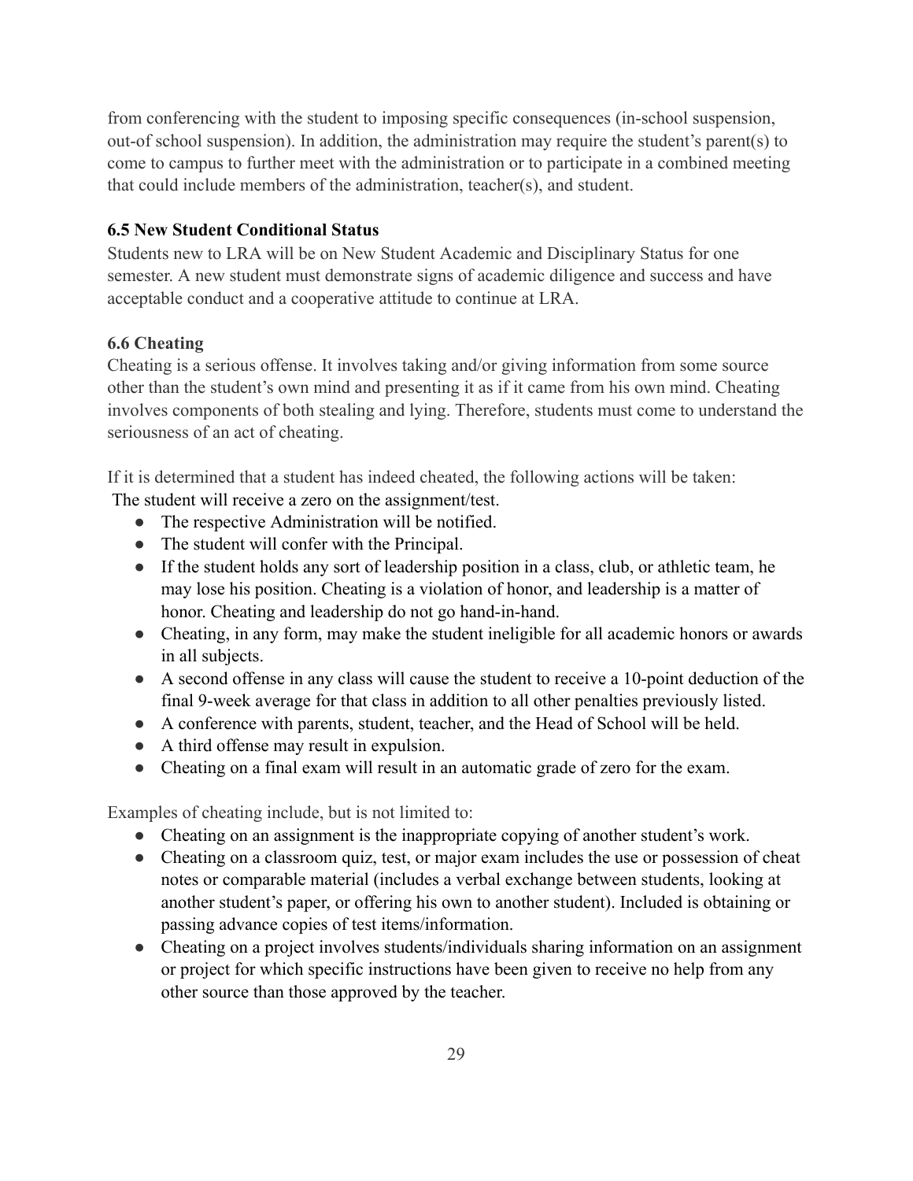from conferencing with the student to imposing specific consequences (in-school suspension, out-of school suspension). In addition, the administration may require the student's parent(s) to come to campus to further meet with the administration or to participate in a combined meeting that could include members of the administration, teacher(s), and student.

### 6.5 New Student Conditional Status

Students new to LRA will be on New Student Academic and Disciplinary Status for one semester. A new student must demonstrate signs of academic diligence and success and have acceptable conduct and a cooperative attitude to continue at LRA.

### 6.6 Cheating

Cheating is a serious offense. It involves taking and/or giving information from some source other than the student's own mind and presenting it as if it came from his own mind. Cheating involves components of both stealing and lying. Therefore, students must come to understand the seriousness of an act of cheating.

If it is determined that a student has indeed cheated, the following actions will be taken:
The student will receive a zero on the assignment/test.

- The respective Administration will be notified.
- The student will confer with the Principal.
- If the student holds any sort of leadership position in a class, club, or athletic team, he may lose his position. Cheating is a violation of honor, and leadership is a matter of honor. Cheating and leadership do not go hand-in-hand.
- Cheating, in any form, may make the student ineligible for all academic honors or awards in all subjects.
- A second offense in any class will cause the student to receive a 10-point deduction of the final 9-week average for that class in addition to all other penalties previously listed.
- A conference with parents, student, teacher, and the Head of School will be held.
- A third offense may result in expulsion.
- Cheating on a final exam will result in an automatic grade of zero for the exam.

Examples of cheating include, but is not limited to:

- Cheating on an assignment is the inappropriate copying of another student's work.
- Cheating on a classroom quiz, test, or major exam includes the use or possession of cheat notes or comparable material (includes a verbal exchange between students, looking at another student's paper, or offering his own to another student). Included is obtaining or passing advance copies of test items/information.
- Cheating on a project involves students/individuals sharing information on an assignment or project for which specific instructions have been given to receive no help from any other source than those approved by the teacher.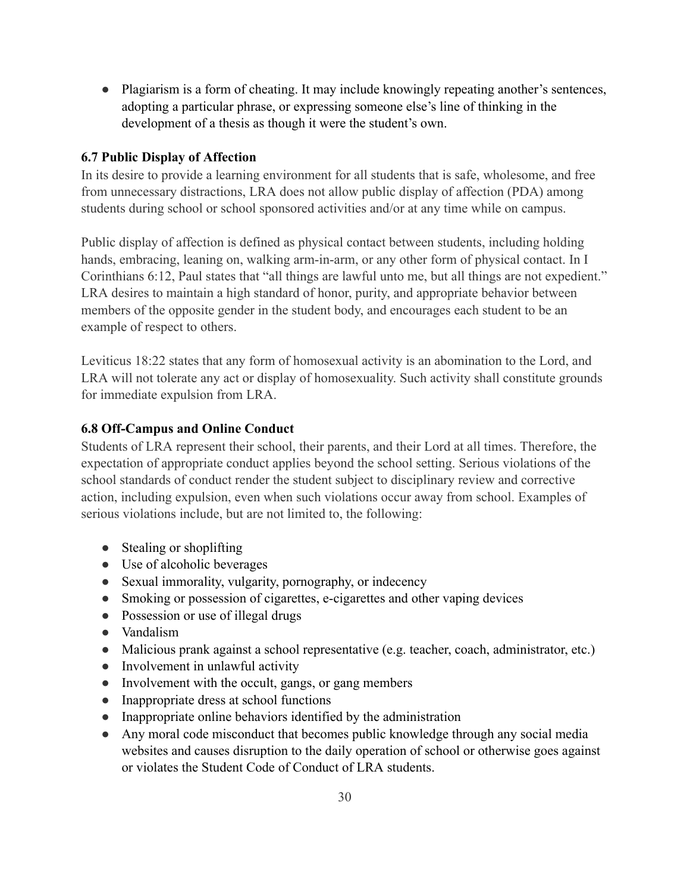- Plagiarism is a form of cheating. It may include knowingly repeating another's sentences, adopting a particular phrase, or expressing someone else's line of thinking in the development of a thesis as though it were the student's own.

### 6.7 Public Display of Affection

In its desire to provide a learning environment for all students that is safe, wholesome, and free from unnecessary distractions, LRA does not allow public display of affection (PDA) among students during school or school sponsored activities and/or at any time while on campus.

Public display of affection is defined as physical contact between students, including holding hands, embracing, leaning on, walking arm-in-arm, or any other form of physical contact. In I Corinthians 6:12, Paul states that "all things are lawful unto me, but all things are not expedient." LRA desires to maintain a high standard of honor, purity, and appropriate behavior between members of the opposite gender in the student body, and encourages each student to be an example of respect to others.

Leviticus 18:22 states that any form of homosexual activity is an abomination to the Lord, and LRA will not tolerate any act or display of homosexuality. Such activity shall constitute grounds for immediate expulsion from LRA.

### 6.8 Off-Campus and Online Conduct

Students of LRA represent their school, their parents, and their Lord at all times. Therefore, the expectation of appropriate conduct applies beyond the school setting. Serious violations of the school standards of conduct render the student subject to disciplinary review and corrective action, including expulsion, even when such violations occur away from school. Examples of serious violations include, but are not limited to, the following:

- Stealing or shoplifting
- Use of alcoholic beverages
- Sexual immorality, vulgarity, pornography, or indecency
- Smoking or possession of cigarettes, e-cigarettes and other vaping devices
- Possession or use of illegal drugs
- Vandalism
- Malicious prank against a school representative (e.g. teacher, coach, administrator, etc.)
- Involvement in unlawful activity
- Involvement with the occult, gangs, or gang members
- Inappropriate dress at school functions
- Inappropriate online behaviors identified by the administration
- Any moral code misconduct that becomes public knowledge through any social media websites and causes disruption to the daily operation of school or otherwise goes against or violates the Student Code of Conduct of LRA students.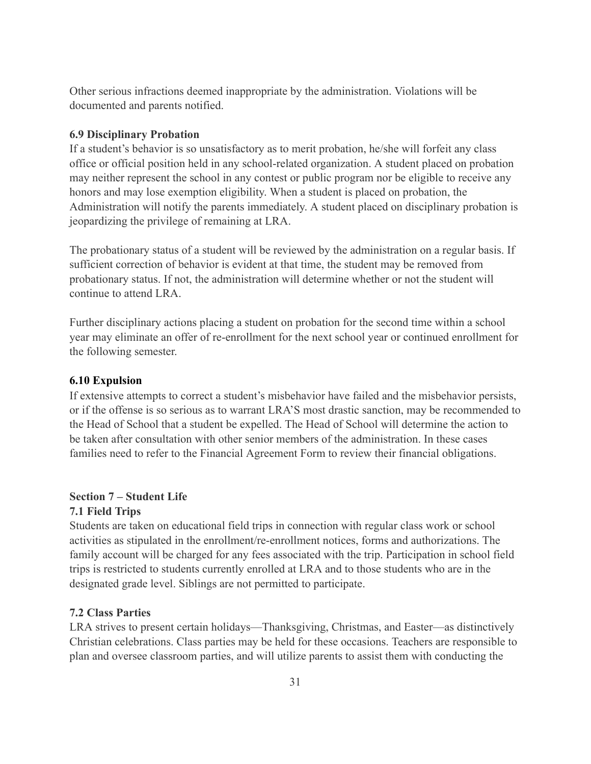Other serious infractions deemed inappropriate by the administration. Violations will be documented and parents notified.

### 6.9 Disciplinary Probation

If a student's behavior is so unsatisfactory as to merit probation, he/she will forfeit any class office or official position held in any school-related organization. A student placed on probation may neither represent the school in any contest or public program nor be eligible to receive any honors and may lose exemption eligibility. When a student is placed on probation, the Administration will notify the parents immediately. A student placed on disciplinary probation is jeopardizing the privilege of remaining at LRA.

The probationary status of a student will be reviewed by the administration on a regular basis. If sufficient correction of behavior is evident at that time, the student may be removed from probationary status. If not, the administration will determine whether or not the student will continue to attend LRA.

Further disciplinary actions placing a student on probation for the second time within a school year may eliminate an offer of re-enrollment for the next school year or continued enrollment for the following semester.

### 6.10 Expulsion

If extensive attempts to correct a student's misbehavior have failed and the misbehavior persists, or if the offense is so serious as to warrant LRA'S most drastic sanction, may be recommended to the Head of School that a student be expelled. The Head of School will determine the action to be taken after consultation with other senior members of the administration. In these cases families need to refer to the Financial Agreement Form to review their financial obligations.

## Section 7 – Student Life

### 7.1 Field Trips

Students are taken on educational field trips in connection with regular class work or school activities as stipulated in the enrollment/re-enrollment notices, forms and authorizations. The family account will be charged for any fees associated with the trip. Participation in school field trips is restricted to students currently enrolled at LRA and to those students who are in the designated grade level. Siblings are not permitted to participate.

### 7.2 Class Parties

LRA strives to present certain holidays—Thanksgiving, Christmas, and Easter—as distinctively Christian celebrations. Class parties may be held for these occasions. Teachers are responsible to plan and oversee classroom parties, and will utilize parents to assist them with conducting the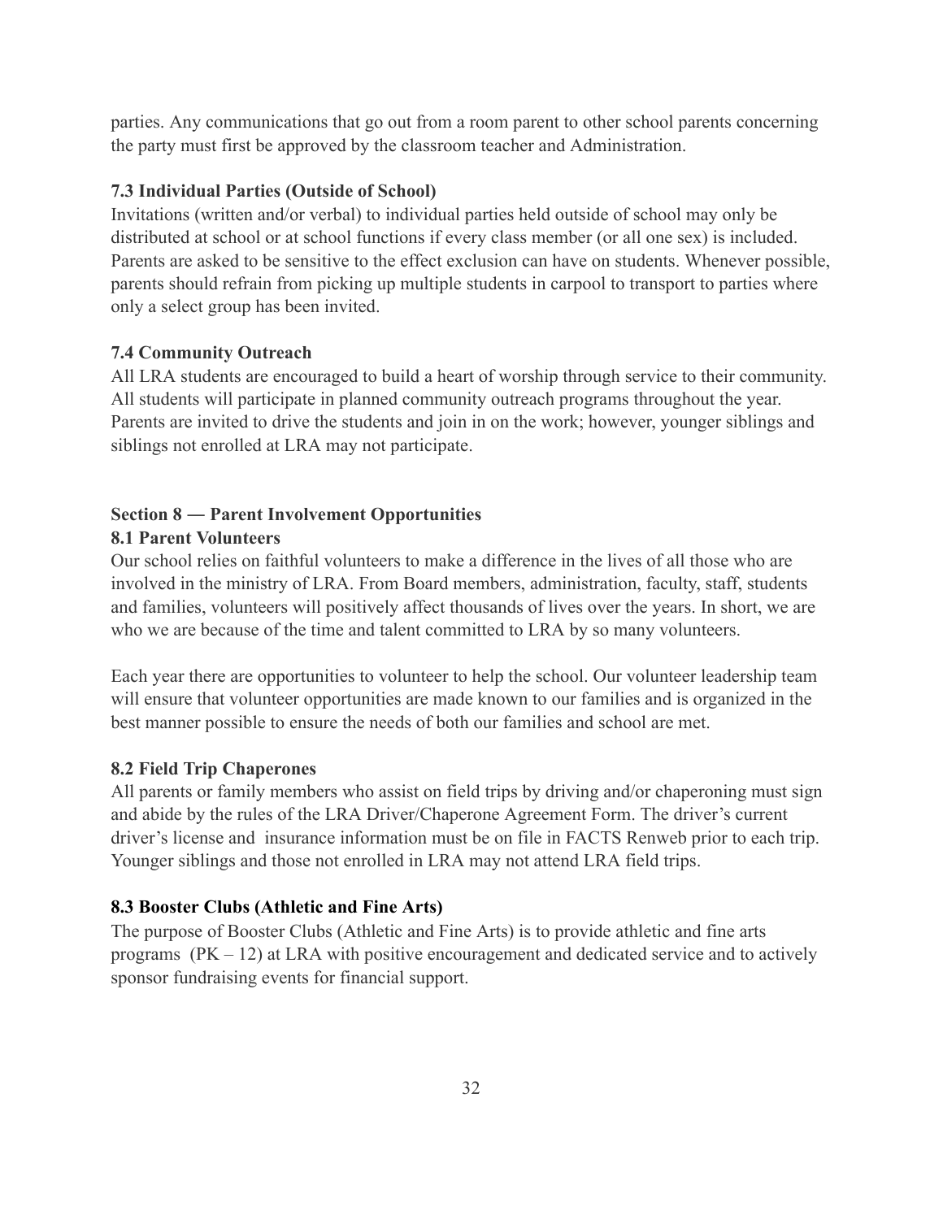parties. Any communications that go out from a room parent to other school parents concerning the party must first be approved by the classroom teacher and Administration.

### 7.3 Individual Parties (Outside of School)

Invitations (written and/or verbal) to individual parties held outside of school may only be distributed at school or at school functions if every class member (or all one sex) is included. Parents are asked to be sensitive to the effect exclusion can have on students. Whenever possible, parents should refrain from picking up multiple students in carpool to transport to parties where only a select group has been invited.

### 7.4 Community Outreach

All LRA students are encouraged to build a heart of worship through service to their community. All students will participate in planned community outreach programs throughout the year. Parents are invited to drive the students and join in on the work; however, younger siblings and siblings not enrolled at LRA may not participate.

## Section 8 — Parent Involvement Opportunities

### 8.1 Parent Volunteers

Our school relies on faithful volunteers to make a difference in the lives of all those who are involved in the ministry of LRA. From Board members, administration, faculty, staff, students and families, volunteers will positively affect thousands of lives over the years. In short, we are who we are because of the time and talent committed to LRA by so many volunteers.

Each year there are opportunities to volunteer to help the school. Our volunteer leadership team will ensure that volunteer opportunities are made known to our families and is organized in the best manner possible to ensure the needs of both our families and school are met.

### 8.2 Field Trip Chaperones

All parents or family members who assist on field trips by driving and/or chaperoning must sign and abide by the rules of the LRA Driver/Chaperone Agreement Form. The driver's current driver's license and insurance information must be on file in FACTS Renweb prior to each trip. Younger siblings and those not enrolled in LRA may not attend LRA field trips.

### 8.3 Booster Clubs (Athletic and Fine Arts)

The purpose of Booster Clubs (Athletic and Fine Arts) is to provide athletic and fine arts programs (PK – 12) at LRA with positive encouragement and dedicated service and to actively sponsor fundraising events for financial support.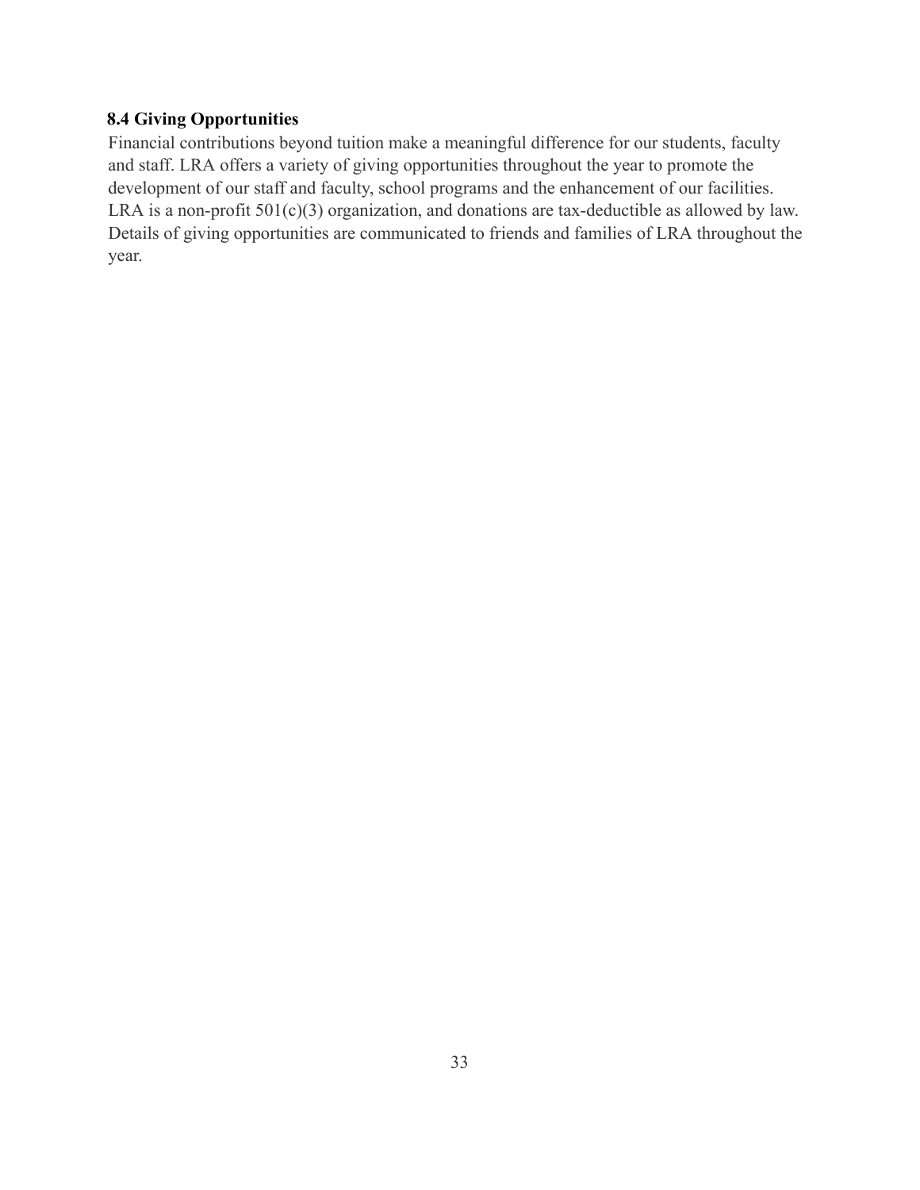### 8.4 Giving Opportunities

Financial contributions beyond tuition make a meaningful difference for our students, faculty and staff. LRA offers a variety of giving opportunities throughout the year to promote the development of our staff and faculty, school programs and the enhancement of our facilities. LRA is a non-profit 501(c)(3) organization, and donations are tax-deductible as allowed by law. Details of giving opportunities are communicated to friends and families of LRA throughout the year.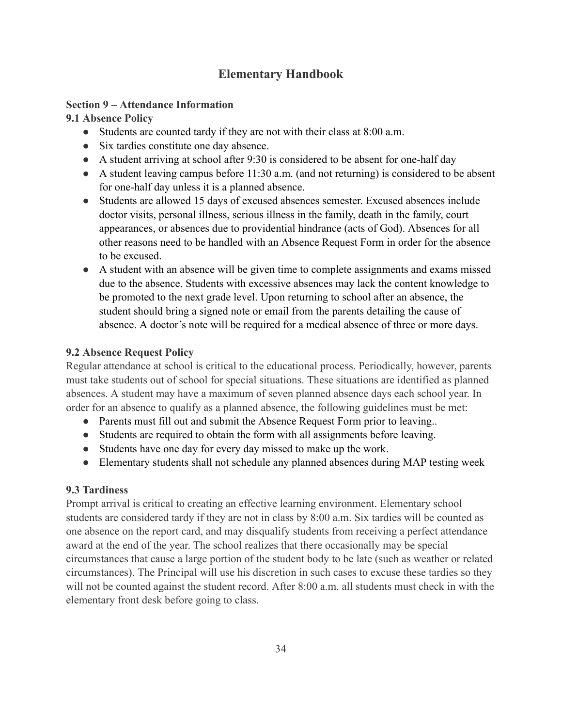# Elementary Handbook

**Section 9 – Attendance Information**

**9.1 Absence Policy**

- Students are counted tardy if they are not with their class at 8:00 a.m.
- Six tardies constitute one day absence.
- A student arriving at school after 9:30 is considered to be absent for one-half day
- A student leaving campus before 11:30 a.m. (and not returning) is considered to be absent for one-half day unless it is a planned absence.
- Students are allowed 15 days of excused absences semester. Excused absences include doctor visits, personal illness, serious illness in the family, death in the family, court appearances, or absences due to providential hindrance (acts of God). Absences for all other reasons need to be handled with an Absence Request Form in order for the absence to be excused.
- A student with an absence will be given time to complete assignments and exams missed due to the absence. Students with excessive absences may lack the content knowledge to be promoted to the next grade level. Upon returning to school after an absence, the student should bring a signed note or email from the parents detailing the cause of absence. A doctor's note will be required for a medical absence of three or more days.

**9.2 Absence Request Policy**

Regular attendance at school is critical to the educational process. Periodically, however, parents must take students out of school for special situations. These situations are identified as planned absences. A student may have a maximum of seven planned absence days each school year. In order for an absence to qualify as a planned absence, the following guidelines must be met:

- Parents must fill out and submit the Absence Request Form prior to leaving..
- Students are required to obtain the form with all assignments before leaving.
- Students have one day for every day missed to make up the work.
- Elementary students shall not schedule any planned absences during MAP testing week

**9.3 Tardiness**

Prompt arrival is critical to creating an effective learning environment. Elementary school students are considered tardy if they are not in class by 8:00 a.m. Six tardies will be counted as one absence on the report card, and may disqualify students from receiving a perfect attendance award at the end of the year. The school realizes that there occasionally may be special circumstances that cause a large portion of the student body to be late (such as weather or related circumstances). The Principal will use his discretion in such cases to excuse these tardies so they will not be counted against the student record. After 8:00 a.m. all students must check in with the elementary front desk before going to class.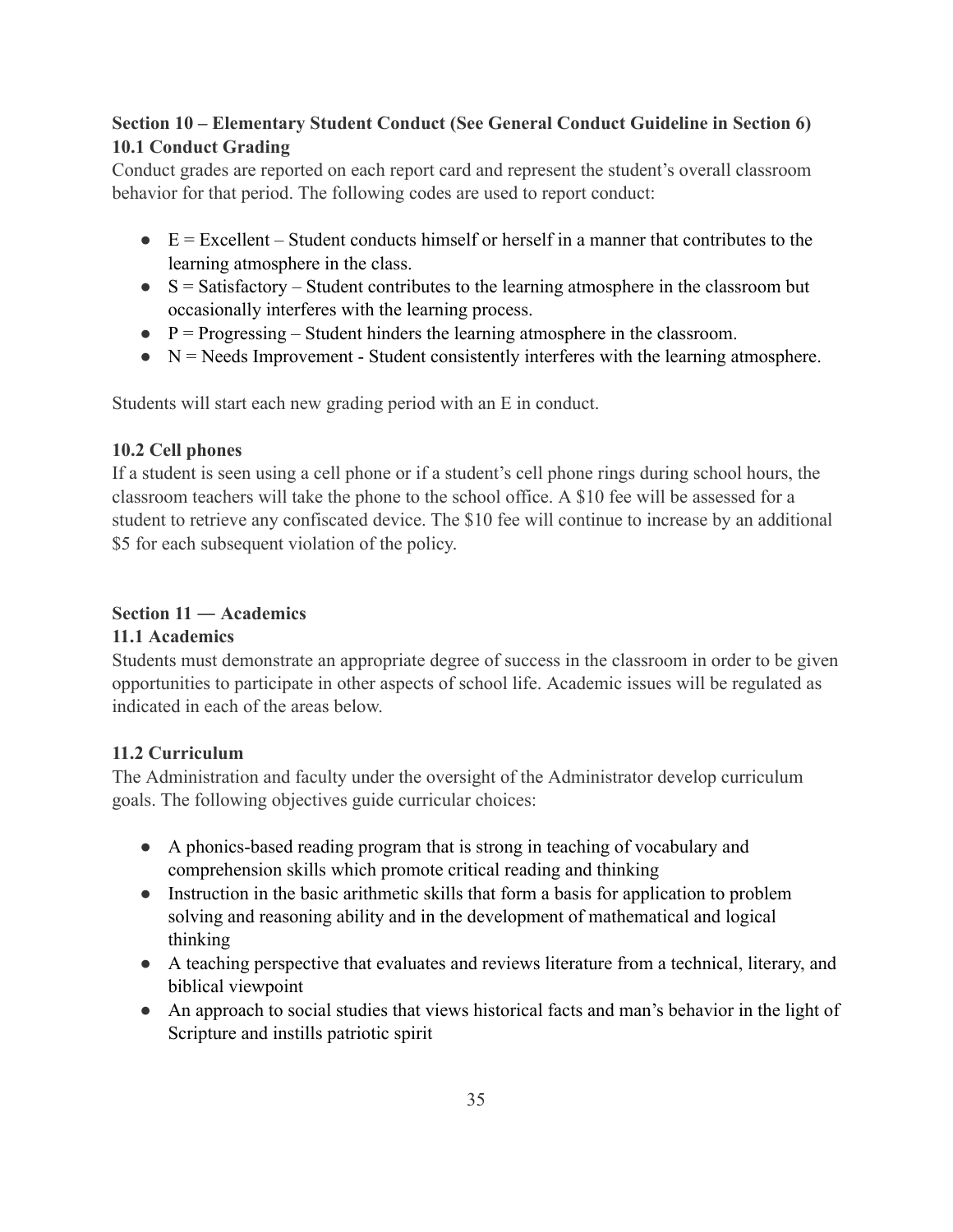## Section 10 – Elementary Student Conduct (See General Conduct Guideline in Section 6)

### 10.1 Conduct Grading

Conduct grades are reported on each report card and represent the student's overall classroom behavior for that period. The following codes are used to report conduct:

- E = Excellent – Student conducts himself or herself in a manner that contributes to the learning atmosphere in the class.
- S = Satisfactory – Student contributes to the learning atmosphere in the classroom but occasionally interferes with the learning process.
- P = Progressing – Student hinders the learning atmosphere in the classroom.
- N = Needs Improvement - Student consistently interferes with the learning atmosphere.

Students will start each new grading period with an E in conduct.

### 10.2 Cell phones

If a student is seen using a cell phone or if a student's cell phone rings during school hours, the classroom teachers will take the phone to the school office. A $10 fee will be assessed for a student to retrieve any confiscated device. The $10 fee will continue to increase by an additional $5 for each subsequent violation of the policy.

## Section 11 ― Academics

### 11.1 Academics

Students must demonstrate an appropriate degree of success in the classroom in order to be given opportunities to participate in other aspects of school life. Academic issues will be regulated as indicated in each of the areas below.

### 11.2 Curriculum

The Administration and faculty under the oversight of the Administrator develop curriculum goals. The following objectives guide curricular choices:

- A phonics-based reading program that is strong in teaching of vocabulary and comprehension skills which promote critical reading and thinking
- Instruction in the basic arithmetic skills that form a basis for application to problem solving and reasoning ability and in the development of mathematical and logical thinking
- A teaching perspective that evaluates and reviews literature from a technical, literary, and biblical viewpoint
- An approach to social studies that views historical facts and man's behavior in the light of Scripture and instills patriotic spirit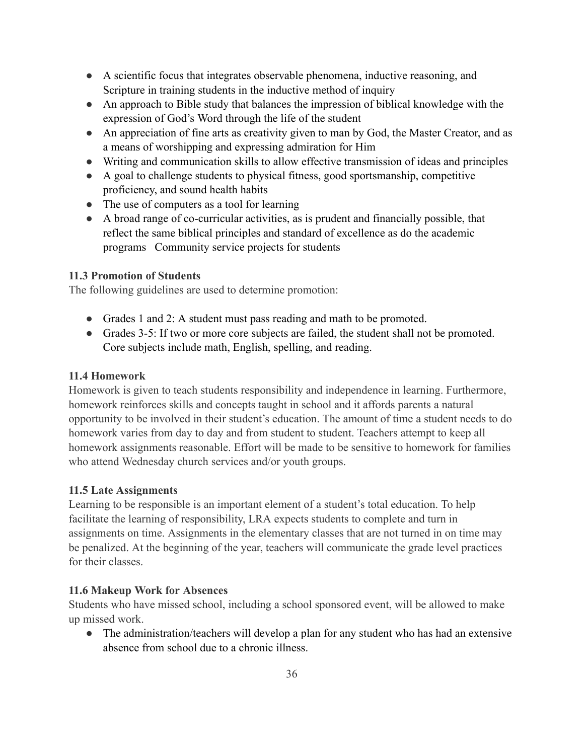- A scientific focus that integrates observable phenomena, inductive reasoning, and Scripture in training students in the inductive method of inquiry
- An approach to Bible study that balances the impression of biblical knowledge with the expression of God's Word through the life of the student
- An appreciation of fine arts as creativity given to man by God, the Master Creator, and as a means of worshipping and expressing admiration for Him
- Writing and communication skills to allow effective transmission of ideas and principles
- A goal to challenge students to physical fitness, good sportsmanship, competitive proficiency, and sound health habits
- The use of computers as a tool for learning
- A broad range of co-curricular activities, as is prudent and financially possible, that reflect the same biblical principles and standard of excellence as do the academic programs   Community service projects for students

### 11.3 Promotion of Students

The following guidelines are used to determine promotion:

- Grades 1 and 2: A student must pass reading and math to be promoted.
- Grades 3-5: If two or more core subjects are failed, the student shall not be promoted. Core subjects include math, English, spelling, and reading.

### 11.4 Homework

Homework is given to teach students responsibility and independence in learning. Furthermore, homework reinforces skills and concepts taught in school and it affords parents a natural opportunity to be involved in their student's education. The amount of time a student needs to do homework varies from day to day and from student to student. Teachers attempt to keep all homework assignments reasonable. Effort will be made to be sensitive to homework for families who attend Wednesday church services and/or youth groups.

### 11.5 Late Assignments

Learning to be responsible is an important element of a student's total education. To help facilitate the learning of responsibility, LRA expects students to complete and turn in assignments on time. Assignments in the elementary classes that are not turned in on time may be penalized. At the beginning of the year, teachers will communicate the grade level practices for their classes.

### 11.6 Makeup Work for Absences

Students who have missed school, including a school sponsored event, will be allowed to make up missed work.

- The administration/teachers will develop a plan for any student who has had an extensive absence from school due to a chronic illness.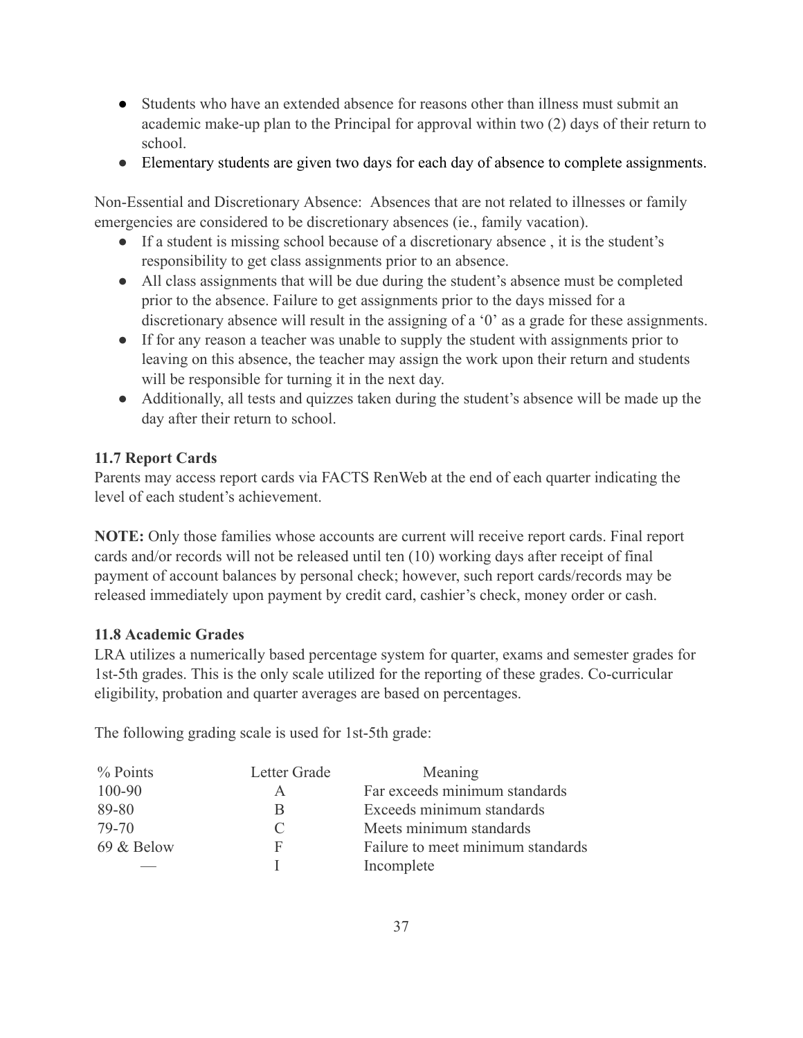- Students who have an extended absence for reasons other than illness must submit an academic make-up plan to the Principal for approval within two (2) days of their return to school.
- Elementary students are given two days for each day of absence to complete assignments.

Non-Essential and Discretionary Absence: Absences that are not related to illnesses or family emergencies are considered to be discretionary absences (ie., family vacation).

- If a student is missing school because of a discretionary absence , it is the student's responsibility to get class assignments prior to an absence.
- All class assignments that will be due during the student's absence must be completed prior to the absence. Failure to get assignments prior to the days missed for a discretionary absence will result in the assigning of a '0' as a grade for these assignments.
- If for any reason a teacher was unable to supply the student with assignments prior to leaving on this absence, the teacher may assign the work upon their return and students will be responsible for turning it in the next day.
- Additionally, all tests and quizzes taken during the student's absence will be made up the day after their return to school.

### 11.7 Report Cards

Parents may access report cards via FACTS RenWeb at the end of each quarter indicating the level of each student's achievement.

**NOTE:** Only those families whose accounts are current will receive report cards. Final report cards and/or records will not be released until ten (10) working days after receipt of final payment of account balances by personal check; however, such report cards/records may be released immediately upon payment by credit card, cashier's check, money order or cash.

### 11.8 Academic Grades

LRA utilizes a numerically based percentage system for quarter, exams and semester grades for 1st-5th grades. This is the only scale utilized for the reporting of these grades. Co-curricular eligibility, probation and quarter averages are based on percentages.

The following grading scale is used for 1st-5th grade:

| % Points | Letter Grade | Meaning |
|---|---|---|
| 100-90 | A | Far exceeds minimum standards |
| 89-80 | B | Exceeds minimum standards |
| 79-70 | C | Meets minimum standards |
| 69 & Below | F | Failure to meet minimum standards |
| — | I | Incomplete |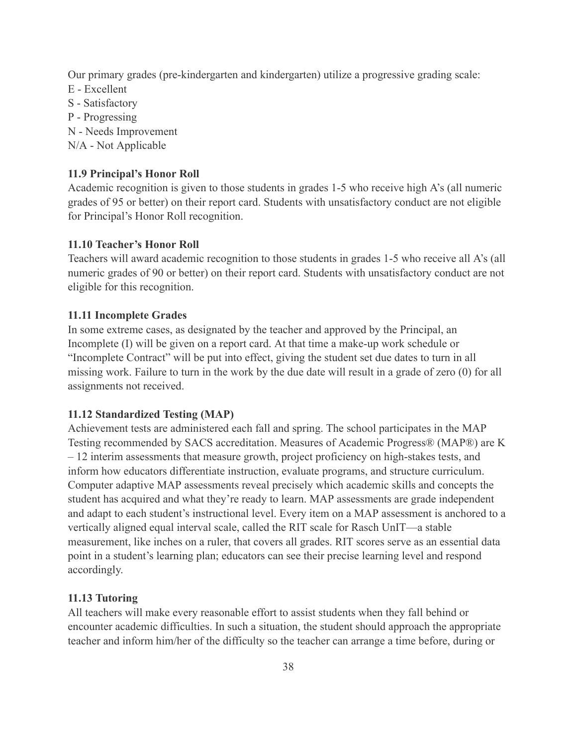Our primary grades (pre-kindergarten and kindergarten) utilize a progressive grading scale:
E - Excellent
S - Satisfactory
P - Progressing
N - Needs Improvement
N/A - Not Applicable

### 11.9 Principal's Honor Roll

Academic recognition is given to those students in grades 1-5 who receive high A's (all numeric grades of 95 or better) on their report card. Students with unsatisfactory conduct are not eligible for Principal's Honor Roll recognition.

### 11.10 Teacher's Honor Roll

Teachers will award academic recognition to those students in grades 1-5 who receive all A's (all numeric grades of 90 or better) on their report card. Students with unsatisfactory conduct are not eligible for this recognition.

### 11.11 Incomplete Grades

In some extreme cases, as designated by the teacher and approved by the Principal, an Incomplete (I) will be given on a report card. At that time a make-up work schedule or "Incomplete Contract" will be put into effect, giving the student set due dates to turn in all missing work. Failure to turn in the work by the due date will result in a grade of zero (0) for all assignments not received.

### 11.12 Standardized Testing (MAP)

Achievement tests are administered each fall and spring. The school participates in the MAP Testing recommended by SACS accreditation. Measures of Academic Progress® (MAP®) are K – 12 interim assessments that measure growth, project proficiency on high-stakes tests, and inform how educators differentiate instruction, evaluate programs, and structure curriculum. Computer adaptive MAP assessments reveal precisely which academic skills and concepts the student has acquired and what they're ready to learn. MAP assessments are grade independent and adapt to each student's instructional level. Every item on a MAP assessment is anchored to a vertically aligned equal interval scale, called the RIT scale for Rasch UnIT—a stable measurement, like inches on a ruler, that covers all grades. RIT scores serve as an essential data point in a student's learning plan; educators can see their precise learning level and respond accordingly.

### 11.13 Tutoring

All teachers will make every reasonable effort to assist students when they fall behind or encounter academic difficulties. In such a situation, the student should approach the appropriate teacher and inform him/her of the difficulty so the teacher can arrange a time before, during or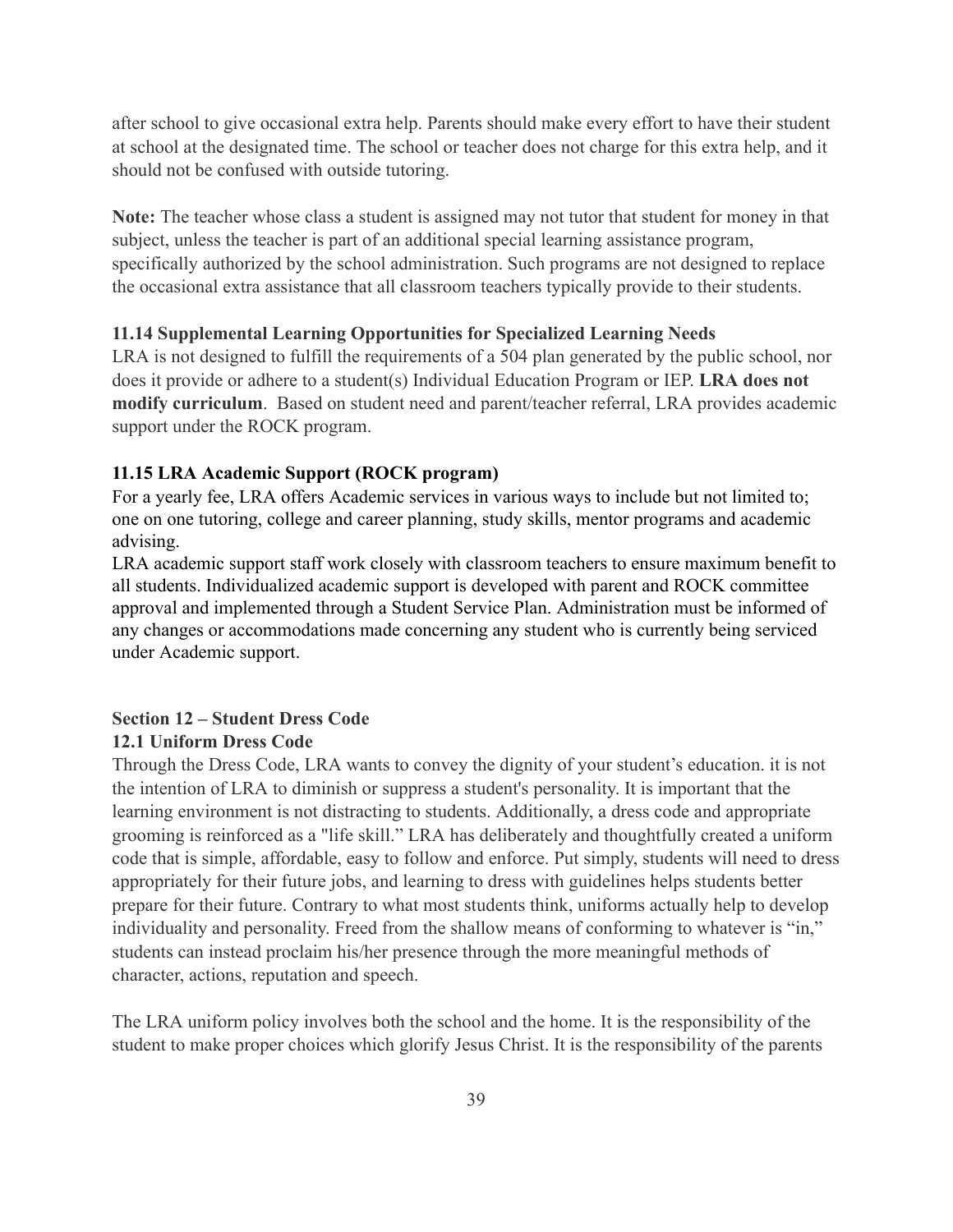after school to give occasional extra help. Parents should make every effort to have their student at school at the designated time. The school or teacher does not charge for this extra help, and it should not be confused with outside tutoring.

**Note:** The teacher whose class a student is assigned may not tutor that student for money in that subject, unless the teacher is part of an additional special learning assistance program, specifically authorized by the school administration. Such programs are not designed to replace the occasional extra assistance that all classroom teachers typically provide to their students.

### 11.14 Supplemental Learning Opportunities for Specialized Learning Needs

LRA is not designed to fulfill the requirements of a 504 plan generated by the public school, nor does it provide or adhere to a student(s) Individual Education Program or IEP. **LRA does not modify curriculum**. Based on student need and parent/teacher referral, LRA provides academic support under the ROCK program.

### 11.15 LRA Academic Support (ROCK program)

For a yearly fee, LRA offers Academic services in various ways to include but not limited to; one on one tutoring, college and career planning, study skills, mentor programs and academic advising.

LRA academic support staff work closely with classroom teachers to ensure maximum benefit to all students. Individualized academic support is developed with parent and ROCK committee approval and implemented through a Student Service Plan. Administration must be informed of any changes or accommodations made concerning any student who is currently being serviced under Academic support.

## Section 12 – Student Dress Code

### 12.1 Uniform Dress Code

Through the Dress Code, LRA wants to convey the dignity of your student's education. it is not the intention of LRA to diminish or suppress a student's personality. It is important that the learning environment is not distracting to students. Additionally, a dress code and appropriate grooming is reinforced as a "life skill." LRA has deliberately and thoughtfully created a uniform code that is simple, affordable, easy to follow and enforce. Put simply, students will need to dress appropriately for their future jobs, and learning to dress with guidelines helps students better prepare for their future. Contrary to what most students think, uniforms actually help to develop individuality and personality. Freed from the shallow means of conforming to whatever is "in," students can instead proclaim his/her presence through the more meaningful methods of character, actions, reputation and speech.

The LRA uniform policy involves both the school and the home. It is the responsibility of the student to make proper choices which glorify Jesus Christ. It is the responsibility of the parents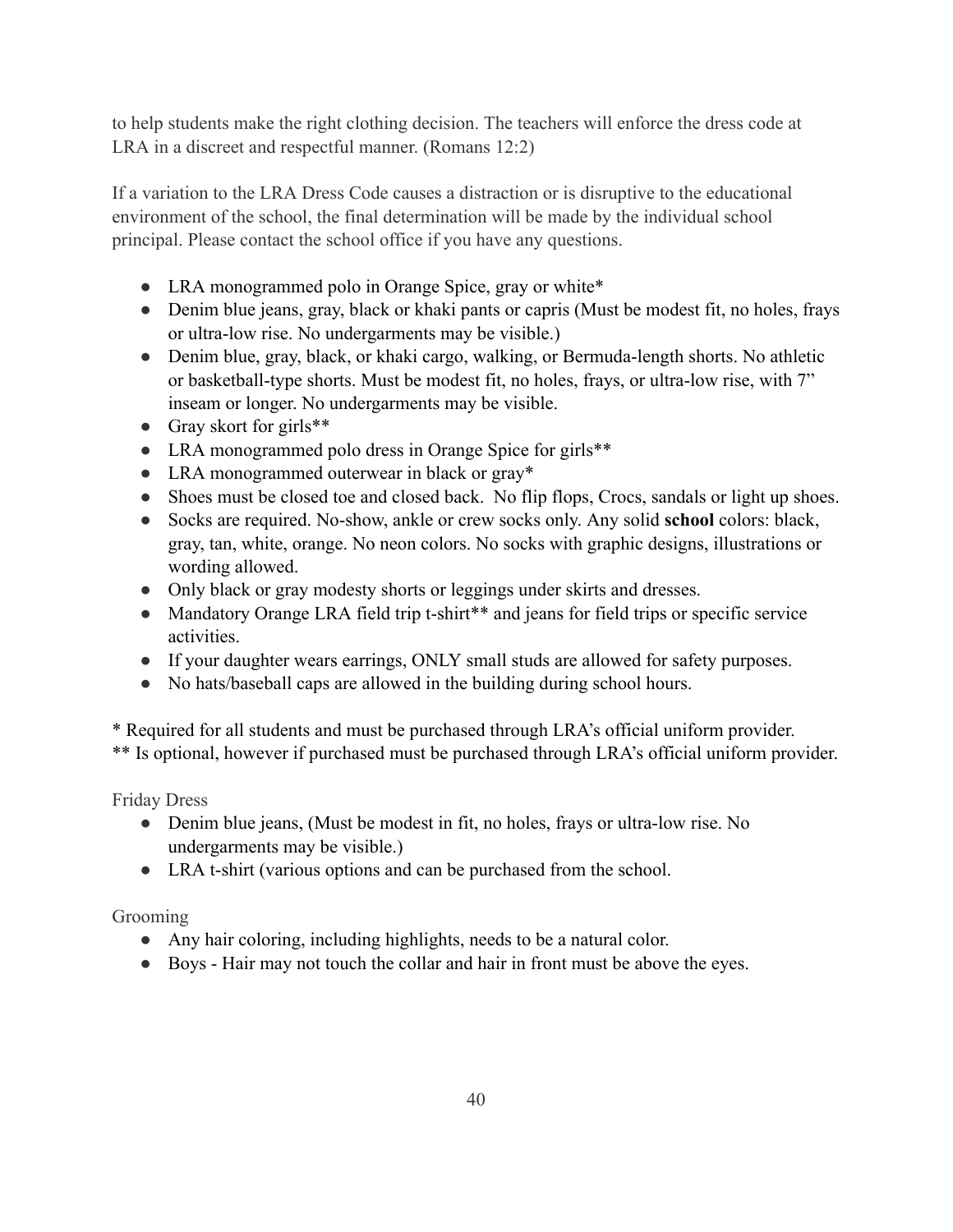to help students make the right clothing decision. The teachers will enforce the dress code at LRA in a discreet and respectful manner. (Romans 12:2)

If a variation to the LRA Dress Code causes a distraction or is disruptive to the educational environment of the school, the final determination will be made by the individual school principal. Please contact the school office if you have any questions.

- LRA monogrammed polo in Orange Spice, gray or white*
- Denim blue jeans, gray, black or khaki pants or capris (Must be modest fit, no holes, frays or ultra-low rise. No undergarments may be visible.)
- Denim blue, gray, black, or khaki cargo, walking, or Bermuda-length shorts. No athletic or basketball-type shorts. Must be modest fit, no holes, frays, or ultra-low rise, with 7" inseam or longer. No undergarments may be visible.
- Gray skort for girls**
- LRA monogrammed polo dress in Orange Spice for girls**
- LRA monogrammed outerwear in black or gray*
- Shoes must be closed toe and closed back. No flip flops, Crocs, sandals or light up shoes.
- Socks are required. No-show, ankle or crew socks only. Any solid **school** colors: black, gray, tan, white, orange. No neon colors. No socks with graphic designs, illustrations or wording allowed.
- Only black or gray modesty shorts or leggings under skirts and dresses.
- Mandatory Orange LRA field trip t-shirt** and jeans for field trips or specific service activities.
- If your daughter wears earrings, ONLY small studs are allowed for safety purposes.
- No hats/baseball caps are allowed in the building during school hours.

\* Required for all students and must be purchased through LRA's official uniform provider.
\*\* Is optional, however if purchased must be purchased through LRA's official uniform provider.

### Friday Dress

- Denim blue jeans, (Must be modest in fit, no holes, frays or ultra-low rise. No undergarments may be visible.)
- LRA t-shirt (various options and can be purchased from the school.

### Grooming

- Any hair coloring, including highlights, needs to be a natural color.
- Boys - Hair may not touch the collar and hair in front must be above the eyes.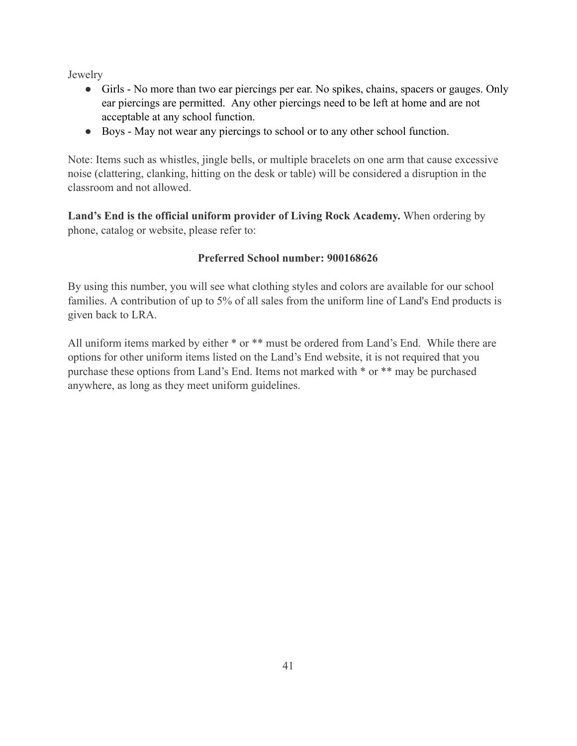Jewelry

- Girls - No more than two ear piercings per ear. No spikes, chains, spacers or gauges. Only ear piercings are permitted.  Any other piercings need to be left at home and are not acceptable at any school function.
- Boys - May not wear any piercings to school or to any other school function.

Note: Items such as whistles, jingle bells, or multiple bracelets on one arm that cause excessive noise (clattering, clanking, hitting on the desk or table) will be considered a disruption in the classroom and not allowed.

**Land's End is the official uniform provider of Living Rock Academy.** When ordering by phone, catalog or website, please refer to:

**Preferred School number: 900168626**

By using this number, you will see what clothing styles and colors are available for our school families. A contribution of up to 5% of all sales from the uniform line of Land's End products is given back to LRA.

All uniform items marked by either * or ** must be ordered from Land's End.  While there are options for other uniform items listed on the Land's End website, it is not required that you purchase these options from Land's End. Items not marked with * or ** may be purchased anywhere, as long as they meet uniform guidelines.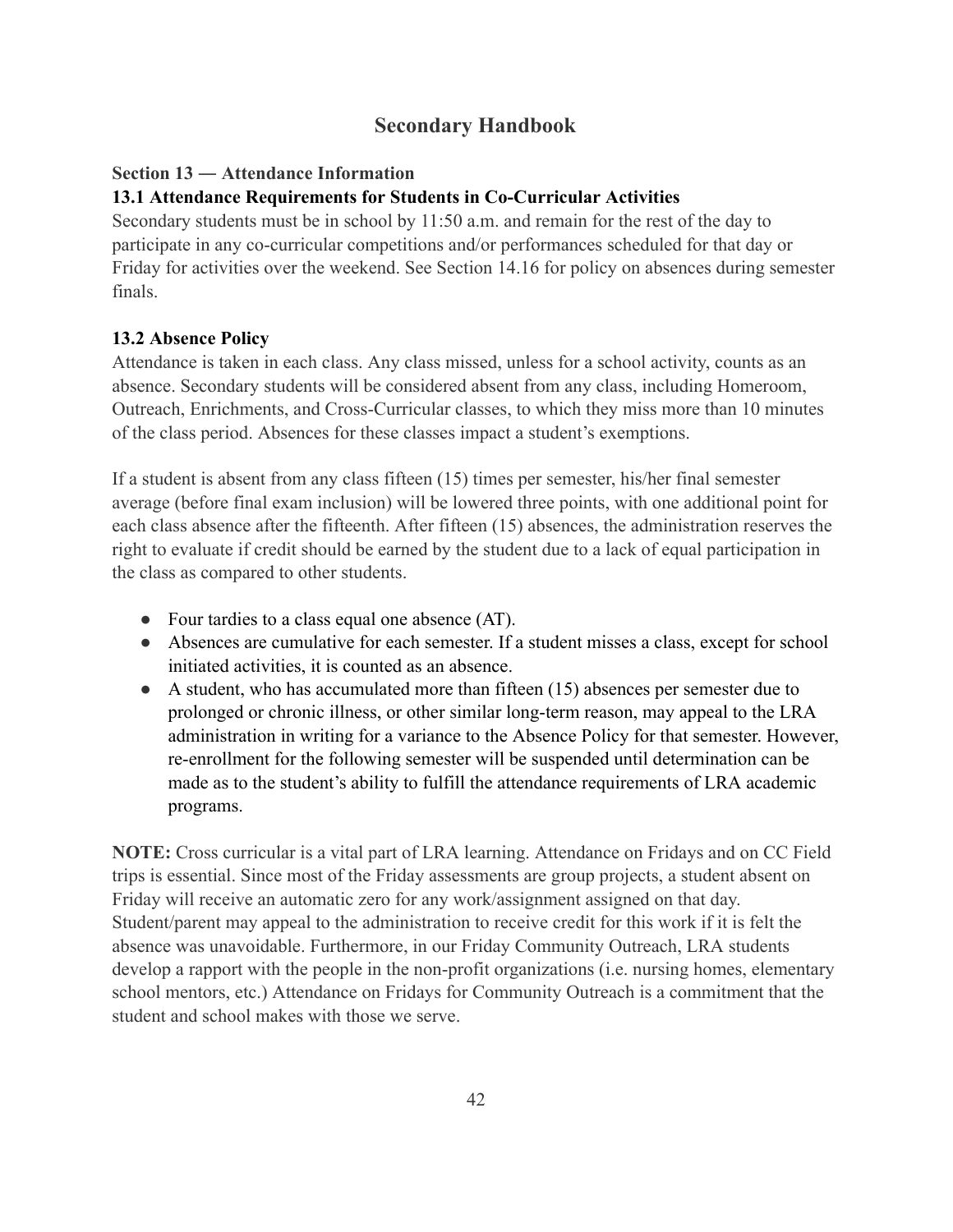# Secondary Handbook

## Section 13 — Attendance Information

### 13.1 Attendance Requirements for Students in Co-Curricular Activities

Secondary students must be in school by 11:50 a.m. and remain for the rest of the day to participate in any co-curricular competitions and/or performances scheduled for that day or Friday for activities over the weekend. See Section 14.16 for policy on absences during semester finals.

### 13.2 Absence Policy

Attendance is taken in each class. Any class missed, unless for a school activity, counts as an absence. Secondary students will be considered absent from any class, including Homeroom, Outreach, Enrichments, and Cross-Curricular classes, to which they miss more than 10 minutes of the class period. Absences for these classes impact a student's exemptions.

If a student is absent from any class fifteen (15) times per semester, his/her final semester average (before final exam inclusion) will be lowered three points, with one additional point for each class absence after the fifteenth. After fifteen (15) absences, the administration reserves the right to evaluate if credit should be earned by the student due to a lack of equal participation in the class as compared to other students.

- Four tardies to a class equal one absence (AT).
- Absences are cumulative for each semester. If a student misses a class, except for school initiated activities, it is counted as an absence.
- A student, who has accumulated more than fifteen (15) absences per semester due to prolonged or chronic illness, or other similar long-term reason, may appeal to the LRA administration in writing for a variance to the Absence Policy for that semester. However, re-enrollment for the following semester will be suspended until determination can be made as to the student's ability to fulfill the attendance requirements of LRA academic programs.

**NOTE:** Cross curricular is a vital part of LRA learning. Attendance on Fridays and on CC Field trips is essential. Since most of the Friday assessments are group projects, a student absent on Friday will receive an automatic zero for any work/assignment assigned on that day. Student/parent may appeal to the administration to receive credit for this work if it is felt the absence was unavoidable. Furthermore, in our Friday Community Outreach, LRA students develop a rapport with the people in the non-profit organizations (i.e. nursing homes, elementary school mentors, etc.) Attendance on Fridays for Community Outreach is a commitment that the student and school makes with those we serve.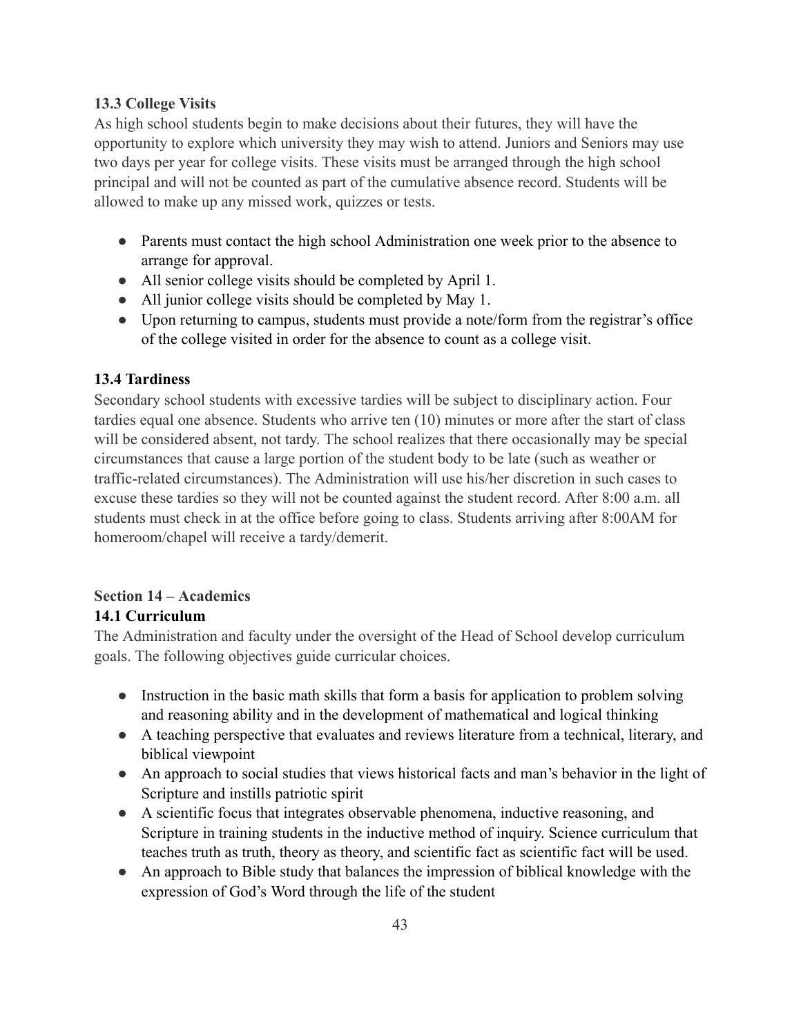### 13.3 College Visits

As high school students begin to make decisions about their futures, they will have the opportunity to explore which university they may wish to attend. Juniors and Seniors may use two days per year for college visits. These visits must be arranged through the high school principal and will not be counted as part of the cumulative absence record. Students will be allowed to make up any missed work, quizzes or tests.

- Parents must contact the high school Administration one week prior to the absence to arrange for approval.
- All senior college visits should be completed by April 1.
- All junior college visits should be completed by May 1.
- Upon returning to campus, students must provide a note/form from the registrar's office of the college visited in order for the absence to count as a college visit.

### 13.4 Tardiness

Secondary school students with excessive tardies will be subject to disciplinary action. Four tardies equal one absence. Students who arrive ten (10) minutes or more after the start of class will be considered absent, not tardy. The school realizes that there occasionally may be special circumstances that cause a large portion of the student body to be late (such as weather or traffic-related circumstances). The Administration will use his/her discretion in such cases to excuse these tardies so they will not be counted against the student record. After 8:00 a.m. all students must check in at the office before going to class. Students arriving after 8:00AM for homeroom/chapel will receive a tardy/demerit.

## Section 14 – Academics

### 14.1 Curriculum

The Administration and faculty under the oversight of the Head of School develop curriculum goals. The following objectives guide curricular choices.

- Instruction in the basic math skills that form a basis for application to problem solving and reasoning ability and in the development of mathematical and logical thinking
- A teaching perspective that evaluates and reviews literature from a technical, literary, and biblical viewpoint
- An approach to social studies that views historical facts and man's behavior in the light of Scripture and instills patriotic spirit
- A scientific focus that integrates observable phenomena, inductive reasoning, and Scripture in training students in the inductive method of inquiry. Science curriculum that teaches truth as truth, theory as theory, and scientific fact as scientific fact will be used.
- An approach to Bible study that balances the impression of biblical knowledge with the expression of God's Word through the life of the student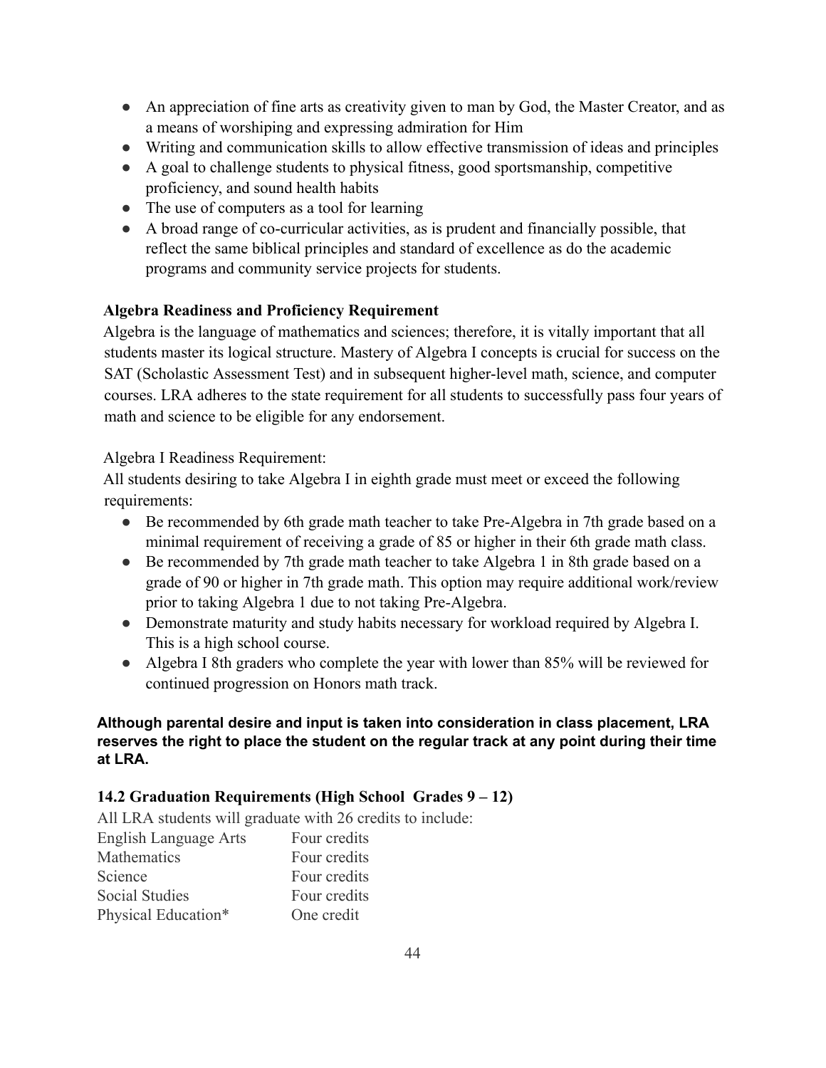- An appreciation of fine arts as creativity given to man by God, the Master Creator, and as a means of worshiping and expressing admiration for Him
- Writing and communication skills to allow effective transmission of ideas and principles
- A goal to challenge students to physical fitness, good sportsmanship, competitive proficiency, and sound health habits
- The use of computers as a tool for learning
- A broad range of co-curricular activities, as is prudent and financially possible, that reflect the same biblical principles and standard of excellence as do the academic programs and community service projects for students.

**Algebra Readiness and Proficiency Requirement**

Algebra is the language of mathematics and sciences; therefore, it is vitally important that all students master its logical structure. Mastery of Algebra I concepts is crucial for success on the SAT (Scholastic Assessment Test) and in subsequent higher-level math, science, and computer courses. LRA adheres to the state requirement for all students to successfully pass four years of math and science to be eligible for any endorsement.

Algebra I Readiness Requirement:

All students desiring to take Algebra I in eighth grade must meet or exceed the following requirements:

- Be recommended by 6th grade math teacher to take Pre-Algebra in 7th grade based on a minimal requirement of receiving a grade of 85 or higher in their 6th grade math class.
- Be recommended by 7th grade math teacher to take Algebra 1 in 8th grade based on a grade of 90 or higher in 7th grade math. This option may require additional work/review prior to taking Algebra 1 due to not taking Pre-Algebra.
- Demonstrate maturity and study habits necessary for workload required by Algebra I. This is a high school course.
- Algebra I 8th graders who complete the year with lower than 85% will be reviewed for continued progression on Honors math track.

**Although parental desire and input is taken into consideration in class placement, LRA reserves the right to place the student on the regular track at any point during their time at LRA.**

### 14.2 Graduation Requirements (High School Grades 9 – 12)

All LRA students will graduate with 26 credits to include:

| | |
|---|---|
| English Language Arts | Four credits |
| Mathematics | Four credits |
| Science | Four credits |
| Social Studies | Four credits |
| Physical Education* | One credit |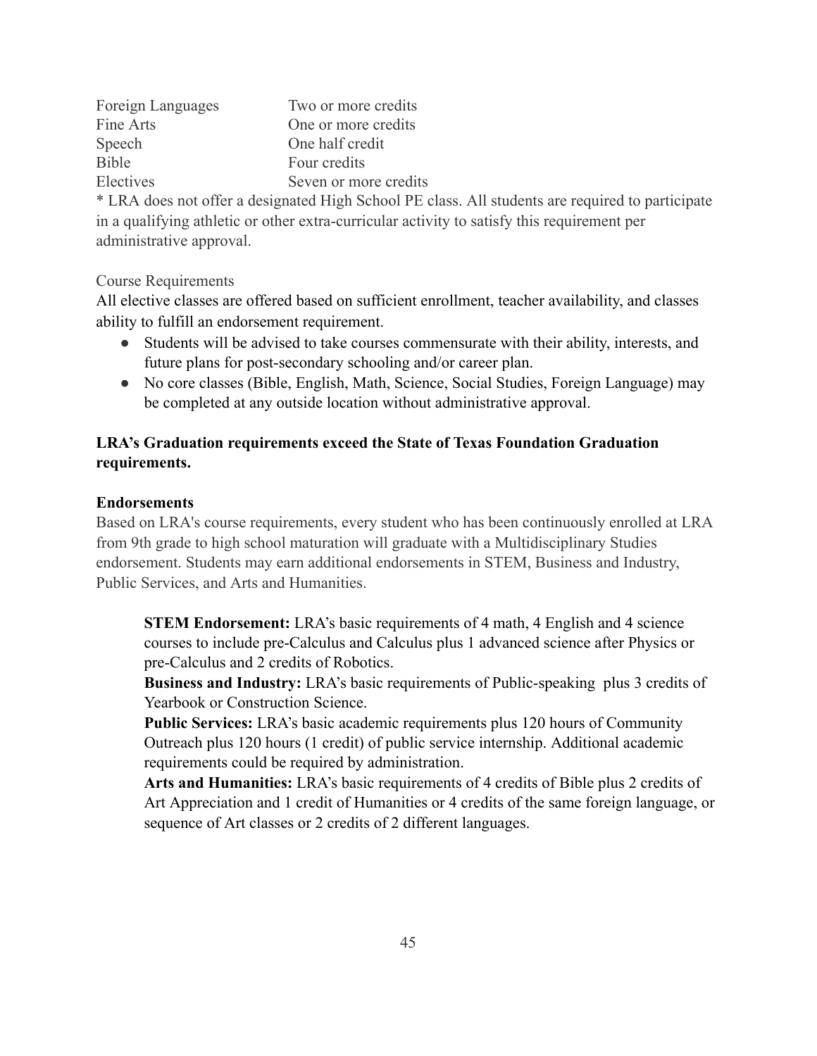| | |
|---|---|
| Foreign Languages | Two or more credits |
| Fine Arts | One or more credits |
| Speech | One half credit |
| Bible | Four credits |
| Electives | Seven or more credits |

* LRA does not offer a designated High School PE class. All students are required to participate in a qualifying athletic or other extra-curricular activity to satisfy this requirement per administrative approval.

Course Requirements

All elective classes are offered based on sufficient enrollment, teacher availability, and classes ability to fulfill an endorsement requirement.

- Students will be advised to take courses commensurate with their ability, interests, and future plans for post-secondary schooling and/or career plan.
- No core classes (Bible, English, Math, Science, Social Studies, Foreign Language) may be completed at any outside location without administrative approval.

**LRA's Graduation requirements exceed the State of Texas Foundation Graduation requirements.**

**Endorsements**

Based on LRA's course requirements, every student who has been continuously enrolled at LRA from 9th grade to high school maturation will graduate with a Multidisciplinary Studies endorsement. Students may earn additional endorsements in STEM, Business and Industry, Public Services, and Arts and Humanities.

> **STEM Endorsement:** LRA's basic requirements of 4 math, 4 English and 4 science courses to include pre-Calculus and Calculus plus 1 advanced science after Physics or pre-Calculus and 2 credits of Robotics.
>
> **Business and Industry:** LRA's basic requirements of Public-speaking plus 3 credits of Yearbook or Construction Science.
>
> **Public Services:** LRA's basic academic requirements plus 120 hours of Community Outreach plus 120 hours (1 credit) of public service internship. Additional academic requirements could be required by administration.
>
> **Arts and Humanities:** LRA's basic requirements of 4 credits of Bible plus 2 credits of Art Appreciation and 1 credit of Humanities or 4 credits of the same foreign language, or sequence of Art classes or 2 credits of 2 different languages.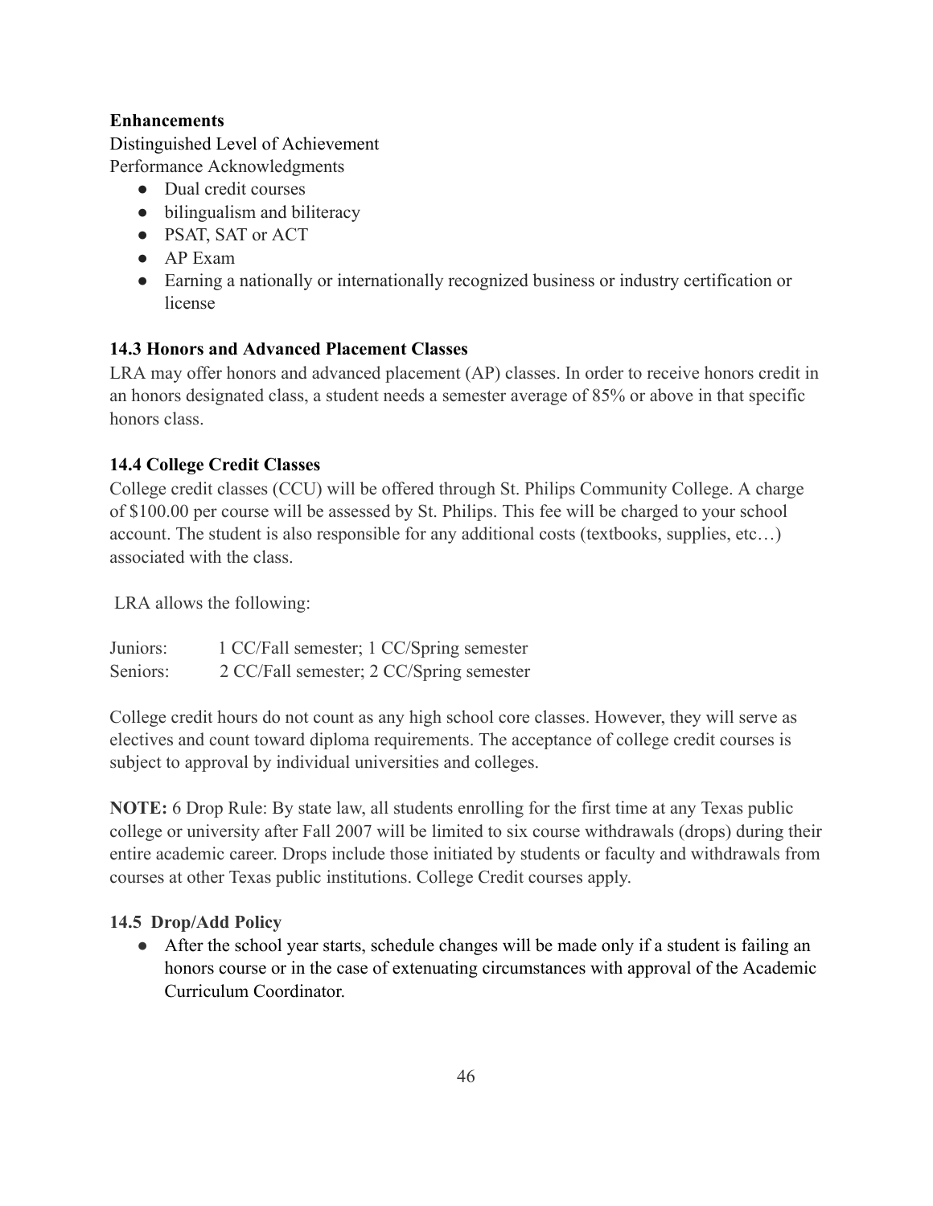**Enhancements**

Distinguished Level of Achievement

Performance Acknowledgments

- Dual credit courses
- bilingualism and biliteracy
- PSAT, SAT or ACT
- AP Exam
- Earning a nationally or internationally recognized business or industry certification or license

### 14.3 Honors and Advanced Placement Classes

LRA may offer honors and advanced placement (AP) classes. In order to receive honors credit in an honors designated class, a student needs a semester average of 85% or above in that specific honors class.

### 14.4 College Credit Classes

College credit classes (CCU) will be offered through St. Philips Community College. A charge of $100.00 per course will be assessed by St. Philips. This fee will be charged to your school account. The student is also responsible for any additional costs (textbooks, supplies, etc…) associated with the class.

LRA allows the following:

| | |
|---|---|
| Juniors: | 1 CC/Fall semester; 1 CC/Spring semester |
| Seniors: | 2 CC/Fall semester; 2 CC/Spring semester |

College credit hours do not count as any high school core classes. However, they will serve as electives and count toward diploma requirements. The acceptance of college credit courses is subject to approval by individual universities and colleges.

**NOTE:** 6 Drop Rule: By state law, all students enrolling for the first time at any Texas public college or university after Fall 2007 will be limited to six course withdrawals (drops) during their entire academic career. Drops include those initiated by students or faculty and withdrawals from courses at other Texas public institutions. College Credit courses apply.

### 14.5 Drop/Add Policy

- After the school year starts, schedule changes will be made only if a student is failing an honors course or in the case of extenuating circumstances with approval of the Academic Curriculum Coordinator.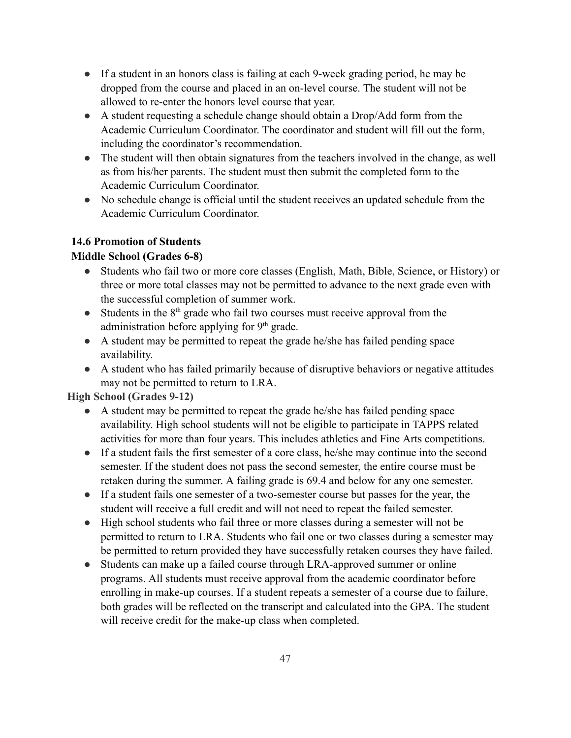- If a student in an honors class is failing at each 9-week grading period, he may be dropped from the course and placed in an on-level course. The student will not be allowed to re-enter the honors level course that year.
- A student requesting a schedule change should obtain a Drop/Add form from the Academic Curriculum Coordinator. The coordinator and student will fill out the form, including the coordinator's recommendation.
- The student will then obtain signatures from the teachers involved in the change, as well as from his/her parents. The student must then submit the completed form to the Academic Curriculum Coordinator.
- No schedule change is official until the student receives an updated schedule from the Academic Curriculum Coordinator.

### 14.6 Promotion of Students

**Middle School (Grades 6-8)**

- Students who fail two or more core classes (English, Math, Bible, Science, or History) or three or more total classes may not be permitted to advance to the next grade even with the successful completion of summer work.
- Students in the 8th grade who fail two courses must receive approval from the administration before applying for 9th grade.
- A student may be permitted to repeat the grade he/she has failed pending space availability.
- A student who has failed primarily because of disruptive behaviors or negative attitudes may not be permitted to return to LRA.

**High School (Grades 9-12)**

- A student may be permitted to repeat the grade he/she has failed pending space availability. High school students will not be eligible to participate in TAPPS related activities for more than four years. This includes athletics and Fine Arts competitions.
- If a student fails the first semester of a core class, he/she may continue into the second semester. If the student does not pass the second semester, the entire course must be retaken during the summer. A failing grade is 69.4 and below for any one semester.
- If a student fails one semester of a two-semester course but passes for the year, the student will receive a full credit and will not need to repeat the failed semester.
- High school students who fail three or more classes during a semester will not be permitted to return to LRA. Students who fail one or two classes during a semester may be permitted to return provided they have successfully retaken courses they have failed.
- Students can make up a failed course through LRA-approved summer or online programs. All students must receive approval from the academic coordinator before enrolling in make-up courses. If a student repeats a semester of a course due to failure, both grades will be reflected on the transcript and calculated into the GPA. The student will receive credit for the make-up class when completed.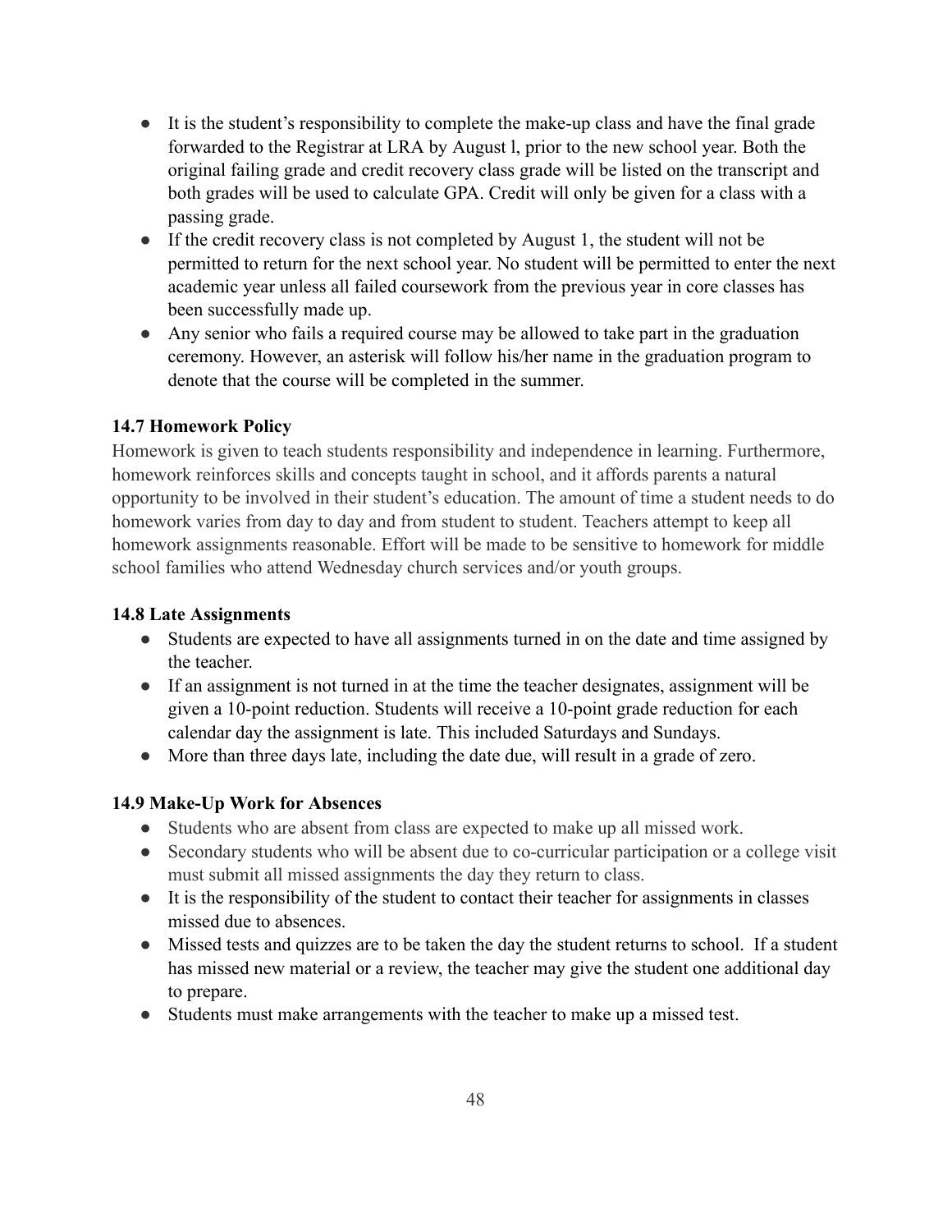- It is the student's responsibility to complete the make-up class and have the final grade forwarded to the Registrar at LRA by August l, prior to the new school year. Both the original failing grade and credit recovery class grade will be listed on the transcript and both grades will be used to calculate GPA. Credit will only be given for a class with a passing grade.
- If the credit recovery class is not completed by August 1, the student will not be permitted to return for the next school year. No student will be permitted to enter the next academic year unless all failed coursework from the previous year in core classes has been successfully made up.
- Any senior who fails a required course may be allowed to take part in the graduation ceremony. However, an asterisk will follow his/her name in the graduation program to denote that the course will be completed in the summer.

### 14.7 Homework Policy

Homework is given to teach students responsibility and independence in learning. Furthermore, homework reinforces skills and concepts taught in school, and it affords parents a natural opportunity to be involved in their student's education. The amount of time a student needs to do homework varies from day to day and from student to student. Teachers attempt to keep all homework assignments reasonable. Effort will be made to be sensitive to homework for middle school families who attend Wednesday church services and/or youth groups.

### 14.8 Late Assignments

- Students are expected to have all assignments turned in on the date and time assigned by the teacher.
- If an assignment is not turned in at the time the teacher designates, assignment will be given a 10-point reduction. Students will receive a 10-point grade reduction for each calendar day the assignment is late. This included Saturdays and Sundays.
- More than three days late, including the date due, will result in a grade of zero.

### 14.9 Make-Up Work for Absences

- Students who are absent from class are expected to make up all missed work.
- Secondary students who will be absent due to co-curricular participation or a college visit must submit all missed assignments the day they return to class.
- It is the responsibility of the student to contact their teacher for assignments in classes missed due to absences.
- Missed tests and quizzes are to be taken the day the student returns to school. If a student has missed new material or a review, the teacher may give the student one additional day to prepare.
- Students must make arrangements with the teacher to make up a missed test.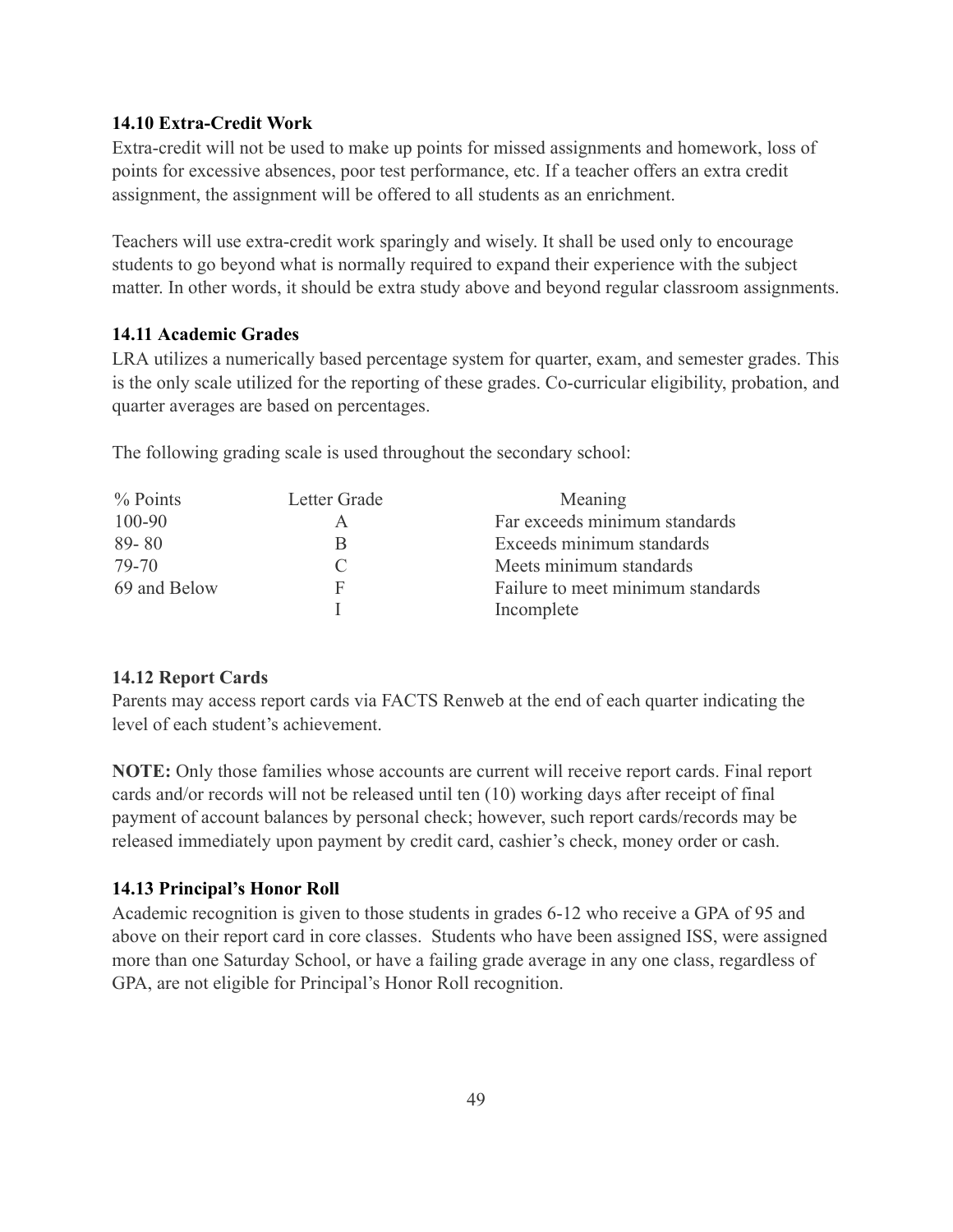### 14.10 Extra-Credit Work

Extra-credit will not be used to make up points for missed assignments and homework, loss of points for excessive absences, poor test performance, etc. If a teacher offers an extra credit assignment, the assignment will be offered to all students as an enrichment.

Teachers will use extra-credit work sparingly and wisely. It shall be used only to encourage students to go beyond what is normally required to expand their experience with the subject matter. In other words, it should be extra study above and beyond regular classroom assignments.

### 14.11 Academic Grades

LRA utilizes a numerically based percentage system for quarter, exam, and semester grades. This is the only scale utilized for the reporting of these grades. Co-curricular eligibility, probation, and quarter averages are based on percentages.

The following grading scale is used throughout the secondary school:

| % Points | Letter Grade | Meaning |
|---|---|---|
| 100-90 | A | Far exceeds minimum standards |
| 89- 80 | B | Exceeds minimum standards |
| 79-70 | C | Meets minimum standards |
| 69 and Below | F | Failure to meet minimum standards |
| | I | Incomplete |

### 14.12 Report Cards

Parents may access report cards via FACTS Renweb at the end of each quarter indicating the level of each student's achievement.

**NOTE:** Only those families whose accounts are current will receive report cards. Final report cards and/or records will not be released until ten (10) working days after receipt of final payment of account balances by personal check; however, such report cards/records may be released immediately upon payment by credit card, cashier's check, money order or cash.

### 14.13 Principal's Honor Roll

Academic recognition is given to those students in grades 6-12 who receive a GPA of 95 and above on their report card in core classes. Students who have been assigned ISS, were assigned more than one Saturday School, or have a failing grade average in any one class, regardless of GPA, are not eligible for Principal's Honor Roll recognition.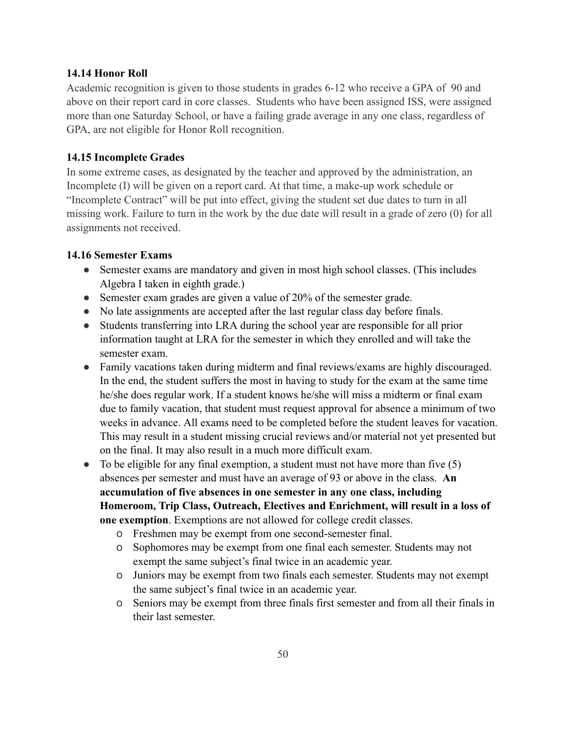### 14.14 Honor Roll

Academic recognition is given to those students in grades 6-12 who receive a GPA of 90 and above on their report card in core classes. Students who have been assigned ISS, were assigned more than one Saturday School, or have a failing grade average in any one class, regardless of GPA, are not eligible for Honor Roll recognition.

### 14.15 Incomplete Grades

In some extreme cases, as designated by the teacher and approved by the administration, an Incomplete (I) will be given on a report card. At that time, a make-up work schedule or "Incomplete Contract" will be put into effect, giving the student set due dates to turn in all missing work. Failure to turn in the work by the due date will result in a grade of zero (0) for all assignments not received.

### 14.16 Semester Exams

- Semester exams are mandatory and given in most high school classes. (This includes Algebra I taken in eighth grade.)
- Semester exam grades are given a value of 20% of the semester grade.
- No late assignments are accepted after the last regular class day before finals.
- Students transferring into LRA during the school year are responsible for all prior information taught at LRA for the semester in which they enrolled and will take the semester exam.
- Family vacations taken during midterm and final reviews/exams are highly discouraged. In the end, the student suffers the most in having to study for the exam at the same time he/she does regular work. If a student knows he/she will miss a midterm or final exam due to family vacation, that student must request approval for absence a minimum of two weeks in advance. All exams need to be completed before the student leaves for vacation. This may result in a student missing crucial reviews and/or material not yet presented but on the final. It may also result in a much more difficult exam.
- To be eligible for any final exemption, a student must not have more than five (5) absences per semester and must have an average of 93 or above in the class. **An accumulation of five absences in one semester in any one class, including Homeroom, Trip Class, Outreach, Electives and Enrichment, will result in a loss of one exemption**. Exemptions are not allowed for college credit classes.
  - Freshmen may be exempt from one second-semester final.
  - Sophomores may be exempt from one final each semester. Students may not exempt the same subject's final twice in an academic year.
  - Juniors may be exempt from two finals each semester. Students may not exempt the same subject's final twice in an academic year.
  - Seniors may be exempt from three finals first semester and from all their finals in their last semester.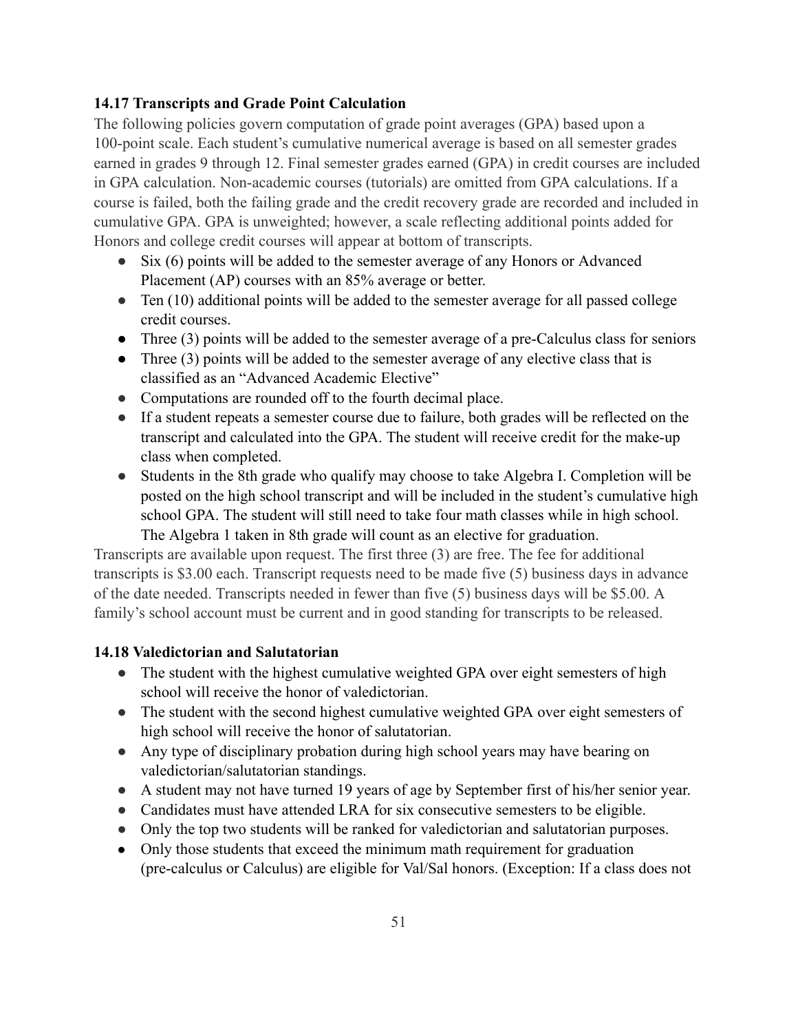### 14.17 Transcripts and Grade Point Calculation

The following policies govern computation of grade point averages (GPA) based upon a 100-point scale. Each student's cumulative numerical average is based on all semester grades earned in grades 9 through 12. Final semester grades earned (GPA) in credit courses are included in GPA calculation. Non-academic courses (tutorials) are omitted from GPA calculations. If a course is failed, both the failing grade and the credit recovery grade are recorded and included in cumulative GPA. GPA is unweighted; however, a scale reflecting additional points added for Honors and college credit courses will appear at bottom of transcripts.

- Six (6) points will be added to the semester average of any Honors or Advanced Placement (AP) courses with an 85% average or better.
- Ten (10) additional points will be added to the semester average for all passed college credit courses.
- Three (3) points will be added to the semester average of a pre-Calculus class for seniors
- Three (3) points will be added to the semester average of any elective class that is classified as an "Advanced Academic Elective"
- Computations are rounded off to the fourth decimal place.
- If a student repeats a semester course due to failure, both grades will be reflected on the transcript and calculated into the GPA. The student will receive credit for the make-up class when completed.
- Students in the 8th grade who qualify may choose to take Algebra I. Completion will be posted on the high school transcript and will be included in the student's cumulative high school GPA. The student will still need to take four math classes while in high school. The Algebra 1 taken in 8th grade will count as an elective for graduation.

Transcripts are available upon request. The first three (3) are free. The fee for additional transcripts is $3.00 each. Transcript requests need to be made five (5) business days in advance of the date needed. Transcripts needed in fewer than five (5) business days will be $5.00. A family's school account must be current and in good standing for transcripts to be released.

### 14.18 Valedictorian and Salutatorian

- The student with the highest cumulative weighted GPA over eight semesters of high school will receive the honor of valedictorian.
- The student with the second highest cumulative weighted GPA over eight semesters of high school will receive the honor of salutatorian.
- Any type of disciplinary probation during high school years may have bearing on valedictorian/salutatorian standings.
- A student may not have turned 19 years of age by September first of his/her senior year.
- Candidates must have attended LRA for six consecutive semesters to be eligible.
- Only the top two students will be ranked for valedictorian and salutatorian purposes.
- Only those students that exceed the minimum math requirement for graduation (pre-calculus or Calculus) are eligible for Val/Sal honors. (Exception: If a class does not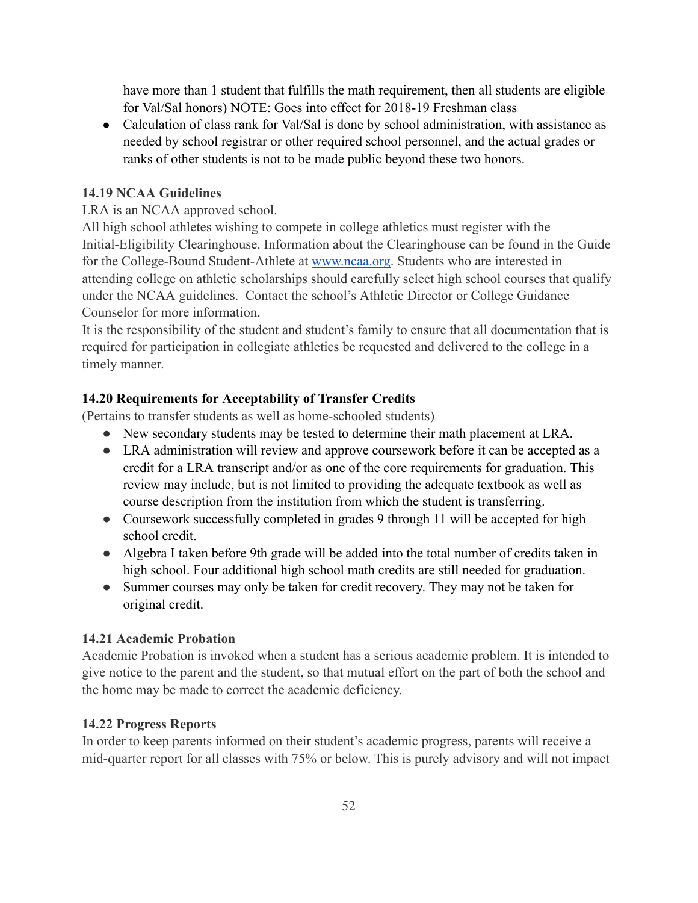have more than 1 student that fulfills the math requirement, then all students are eligible for Val/Sal honors) NOTE: Goes into effect for 2018-19 Freshman class

- Calculation of class rank for Val/Sal is done by school administration, with assistance as needed by school registrar or other required school personnel, and the actual grades or ranks of other students is not to be made public beyond these two honors.

**14.19 NCAA Guidelines**

LRA is an NCAA approved school.
All high school athletes wishing to compete in college athletics must register with the Initial-Eligibility Clearinghouse. Information about the Clearinghouse can be found in the Guide for the College-Bound Student-Athlete at [www.ncaa.org](http://www.ncaa.org). Students who are interested in attending college on athletic scholarships should carefully select high school courses that qualify under the NCAA guidelines. Contact the school's Athletic Director or College Guidance Counselor for more information.
It is the responsibility of the student and student's family to ensure that all documentation that is required for participation in collegiate athletics be requested and delivered to the college in a timely manner.

**14.20 Requirements for Acceptability of Transfer Credits**

(Pertains to transfer students as well as home-schooled students)

- New secondary students may be tested to determine their math placement at LRA.
- LRA administration will review and approve coursework before it can be accepted as a credit for a LRA transcript and/or as one of the core requirements for graduation. This review may include, but is not limited to providing the adequate textbook as well as course description from the institution from which the student is transferring.
- Coursework successfully completed in grades 9 through 11 will be accepted for high school credit.
- Algebra I taken before 9th grade will be added into the total number of credits taken in high school. Four additional high school math credits are still needed for graduation.
- Summer courses may only be taken for credit recovery. They may not be taken for original credit.

**14.21 Academic Probation**

Academic Probation is invoked when a student has a serious academic problem. It is intended to give notice to the parent and the student, so that mutual effort on the part of both the school and the home may be made to correct the academic deficiency.

**14.22 Progress Reports**

In order to keep parents informed on their student's academic progress, parents will receive a mid-quarter report for all classes with 75% or below. This is purely advisory and will not impact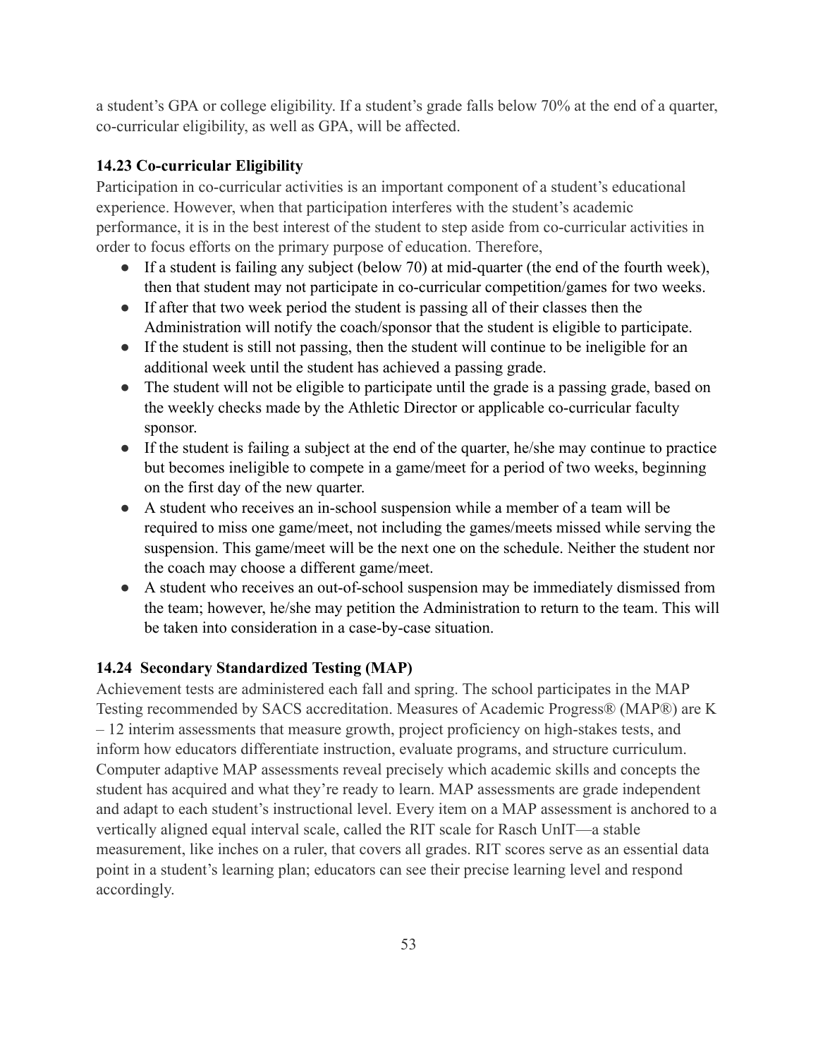a student's GPA or college eligibility. If a student's grade falls below 70% at the end of a quarter, co-curricular eligibility, as well as GPA, will be affected.

### 14.23 Co-curricular Eligibility

Participation in co-curricular activities is an important component of a student's educational experience. However, when that participation interferes with the student's academic performance, it is in the best interest of the student to step aside from co-curricular activities in order to focus efforts on the primary purpose of education. Therefore,

- If a student is failing any subject (below 70) at mid-quarter (the end of the fourth week), then that student may not participate in co-curricular competition/games for two weeks.
- If after that two week period the student is passing all of their classes then the Administration will notify the coach/sponsor that the student is eligible to participate.
- If the student is still not passing, then the student will continue to be ineligible for an additional week until the student has achieved a passing grade.
- The student will not be eligible to participate until the grade is a passing grade, based on the weekly checks made by the Athletic Director or applicable co-curricular faculty sponsor.
- If the student is failing a subject at the end of the quarter, he/she may continue to practice but becomes ineligible to compete in a game/meet for a period of two weeks, beginning on the first day of the new quarter.
- A student who receives an in-school suspension while a member of a team will be required to miss one game/meet, not including the games/meets missed while serving the suspension. This game/meet will be the next one on the schedule. Neither the student nor the coach may choose a different game/meet.
- A student who receives an out-of-school suspension may be immediately dismissed from the team; however, he/she may petition the Administration to return to the team. This will be taken into consideration in a case-by-case situation.

### 14.24 Secondary Standardized Testing (MAP)

Achievement tests are administered each fall and spring. The school participates in the MAP Testing recommended by SACS accreditation. Measures of Academic Progress® (MAP®) are K – 12 interim assessments that measure growth, project proficiency on high-stakes tests, and inform how educators differentiate instruction, evaluate programs, and structure curriculum. Computer adaptive MAP assessments reveal precisely which academic skills and concepts the student has acquired and what they're ready to learn. MAP assessments are grade independent and adapt to each student's instructional level. Every item on a MAP assessment is anchored to a vertically aligned equal interval scale, called the RIT scale for Rasch UnIT—a stable measurement, like inches on a ruler, that covers all grades. RIT scores serve as an essential data point in a student's learning plan; educators can see their precise learning level and respond accordingly.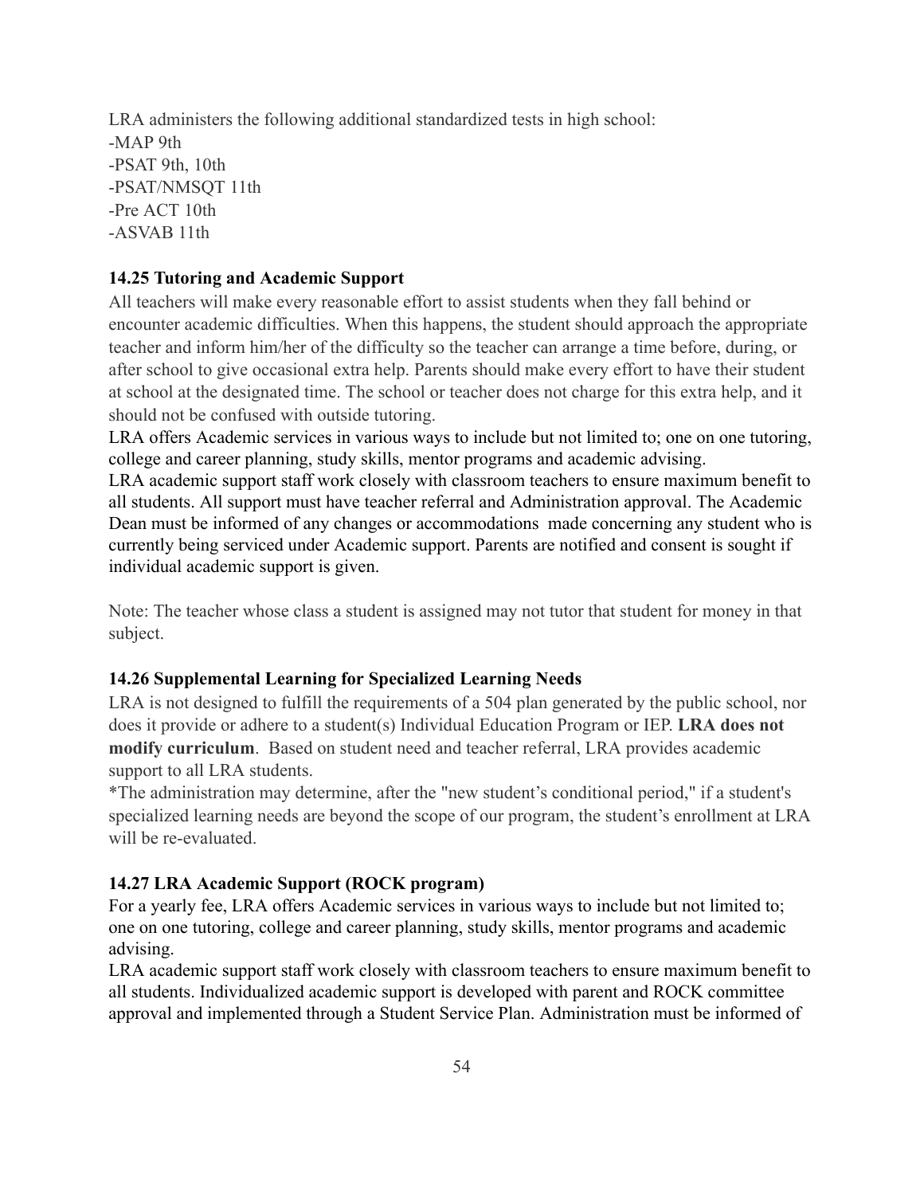LRA administers the following additional standardized tests in high school:
-MAP 9th
-PSAT 9th, 10th
-PSAT/NMSQT 11th
-Pre ACT 10th
-ASVAB 11th

### 14.25 Tutoring and Academic Support

All teachers will make every reasonable effort to assist students when they fall behind or encounter academic difficulties. When this happens, the student should approach the appropriate teacher and inform him/her of the difficulty so the teacher can arrange a time before, during, or after school to give occasional extra help. Parents should make every effort to have their student at school at the designated time. The school or teacher does not charge for this extra help, and it should not be confused with outside tutoring.
LRA offers Academic services in various ways to include but not limited to; one on one tutoring, college and career planning, study skills, mentor programs and academic advising.
LRA academic support staff work closely with classroom teachers to ensure maximum benefit to all students. All support must have teacher referral and Administration approval. The Academic Dean must be informed of any changes or accommodations made concerning any student who is currently being serviced under Academic support. Parents are notified and consent is sought if individual academic support is given.

Note: The teacher whose class a student is assigned may not tutor that student for money in that subject.

### 14.26 Supplemental Learning for Specialized Learning Needs

LRA is not designed to fulfill the requirements of a 504 plan generated by the public school, nor does it provide or adhere to a student(s) Individual Education Program or IEP. **LRA does not modify curriculum**. Based on student need and teacher referral, LRA provides academic support to all LRA students.
*The administration may determine, after the "new student's conditional period," if a student's specialized learning needs are beyond the scope of our program, the student's enrollment at LRA will be re-evaluated.

### 14.27 LRA Academic Support (ROCK program)

For a yearly fee, LRA offers Academic services in various ways to include but not limited to; one on one tutoring, college and career planning, study skills, mentor programs and academic advising.
LRA academic support staff work closely with classroom teachers to ensure maximum benefit to all students. Individualized academic support is developed with parent and ROCK committee approval and implemented through a Student Service Plan. Administration must be informed of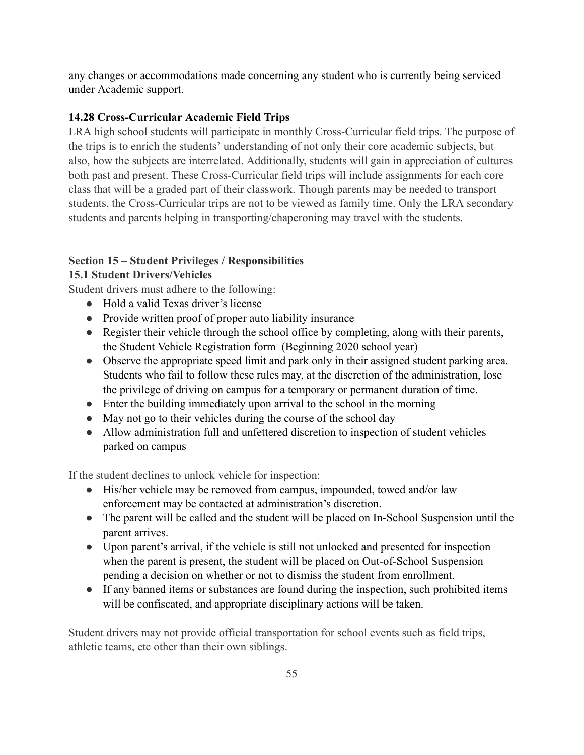any changes or accommodations made concerning any student who is currently being serviced under Academic support.

### 14.28 Cross-Curricular Academic Field Trips

LRA high school students will participate in monthly Cross-Curricular field trips. The purpose of the trips is to enrich the students' understanding of not only their core academic subjects, but also, how the subjects are interrelated. Additionally, students will gain in appreciation of cultures both past and present. These Cross-Curricular field trips will include assignments for each core class that will be a graded part of their classwork. Though parents may be needed to transport students, the Cross-Curricular trips are not to be viewed as family time. Only the LRA secondary students and parents helping in transporting/chaperoning may travel with the students.

## Section 15 – Student Privileges / Responsibilities

### 15.1 Student Drivers/Vehicles

Student drivers must adhere to the following:

- Hold a valid Texas driver's license
- Provide written proof of proper auto liability insurance
- Register their vehicle through the school office by completing, along with their parents, the Student Vehicle Registration form (Beginning 2020 school year)
- Observe the appropriate speed limit and park only in their assigned student parking area. Students who fail to follow these rules may, at the discretion of the administration, lose the privilege of driving on campus for a temporary or permanent duration of time.
- Enter the building immediately upon arrival to the school in the morning
- May not go to their vehicles during the course of the school day
- Allow administration full and unfettered discretion to inspection of student vehicles parked on campus

If the student declines to unlock vehicle for inspection:

- His/her vehicle may be removed from campus, impounded, towed and/or law enforcement may be contacted at administration's discretion.
- The parent will be called and the student will be placed on In-School Suspension until the parent arrives.
- Upon parent's arrival, if the vehicle is still not unlocked and presented for inspection when the parent is present, the student will be placed on Out-of-School Suspension pending a decision on whether or not to dismiss the student from enrollment.
- If any banned items or substances are found during the inspection, such prohibited items will be confiscated, and appropriate disciplinary actions will be taken.

Student drivers may not provide official transportation for school events such as field trips, athletic teams, etc other than their own siblings.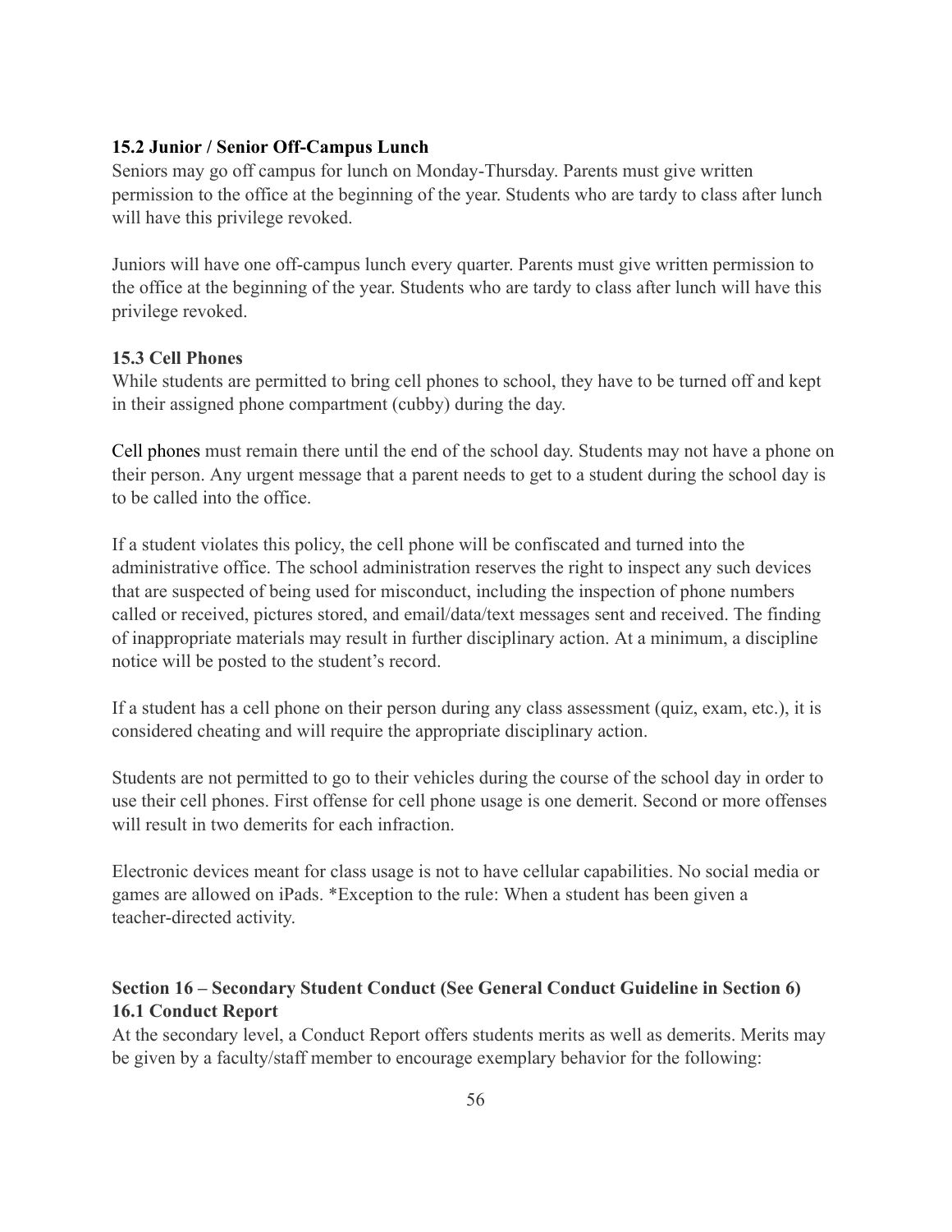### 15.2 Junior / Senior Off-Campus Lunch

Seniors may go off campus for lunch on Monday-Thursday. Parents must give written permission to the office at the beginning of the year. Students who are tardy to class after lunch will have this privilege revoked.

Juniors will have one off-campus lunch every quarter. Parents must give written permission to the office at the beginning of the year. Students who are tardy to class after lunch will have this privilege revoked.

### 15.3 Cell Phones

While students are permitted to bring cell phones to school, they have to be turned off and kept in their assigned phone compartment (cubby) during the day.

Cell phones must remain there until the end of the school day. Students may not have a phone on their person. Any urgent message that a parent needs to get to a student during the school day is to be called into the office.

If a student violates this policy, the cell phone will be confiscated and turned into the administrative office. The school administration reserves the right to inspect any such devices that are suspected of being used for misconduct, including the inspection of phone numbers called or received, pictures stored, and email/data/text messages sent and received. The finding of inappropriate materials may result in further disciplinary action. At a minimum, a discipline notice will be posted to the student's record.

If a student has a cell phone on their person during any class assessment (quiz, exam, etc.), it is considered cheating and will require the appropriate disciplinary action.

Students are not permitted to go to their vehicles during the course of the school day in order to use their cell phones. First offense for cell phone usage is one demerit. Second or more offenses will result in two demerits for each infraction.

Electronic devices meant for class usage is not to have cellular capabilities. No social media or games are allowed on iPads. *Exception to the rule: When a student has been given a teacher-directed activity.

## Section 16 – Secondary Student Conduct (See General Conduct Guideline in Section 6)

### 16.1 Conduct Report

At the secondary level, a Conduct Report offers students merits as well as demerits. Merits may be given by a faculty/staff member to encourage exemplary behavior for the following: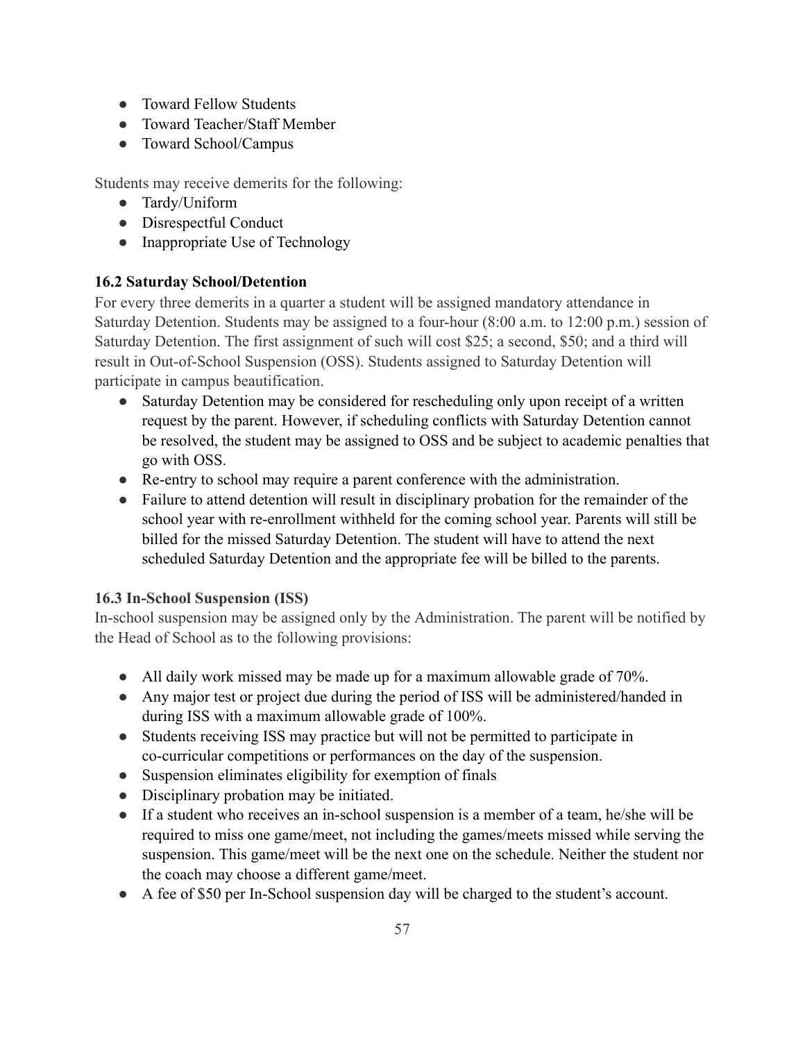- Toward Fellow Students
- Toward Teacher/Staff Member
- Toward School/Campus

Students may receive demerits for the following:

- Tardy/Uniform
- Disrespectful Conduct
- Inappropriate Use of Technology

### 16.2 Saturday School/Detention

For every three demerits in a quarter a student will be assigned mandatory attendance in Saturday Detention. Students may be assigned to a four-hour (8:00 a.m. to 12:00 p.m.) session of Saturday Detention. The first assignment of such will cost $25; a second, $50; and a third will result in Out-of-School Suspension (OSS). Students assigned to Saturday Detention will participate in campus beautification.

- Saturday Detention may be considered for rescheduling only upon receipt of a written request by the parent. However, if scheduling conflicts with Saturday Detention cannot be resolved, the student may be assigned to OSS and be subject to academic penalties that go with OSS.
- Re-entry to school may require a parent conference with the administration.
- Failure to attend detention will result in disciplinary probation for the remainder of the school year with re-enrollment withheld for the coming school year. Parents will still be billed for the missed Saturday Detention. The student will have to attend the next scheduled Saturday Detention and the appropriate fee will be billed to the parents.

### 16.3 In-School Suspension (ISS)

In-school suspension may be assigned only by the Administration. The parent will be notified by the Head of School as to the following provisions:

- All daily work missed may be made up for a maximum allowable grade of 70%.
- Any major test or project due during the period of ISS will be administered/handed in during ISS with a maximum allowable grade of 100%.
- Students receiving ISS may practice but will not be permitted to participate in co-curricular competitions or performances on the day of the suspension.
- Suspension eliminates eligibility for exemption of finals
- Disciplinary probation may be initiated.
- If a student who receives an in-school suspension is a member of a team, he/she will be required to miss one game/meet, not including the games/meets missed while serving the suspension. This game/meet will be the next one on the schedule. Neither the student nor the coach may choose a different game/meet.
- A fee of $50 per In-School suspension day will be charged to the student's account.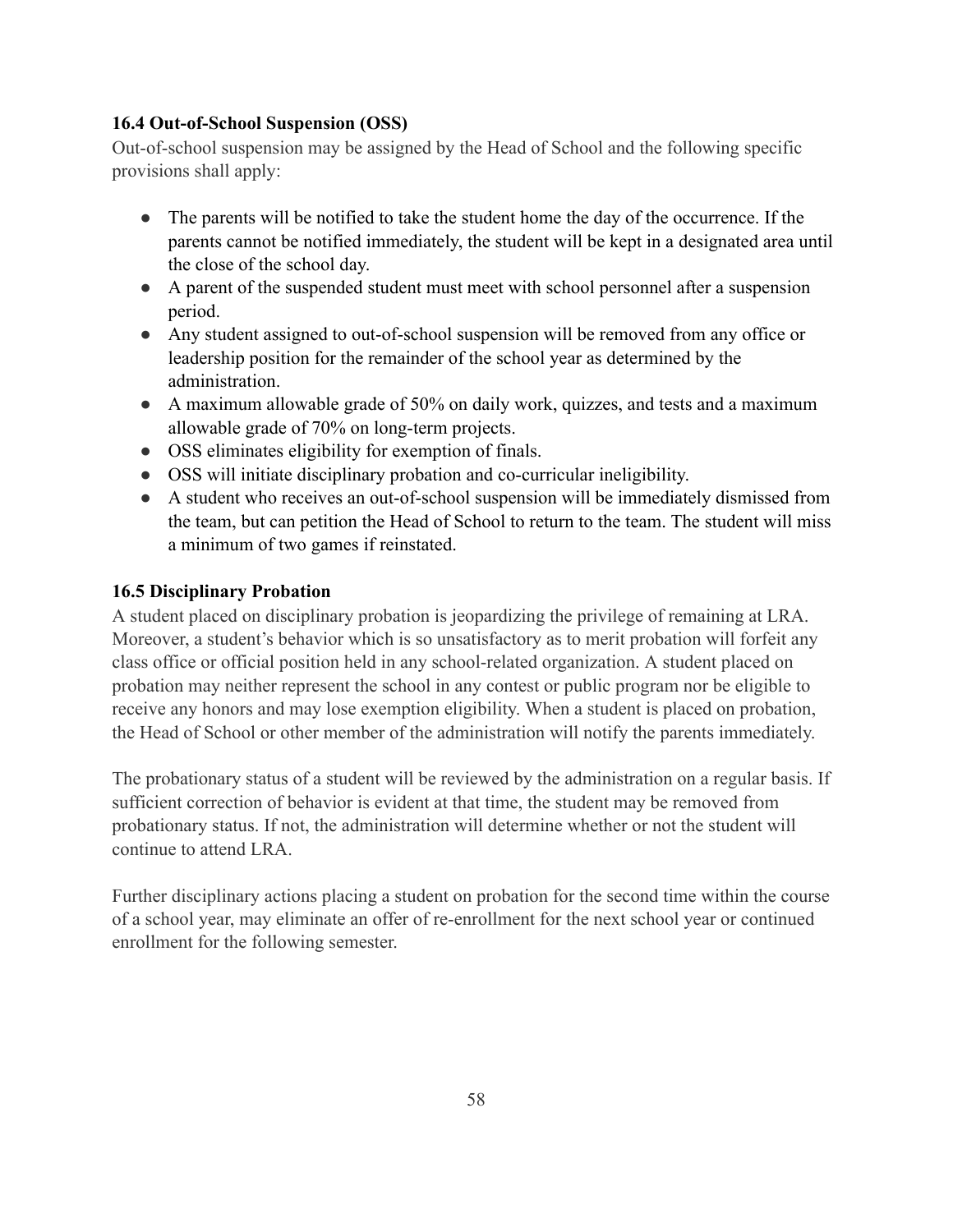### 16.4 Out-of-School Suspension (OSS)

Out-of-school suspension may be assigned by the Head of School and the following specific provisions shall apply:

- The parents will be notified to take the student home the day of the occurrence. If the parents cannot be notified immediately, the student will be kept in a designated area until the close of the school day.
- A parent of the suspended student must meet with school personnel after a suspension period.
- Any student assigned to out-of-school suspension will be removed from any office or leadership position for the remainder of the school year as determined by the administration.
- A maximum allowable grade of 50% on daily work, quizzes, and tests and a maximum allowable grade of 70% on long-term projects.
- OSS eliminates eligibility for exemption of finals.
- OSS will initiate disciplinary probation and co-curricular ineligibility.
- A student who receives an out-of-school suspension will be immediately dismissed from the team, but can petition the Head of School to return to the team. The student will miss a minimum of two games if reinstated.

### 16.5 Disciplinary Probation

A student placed on disciplinary probation is jeopardizing the privilege of remaining at LRA. Moreover, a student's behavior which is so unsatisfactory as to merit probation will forfeit any class office or official position held in any school-related organization. A student placed on probation may neither represent the school in any contest or public program nor be eligible to receive any honors and may lose exemption eligibility. When a student is placed on probation, the Head of School or other member of the administration will notify the parents immediately.

The probationary status of a student will be reviewed by the administration on a regular basis. If sufficient correction of behavior is evident at that time, the student may be removed from probationary status. If not, the administration will determine whether or not the student will continue to attend LRA.

Further disciplinary actions placing a student on probation for the second time within the course of a school year, may eliminate an offer of re-enrollment for the next school year or continued enrollment for the following semester.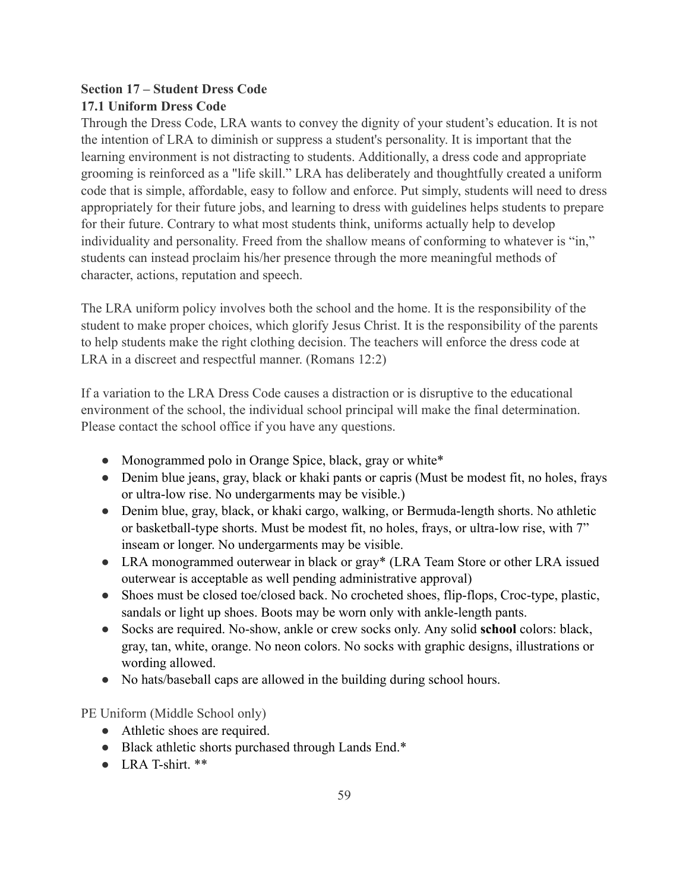**Section 17 – Student Dress Code**

**17.1 Uniform Dress Code**

Through the Dress Code, LRA wants to convey the dignity of your student's education. It is not the intention of LRA to diminish or suppress a student's personality. It is important that the learning environment is not distracting to students. Additionally, a dress code and appropriate grooming is reinforced as a "life skill." LRA has deliberately and thoughtfully created a uniform code that is simple, affordable, easy to follow and enforce. Put simply, students will need to dress appropriately for their future jobs, and learning to dress with guidelines helps students to prepare for their future. Contrary to what most students think, uniforms actually help to develop individuality and personality. Freed from the shallow means of conforming to whatever is "in," students can instead proclaim his/her presence through the more meaningful methods of character, actions, reputation and speech.

The LRA uniform policy involves both the school and the home. It is the responsibility of the student to make proper choices, which glorify Jesus Christ. It is the responsibility of the parents to help students make the right clothing decision. The teachers will enforce the dress code at LRA in a discreet and respectful manner. (Romans 12:2)

If a variation to the LRA Dress Code causes a distraction or is disruptive to the educational environment of the school, the individual school principal will make the final determination. Please contact the school office if you have any questions.

- Monogrammed polo in Orange Spice, black, gray or white*
- Denim blue jeans, gray, black or khaki pants or capris (Must be modest fit, no holes, frays or ultra-low rise. No undergarments may be visible.)
- Denim blue, gray, black, or khaki cargo, walking, or Bermuda-length shorts. No athletic or basketball-type shorts. Must be modest fit, no holes, frays, or ultra-low rise, with 7" inseam or longer. No undergarments may be visible.
- LRA monogrammed outerwear in black or gray* (LRA Team Store or other LRA issued outerwear is acceptable as well pending administrative approval)
- Shoes must be closed toe/closed back. No crocheted shoes, flip-flops, Croc-type, plastic, sandals or light up shoes. Boots may be worn only with ankle-length pants.
- Socks are required. No-show, ankle or crew socks only. Any solid **school** colors: black, gray, tan, white, orange. No neon colors. No socks with graphic designs, illustrations or wording allowed.
- No hats/baseball caps are allowed in the building during school hours.

PE Uniform (Middle School only)

- Athletic shoes are required.
- Black athletic shorts purchased through Lands End.*
- LRA T-shirt. **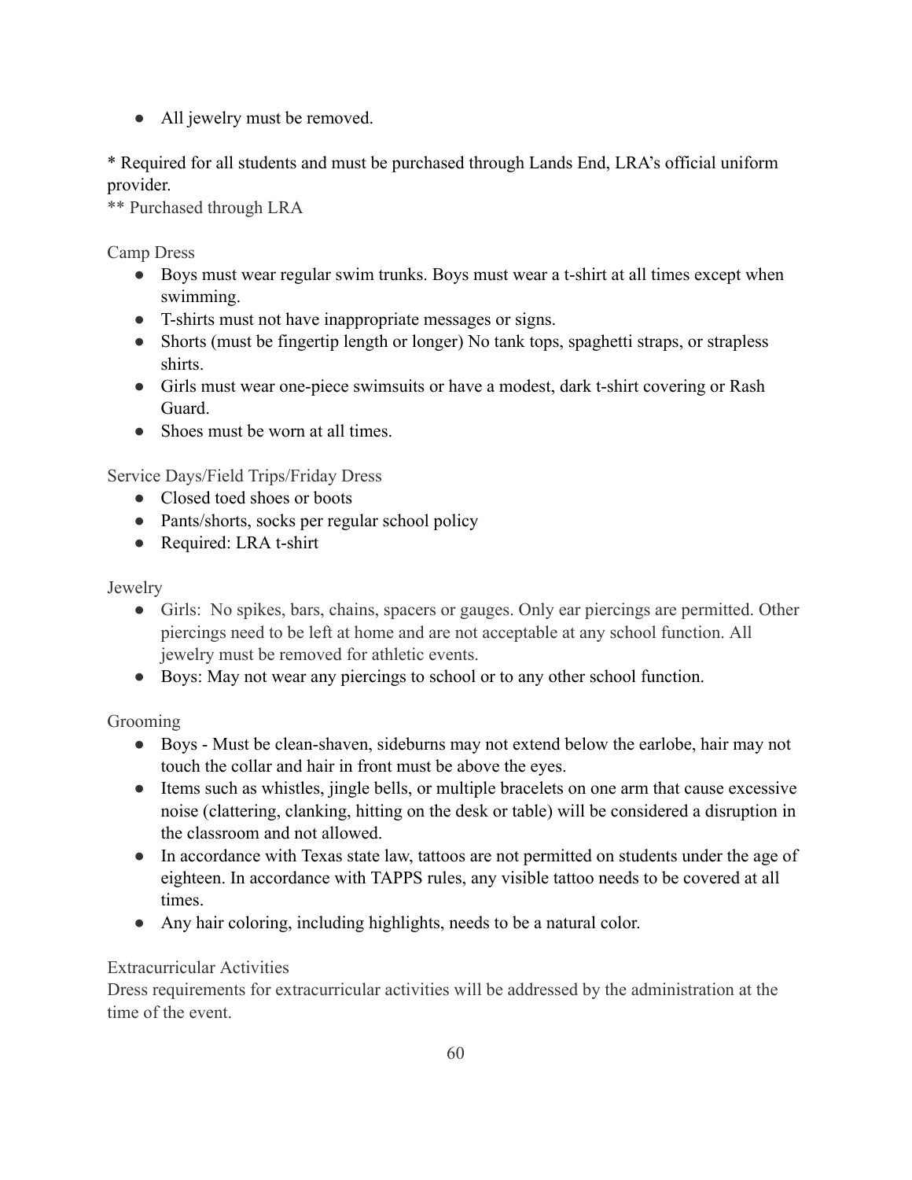- All jewelry must be removed.

* Required for all students and must be purchased through Lands End, LRA's official uniform provider.
** Purchased through LRA

### Camp Dress

- Boys must wear regular swim trunks. Boys must wear a t-shirt at all times except when swimming.
- T-shirts must not have inappropriate messages or signs.
- Shorts (must be fingertip length or longer) No tank tops, spaghetti straps, or strapless shirts.
- Girls must wear one-piece swimsuits or have a modest, dark t-shirt covering or Rash Guard.
- Shoes must be worn at all times.

### Service Days/Field Trips/Friday Dress

- Closed toed shoes or boots
- Pants/shorts, socks per regular school policy
- Required: LRA t-shirt

### Jewelry

- Girls: No spikes, bars, chains, spacers or gauges. Only ear piercings are permitted. Other piercings need to be left at home and are not acceptable at any school function. All jewelry must be removed for athletic events.
- Boys: May not wear any piercings to school or to any other school function.

### Grooming

- Boys - Must be clean-shaven, sideburns may not extend below the earlobe, hair may not touch the collar and hair in front must be above the eyes.
- Items such as whistles, jingle bells, or multiple bracelets on one arm that cause excessive noise (clattering, clanking, hitting on the desk or table) will be considered a disruption in the classroom and not allowed.
- In accordance with Texas state law, tattoos are not permitted on students under the age of eighteen. In accordance with TAPPS rules, any visible tattoo needs to be covered at all times.
- Any hair coloring, including highlights, needs to be a natural color.

### Extracurricular Activities

Dress requirements for extracurricular activities will be addressed by the administration at the time of the event.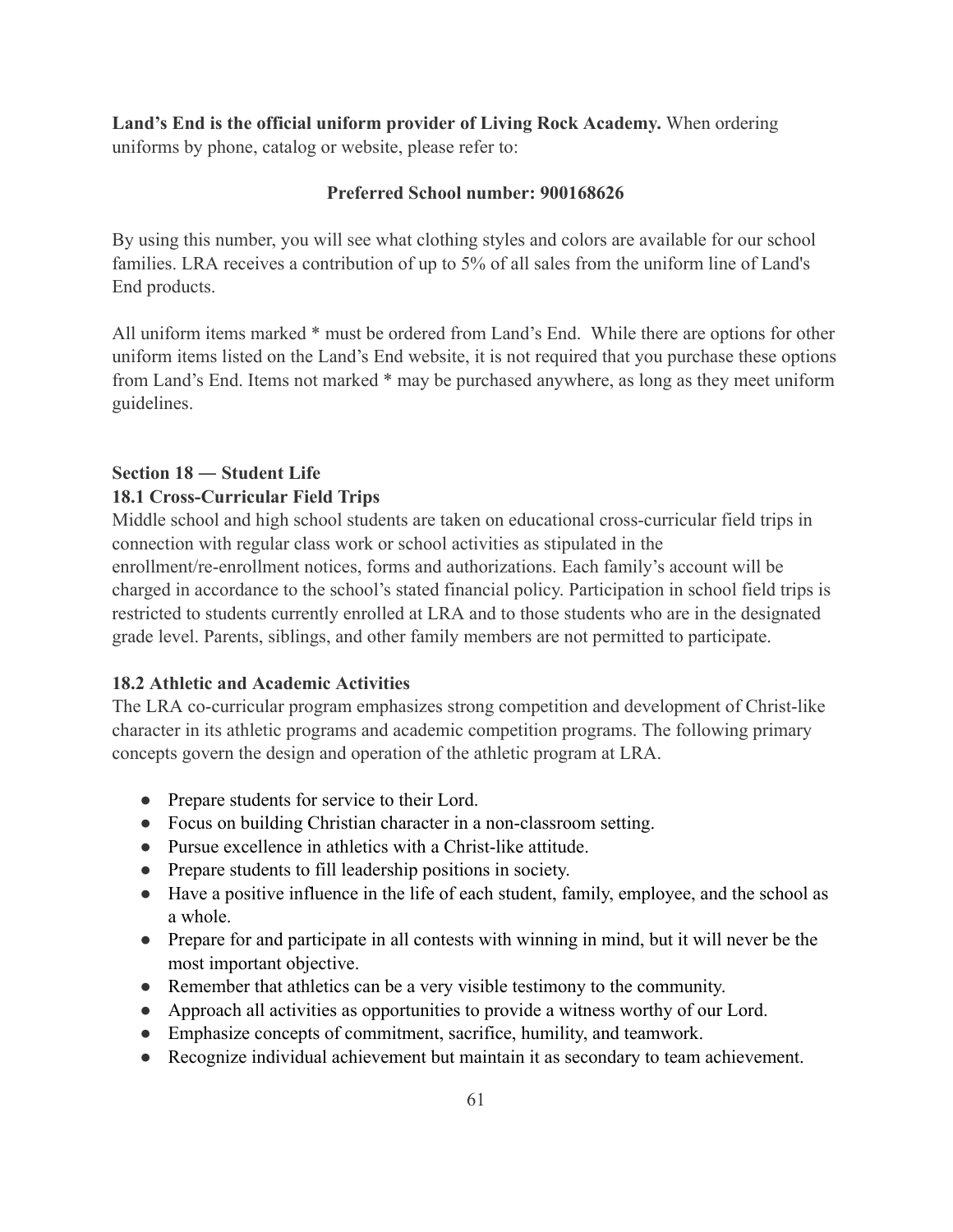**Land's End is the official uniform provider of Living Rock Academy.** When ordering uniforms by phone, catalog or website, please refer to:

**Preferred School number: 900168626**

By using this number, you will see what clothing styles and colors are available for our school families. LRA receives a contribution of up to 5% of all sales from the uniform line of Land's End products.

All uniform items marked * must be ordered from Land's End. While there are options for other uniform items listed on the Land's End website, it is not required that you purchase these options from Land's End. Items not marked * may be purchased anywhere, as long as they meet uniform guidelines.

## Section 18 ― Student Life

### 18.1 Cross-Curricular Field Trips

Middle school and high school students are taken on educational cross-curricular field trips in connection with regular class work or school activities as stipulated in the enrollment/re-enrollment notices, forms and authorizations. Each family's account will be charged in accordance to the school's stated financial policy. Participation in school field trips is restricted to students currently enrolled at LRA and to those students who are in the designated grade level. Parents, siblings, and other family members are not permitted to participate.

### 18.2 Athletic and Academic Activities

The LRA co-curricular program emphasizes strong competition and development of Christ-like character in its athletic programs and academic competition programs. The following primary concepts govern the design and operation of the athletic program at LRA.

- Prepare students for service to their Lord.
- Focus on building Christian character in a non-classroom setting.
- Pursue excellence in athletics with a Christ-like attitude.
- Prepare students to fill leadership positions in society.
- Have a positive influence in the life of each student, family, employee, and the school as a whole.
- Prepare for and participate in all contests with winning in mind, but it will never be the most important objective.
- Remember that athletics can be a very visible testimony to the community.
- Approach all activities as opportunities to provide a witness worthy of our Lord.
- Emphasize concepts of commitment, sacrifice, humility, and teamwork.
- Recognize individual achievement but maintain it as secondary to team achievement.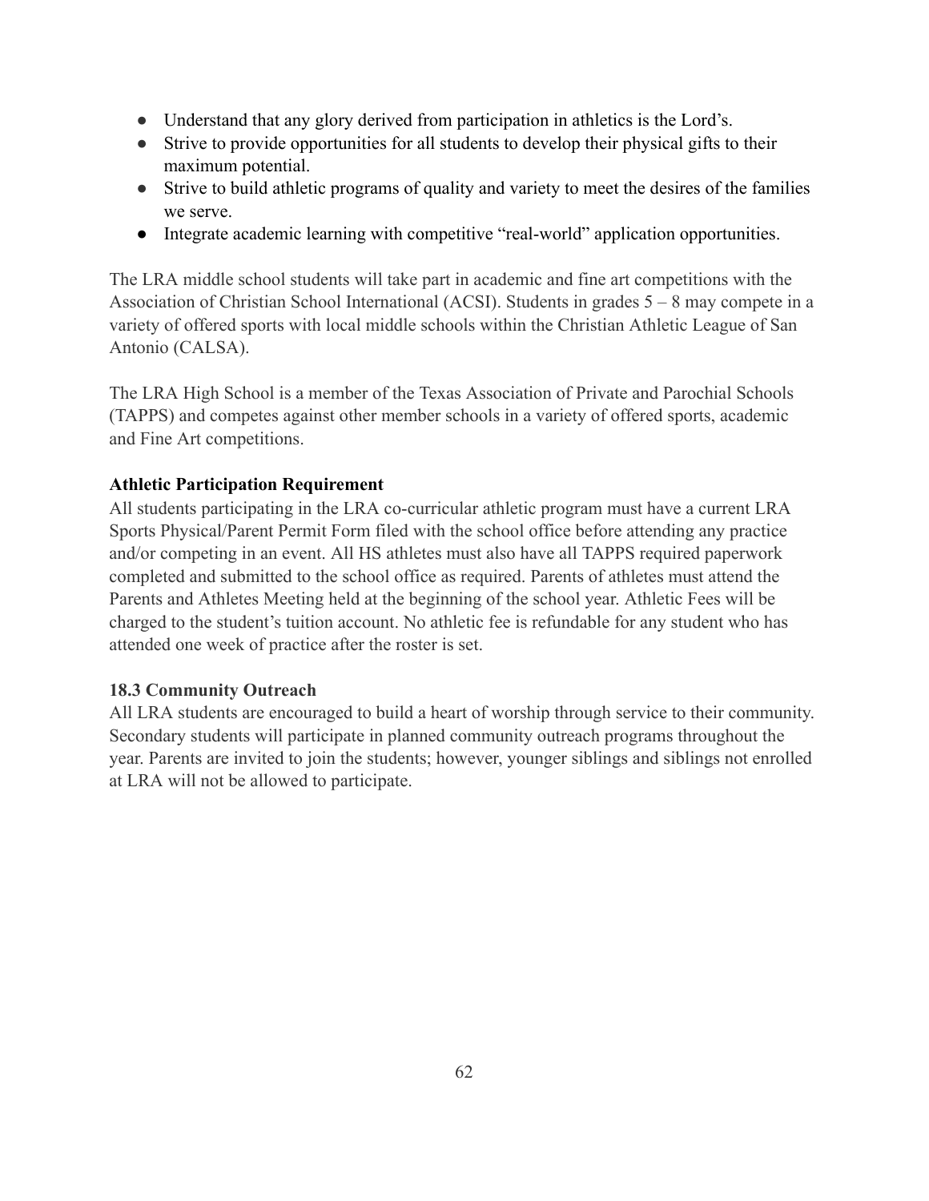- Understand that any glory derived from participation in athletics is the Lord’s.
- Strive to provide opportunities for all students to develop their physical gifts to their maximum potential.
- Strive to build athletic programs of quality and variety to meet the desires of the families we serve.
- Integrate academic learning with competitive “real-world” application opportunities.

The LRA middle school students will take part in academic and fine art competitions with the Association of Christian School International (ACSI). Students in grades 5 – 8 may compete in a variety of offered sports with local middle schools within the Christian Athletic League of San Antonio (CALSA).

The LRA High School is a member of the Texas Association of Private and Parochial Schools (TAPPS) and competes against other member schools in a variety of offered sports, academic and Fine Art competitions.

**Athletic Participation Requirement**

All students participating in the LRA co-curricular athletic program must have a current LRA Sports Physical/Parent Permit Form filed with the school office before attending any practice and/or competing in an event. All HS athletes must also have all TAPPS required paperwork completed and submitted to the school office as required. Parents of athletes must attend the Parents and Athletes Meeting held at the beginning of the school year. Athletic Fees will be charged to the student’s tuition account. No athletic fee is refundable for any student who has attended one week of practice after the roster is set.

**18.3 Community Outreach**

All LRA students are encouraged to build a heart of worship through service to their community. Secondary students will participate in planned community outreach programs throughout the year. Parents are invited to join the students; however, younger siblings and siblings not enrolled at LRA will not be allowed to participate.